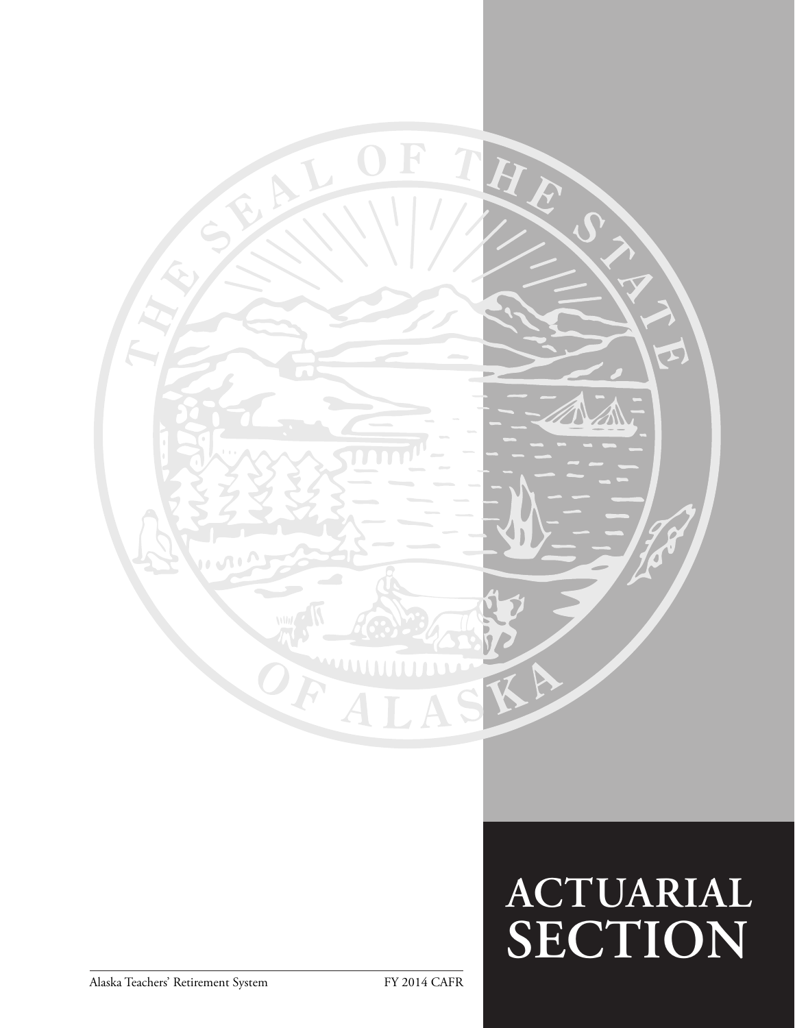# ACTUARIAL SECTION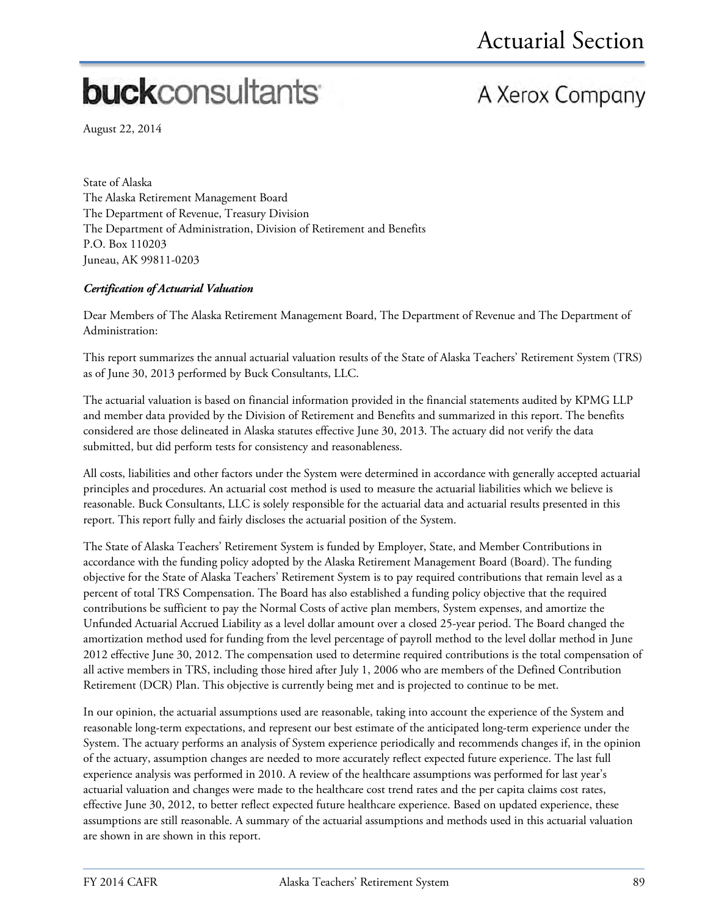# Actuarial Section

**buck**consultants

A Xerox Company

August 22, 2014

State of Alaska
The Alaska Retirement Management Board
The Department of Revenue, Treasury Division
The Department of Administration, Division of Retirement and Benefits
P.O. Box 110203
Juneau, AK 99811-0203

***Certification of Actuarial Valuation***

Dear Members of The Alaska Retirement Management Board, The Department of Revenue and The Department of Administration:

This report summarizes the annual actuarial valuation results of the State of Alaska Teachers' Retirement System (TRS) as of June 30, 2013 performed by Buck Consultants, LLC.

The actuarial valuation is based on financial information provided in the financial statements audited by KPMG LLP and member data provided by the Division of Retirement and Benefits and summarized in this report. The benefits considered are those delineated in Alaska statutes effective June 30, 2013. The actuary did not verify the data submitted, but did perform tests for consistency and reasonableness.

All costs, liabilities and other factors under the System were determined in accordance with generally accepted actuarial principles and procedures. An actuarial cost method is used to measure the actuarial liabilities which we believe is reasonable. Buck Consultants, LLC is solely responsible for the actuarial data and actuarial results presented in this report. This report fully and fairly discloses the actuarial position of the System.

The State of Alaska Teachers' Retirement System is funded by Employer, State, and Member Contributions in accordance with the funding policy adopted by the Alaska Retirement Management Board (Board). The funding objective for the State of Alaska Teachers' Retirement System is to pay required contributions that remain level as a percent of total TRS Compensation. The Board has also established a funding policy objective that the required contributions be sufficient to pay the Normal Costs of active plan members, System expenses, and amortize the Unfunded Actuarial Accrued Liability as a level dollar amount over a closed 25-year period. The Board changed the amortization method used for funding from the level percentage of payroll method to the level dollar method in June 2012 effective June 30, 2012. The compensation used to determine required contributions is the total compensation of all active members in TRS, including those hired after July 1, 2006 who are members of the Defined Contribution Retirement (DCR) Plan. This objective is currently being met and is projected to continue to be met.

In our opinion, the actuarial assumptions used are reasonable, taking into account the experience of the System and reasonable long-term expectations, and represent our best estimate of the anticipated long-term experience under the System. The actuary performs an analysis of System experience periodically and recommends changes if, in the opinion of the actuary, assumption changes are needed to more accurately reflect expected future experience. The last full experience analysis was performed in 2010. A review of the healthcare assumptions was performed for last year's actuarial valuation and changes were made to the healthcare cost trend rates and the per capita claims cost rates, effective June 30, 2012, to better reflect expected future healthcare experience. Based on updated experience, these assumptions are still reasonable. A summary of the actuarial assumptions and methods used in this actuarial valuation are shown in are shown in this report.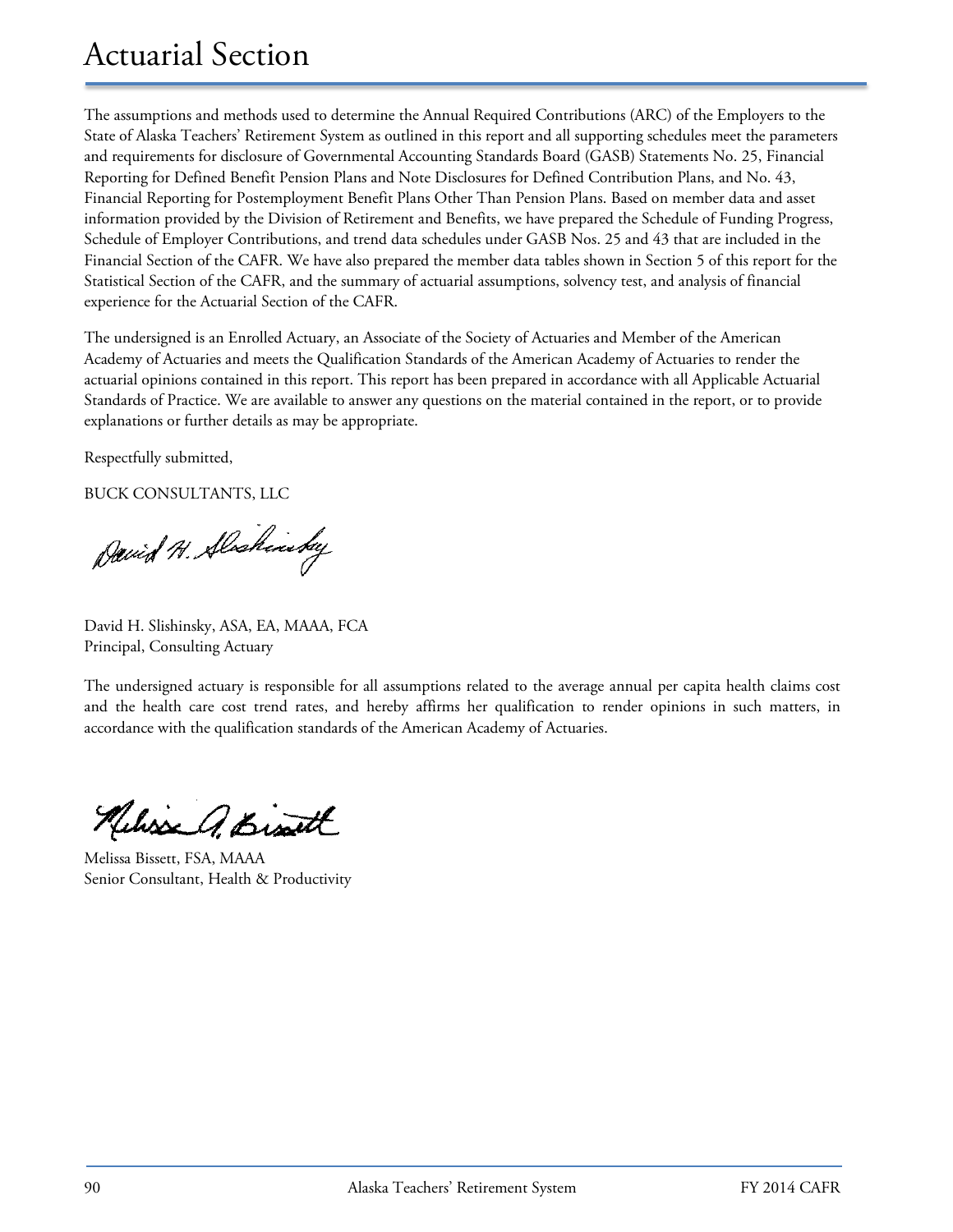# Actuarial Section

The assumptions and methods used to determine the Annual Required Contributions (ARC) of the Employers to the State of Alaska Teachers' Retirement System as outlined in this report and all supporting schedules meet the parameters and requirements for disclosure of Governmental Accounting Standards Board (GASB) Statements No. 25, Financial Reporting for Defined Benefit Pension Plans and Note Disclosures for Defined Contribution Plans, and No. 43, Financial Reporting for Postemployment Benefit Plans Other Than Pension Plans. Based on member data and asset information provided by the Division of Retirement and Benefits, we have prepared the Schedule of Funding Progress, Schedule of Employer Contributions, and trend data schedules under GASB Nos. 25 and 43 that are included in the Financial Section of the CAFR. We have also prepared the member data tables shown in Section 5 of this report for the Statistical Section of the CAFR, and the summary of actuarial assumptions, solvency test, and analysis of financial experience for the Actuarial Section of the CAFR.

The undersigned is an Enrolled Actuary, an Associate of the Society of Actuaries and Member of the American Academy of Actuaries and meets the Qualification Standards of the American Academy of Actuaries to render the actuarial opinions contained in this report. This report has been prepared in accordance with all Applicable Actuarial Standards of Practice. We are available to answer any questions on the material contained in the report, or to provide explanations or further details as may be appropriate.

Respectfully submitted,

BUCK CONSULTANTS, LLC

David H. Slishinsky, ASA, EA, MAAA, FCA
Principal, Consulting Actuary

The undersigned actuary is responsible for all assumptions related to the average annual per capita health claims cost and the health care cost trend rates, and hereby affirms her qualification to render opinions in such matters, in accordance with the qualification standards of the American Academy of Actuaries.

Melissa Bissett, FSA, MAAA
Senior Consultant, Health & Productivity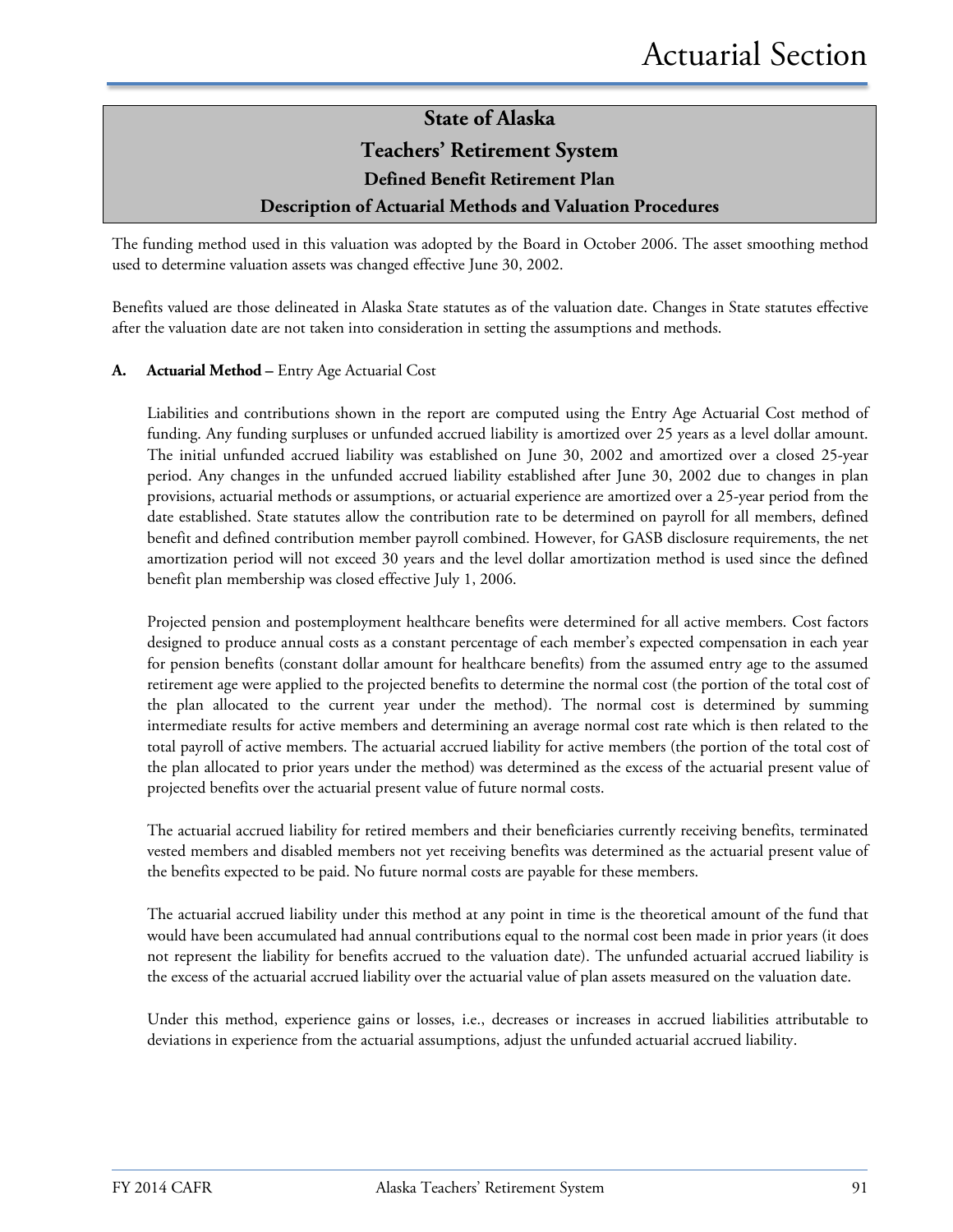## State of Alaska
## Teachers' Retirement System
### Defined Benefit Retirement Plan
### Description of Actuarial Methods and Valuation Procedures

The funding method used in this valuation was adopted by the Board in October 2006. The asset smoothing method used to determine valuation assets was changed effective June 30, 2002.

Benefits valued are those delineated in Alaska State statutes as of the valuation date. Changes in State statutes effective after the valuation date are not taken into consideration in setting the assumptions and methods.

**A. Actuarial Method –** Entry Age Actuarial Cost

Liabilities and contributions shown in the report are computed using the Entry Age Actuarial Cost method of funding. Any funding surpluses or unfunded accrued liability is amortized over 25 years as a level dollar amount. The initial unfunded accrued liability was established on June 30, 2002 and amortized over a closed 25-year period. Any changes in the unfunded accrued liability established after June 30, 2002 due to changes in plan provisions, actuarial methods or assumptions, or actuarial experience are amortized over a 25-year period from the date established. State statutes allow the contribution rate to be determined on payroll for all members, defined benefit and defined contribution member payroll combined. However, for GASB disclosure requirements, the net amortization period will not exceed 30 years and the level dollar amortization method is used since the defined benefit plan membership was closed effective July 1, 2006.

Projected pension and postemployment healthcare benefits were determined for all active members. Cost factors designed to produce annual costs as a constant percentage of each member's expected compensation in each year for pension benefits (constant dollar amount for healthcare benefits) from the assumed entry age to the assumed retirement age were applied to the projected benefits to determine the normal cost (the portion of the total cost of the plan allocated to the current year under the method). The normal cost is determined by summing intermediate results for active members and determining an average normal cost rate which is then related to the total payroll of active members. The actuarial accrued liability for active members (the portion of the total cost of the plan allocated to prior years under the method) was determined as the excess of the actuarial present value of projected benefits over the actuarial present value of future normal costs.

The actuarial accrued liability for retired members and their beneficiaries currently receiving benefits, terminated vested members and disabled members not yet receiving benefits was determined as the actuarial present value of the benefits expected to be paid. No future normal costs are payable for these members.

The actuarial accrued liability under this method at any point in time is the theoretical amount of the fund that would have been accumulated had annual contributions equal to the normal cost been made in prior years (it does not represent the liability for benefits accrued to the valuation date). The unfunded actuarial accrued liability is the excess of the actuarial accrued liability over the actuarial value of plan assets measured on the valuation date.

Under this method, experience gains or losses, i.e., decreases or increases in accrued liabilities attributable to deviations in experience from the actuarial assumptions, adjust the unfunded actuarial accrued liability.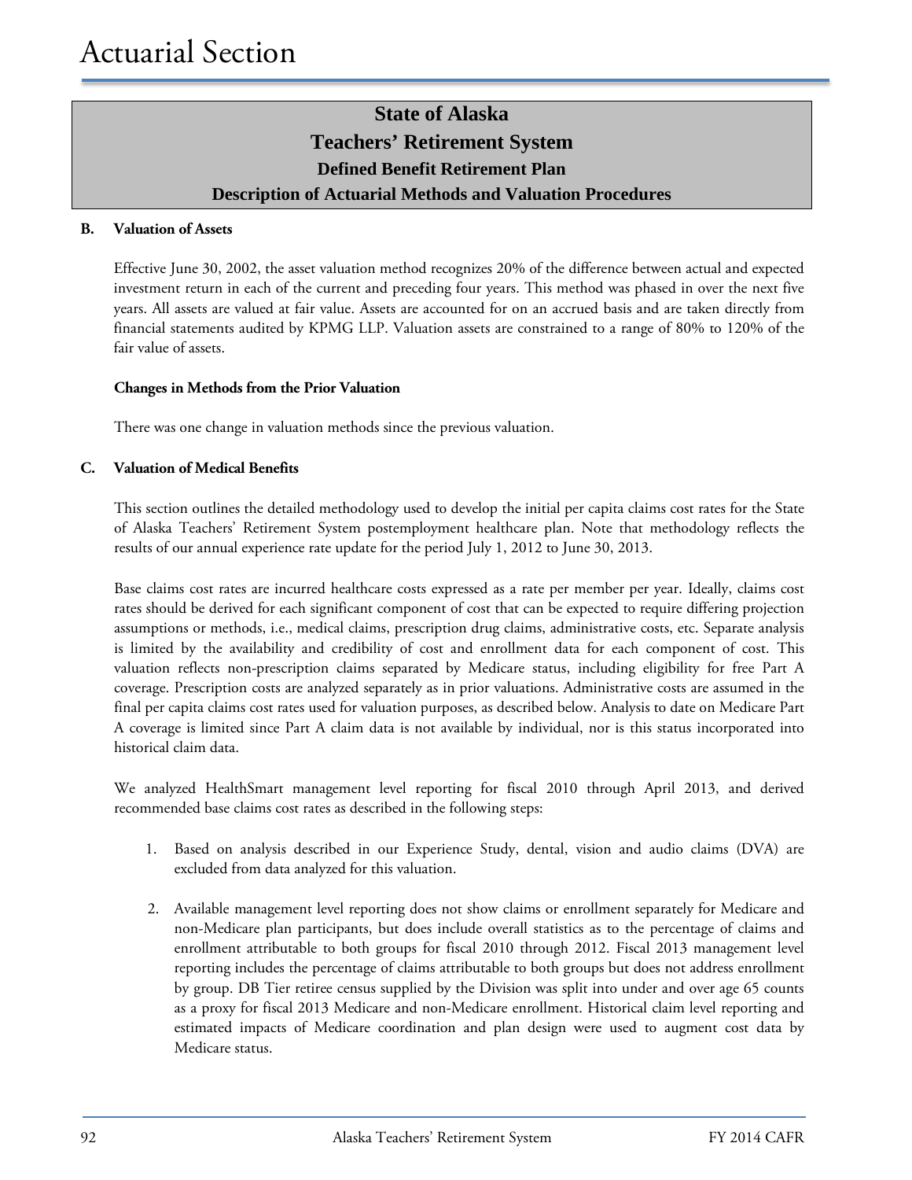# State of Alaska
# Teachers' Retirement System
## Defined Benefit Retirement Plan
## Description of Actuarial Methods and Valuation Procedures

**B. Valuation of Assets**

Effective June 30, 2002, the asset valuation method recognizes 20% of the difference between actual and expected investment return in each of the current and preceding four years. This method was phased in over the next five years. All assets are valued at fair value. Assets are accounted for on an accrued basis and are taken directly from financial statements audited by KPMG LLP. Valuation assets are constrained to a range of 80% to 120% of the fair value of assets.

**Changes in Methods from the Prior Valuation**

There was one change in valuation methods since the previous valuation.

**C. Valuation of Medical Benefits**

This section outlines the detailed methodology used to develop the initial per capita claims cost rates for the State of Alaska Teachers' Retirement System postemployment healthcare plan. Note that methodology reflects the results of our annual experience rate update for the period July 1, 2012 to June 30, 2013.

Base claims cost rates are incurred healthcare costs expressed as a rate per member per year. Ideally, claims cost rates should be derived for each significant component of cost that can be expected to require differing projection assumptions or methods, i.e., medical claims, prescription drug claims, administrative costs, etc. Separate analysis is limited by the availability and credibility of cost and enrollment data for each component of cost. This valuation reflects non-prescription claims separated by Medicare status, including eligibility for free Part A coverage. Prescription costs are analyzed separately as in prior valuations. Administrative costs are assumed in the final per capita claims cost rates used for valuation purposes, as described below. Analysis to date on Medicare Part A coverage is limited since Part A claim data is not available by individual, nor is this status incorporated into historical claim data.

We analyzed HealthSmart management level reporting for fiscal 2010 through April 2013, and derived recommended base claims cost rates as described in the following steps:

1. Based on analysis described in our Experience Study, dental, vision and audio claims (DVA) are excluded from data analyzed for this valuation.

2. Available management level reporting does not show claims or enrollment separately for Medicare and non-Medicare plan participants, but does include overall statistics as to the percentage of claims and enrollment attributable to both groups for fiscal 2010 through 2012. Fiscal 2013 management level reporting includes the percentage of claims attributable to both groups but does not address enrollment by group. DB Tier retiree census supplied by the Division was split into under and over age 65 counts as a proxy for fiscal 2013 Medicare and non-Medicare enrollment. Historical claim level reporting and estimated impacts of Medicare coordination and plan design were used to augment cost data by Medicare status.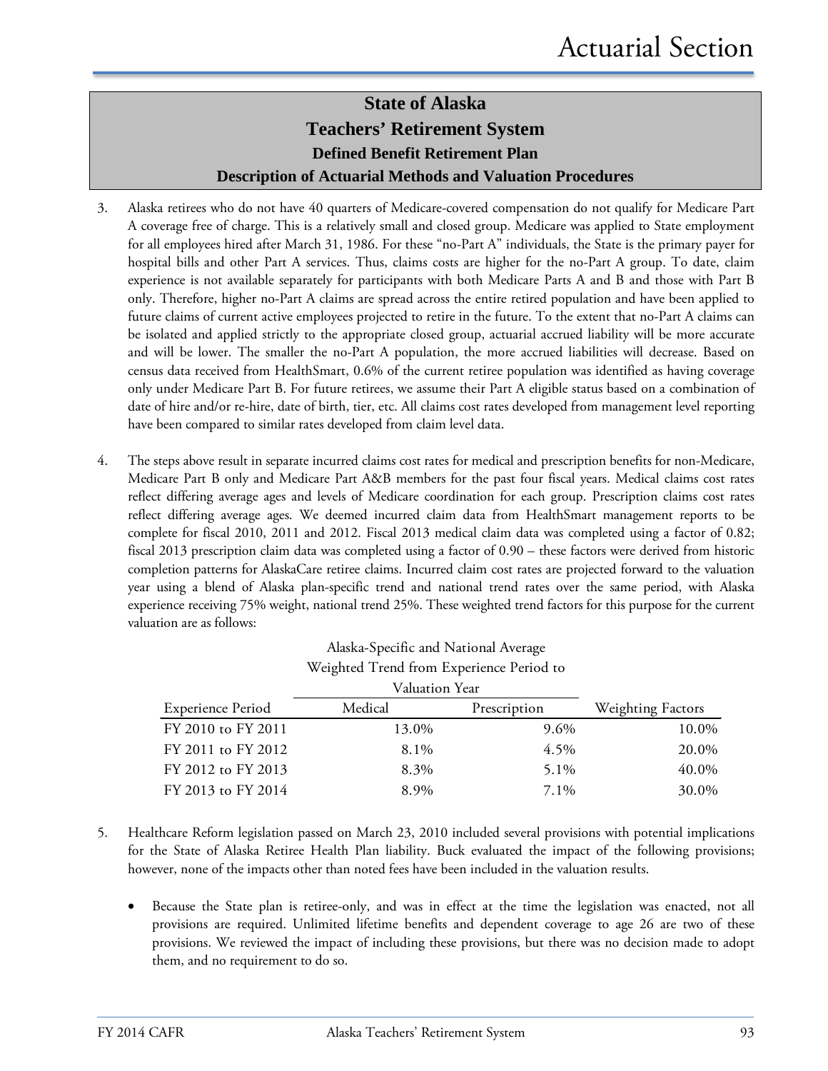## State of Alaska
## Teachers' Retirement System
### Defined Benefit Retirement Plan
### Description of Actuarial Methods and Valuation Procedures

3. Alaska retirees who do not have 40 quarters of Medicare-covered compensation do not qualify for Medicare Part A coverage free of charge. This is a relatively small and closed group. Medicare was applied to State employment for all employees hired after March 31, 1986. For these "no-Part A" individuals, the State is the primary payer for hospital bills and other Part A services. Thus, claims costs are higher for the no-Part A group. To date, claim experience is not available separately for participants with both Medicare Parts A and B and those with Part B only. Therefore, higher no-Part A claims are spread across the entire retired population and have been applied to future claims of current active employees projected to retire in the future. To the extent that no-Part A claims can be isolated and applied strictly to the appropriate closed group, actuarial accrued liability will be more accurate and will be lower. The smaller the no-Part A population, the more accrued liabilities will decrease. Based on census data received from HealthSmart, 0.6% of the current retiree population was identified as having coverage only under Medicare Part B. For future retirees, we assume their Part A eligible status based on a combination of date of hire and/or re-hire, date of birth, tier, etc. All claims cost rates developed from management level reporting have been compared to similar rates developed from claim level data.

4. The steps above result in separate incurred claims cost rates for medical and prescription benefits for non-Medicare, Medicare Part B only and Medicare Part A&B members for the past four fiscal years. Medical claims cost rates reflect differing average ages and levels of Medicare coordination for each group. Prescription claims cost rates reflect differing average ages. We deemed incurred claim data from HealthSmart management reports to be complete for fiscal 2010, 2011 and 2012. Fiscal 2013 medical claim data was completed using a factor of 0.82; fiscal 2013 prescription claim data was completed using a factor of 0.90 – these factors were derived from historic completion patterns for AlaskaCare retiree claims. Incurred claim cost rates are projected forward to the valuation year using a blend of Alaska plan-specific trend and national trend rates over the same period, with Alaska experience receiving 75% weight, national trend 25%. These weighted trend factors for this purpose for the current valuation are as follows:

| | Alaska-Specific and National Average Weighted Trend from Experience Period to Valuation Year | | |
|---|---|---|---|
| Experience Period | Medical | Prescription | Weighting Factors |
| FY 2010 to FY 2011 | 13.0% | 9.6% | 10.0% |
| FY 2011 to FY 2012 | 8.1% | 4.5% | 20.0% |
| FY 2012 to FY 2013 | 8.3% | 5.1% | 40.0% |
| FY 2013 to FY 2014 | 8.9% | 7.1% | 30.0% |

5. Healthcare Reform legislation passed on March 23, 2010 included several provisions with potential implications for the State of Alaska Retiree Health Plan liability. Buck evaluated the impact of the following provisions; however, none of the impacts other than noted fees have been included in the valuation results.

   - Because the State plan is retiree-only, and was in effect at the time the legislation was enacted, not all provisions are required. Unlimited lifetime benefits and dependent coverage to age 26 are two of these provisions. We reviewed the impact of including these provisions, but there was no decision made to adopt them, and no requirement to do so.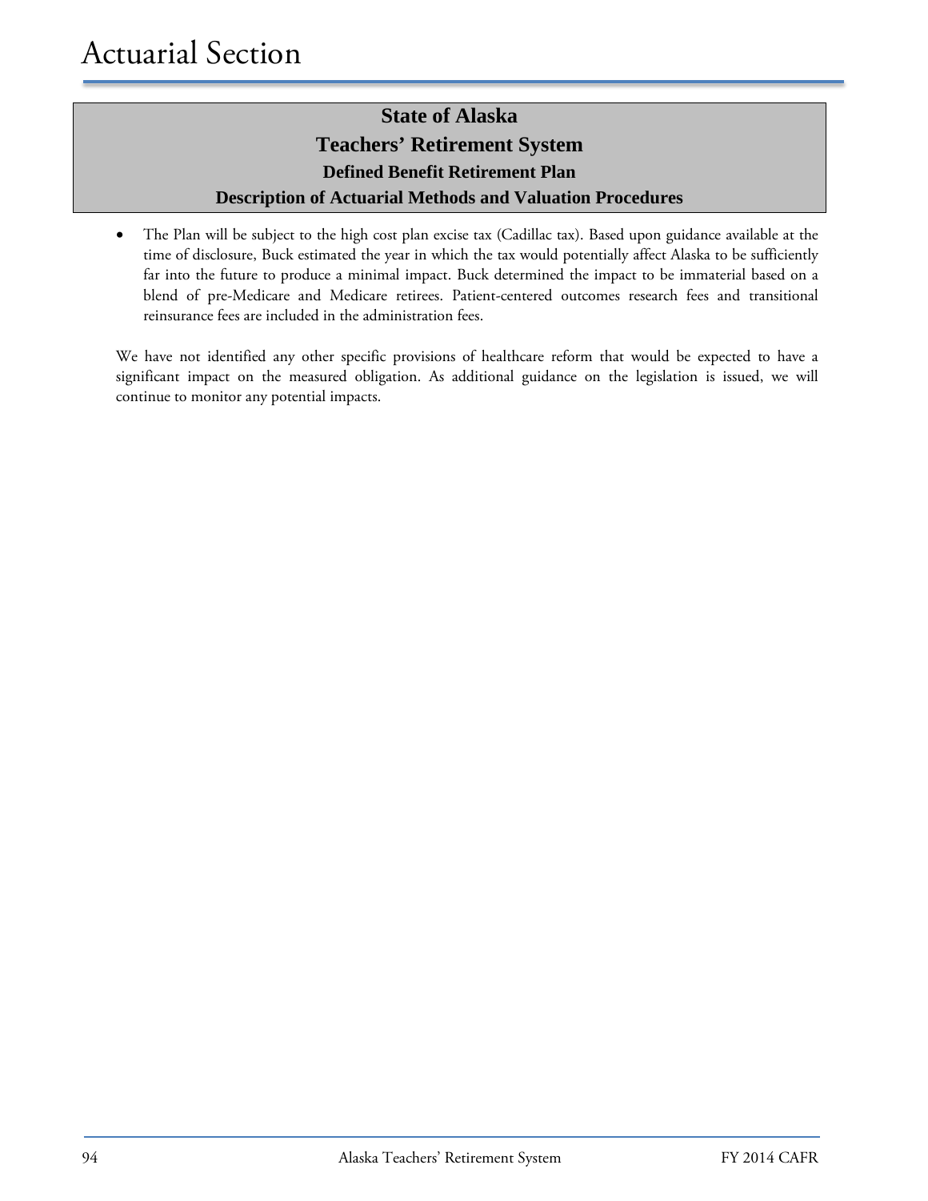# Actuarial Section

## State of Alaska
## Teachers' Retirement System
### Defined Benefit Retirement Plan
### Description of Actuarial Methods and Valuation Procedures

- The Plan will be subject to the high cost plan excise tax (Cadillac tax). Based upon guidance available at the time of disclosure, Buck estimated the year in which the tax would potentially affect Alaska to be sufficiently far into the future to produce a minimal impact. Buck determined the impact to be immaterial based on a blend of pre-Medicare and Medicare retirees. Patient-centered outcomes research fees and transitional reinsurance fees are included in the administration fees.

We have not identified any other specific provisions of healthcare reform that would be expected to have a significant impact on the measured obligation. As additional guidance on the legislation is issued, we will continue to monitor any potential impacts.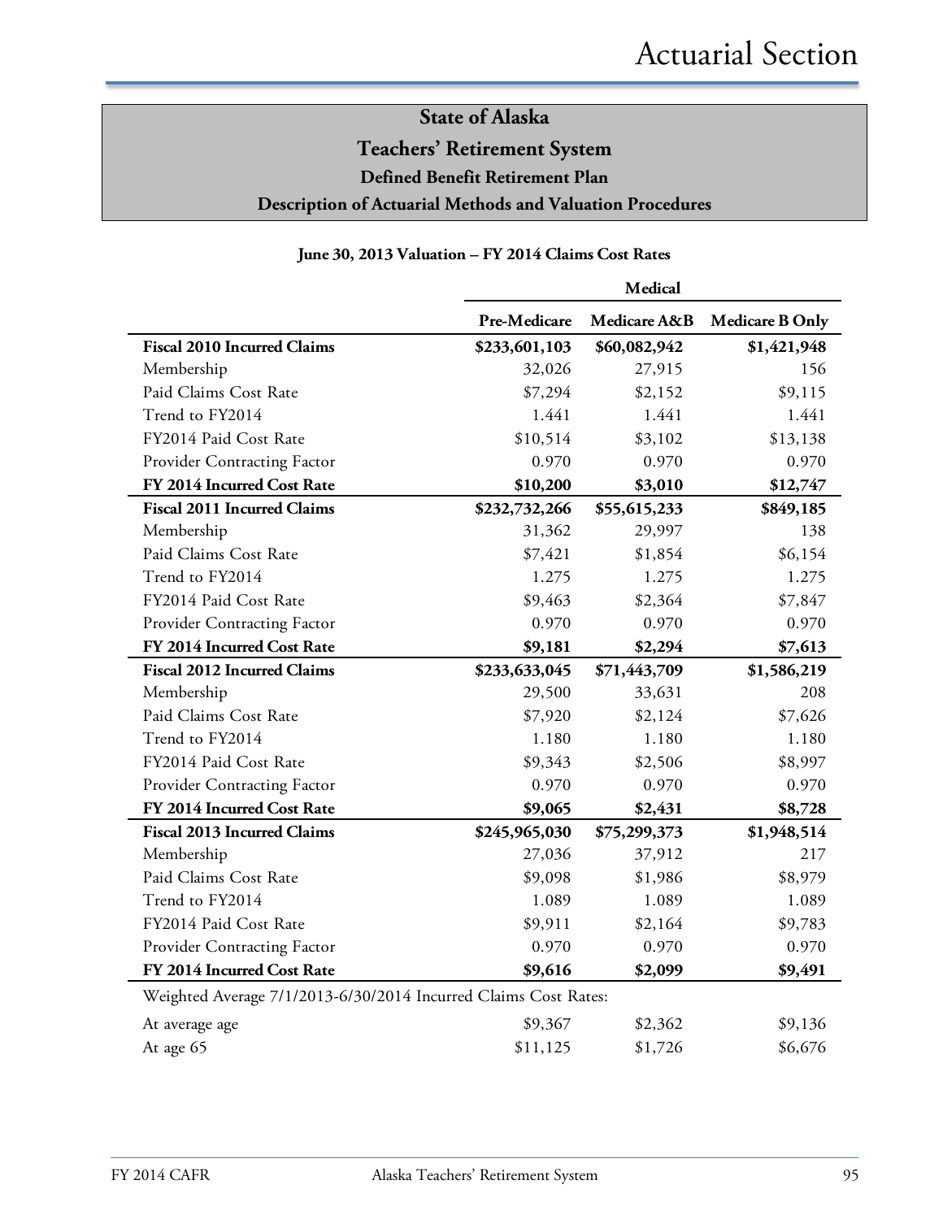# State of Alaska

## Teachers' Retirement System

### Defined Benefit Retirement Plan

### Description of Actuarial Methods and Valuation Procedures

**June 30, 2013 Valuation – FY 2014 Claims Cost Rates**

| | Medical | | |
|---|---|---|---|
| | **Pre-Medicare** | **Medicare A&B** | **Medicare B Only** |
| **Fiscal 2010 Incurred Claims** | **$233,601,103** | **$60,082,942** | **$1,421,948** |
| Membership | 32,026 | 27,915 | 156 |
| Paid Claims Cost Rate | $7,294 | $2,152 | $9,115 |
| Trend to FY2014 | 1.441 | 1.441 | 1.441 |
| FY2014 Paid Cost Rate | $10,514 | $3,102 | $13,138 |
| Provider Contracting Factor | 0.970 | 0.970 | 0.970 |
| **FY 2014 Incurred Cost Rate** | **$10,200** | **$3,010** | **$12,747** |
| **Fiscal 2011 Incurred Claims** | **$232,732,266** | **$55,615,233** | **$849,185** |
| Membership | 31,362 | 29,997 | 138 |
| Paid Claims Cost Rate | $7,421 | $1,854 | $6,154 |
| Trend to FY2014 | 1.275 | 1.275 | 1.275 |
| FY2014 Paid Cost Rate | $9,463 | $2,364 | $7,847 |
| Provider Contracting Factor | 0.970 | 0.970 | 0.970 |
| **FY 2014 Incurred Cost Rate** | **$9,181** | **$2,294** | **$7,613** |
| **Fiscal 2012 Incurred Claims** | **$233,633,045** | **$71,443,709** | **$1,586,219** |
| Membership | 29,500 | 33,631 | 208 |
| Paid Claims Cost Rate | $7,920 | $2,124 | $7,626 |
| Trend to FY2014 | 1.180 | 1.180 | 1.180 |
| FY2014 Paid Cost Rate | $9,343 | $2,506 | $8,997 |
| Provider Contracting Factor | 0.970 | 0.970 | 0.970 |
| **FY 2014 Incurred Cost Rate** | **$9,065** | **$2,431** | **$8,728** |
| **Fiscal 2013 Incurred Claims** | **$245,965,030** | **$75,299,373** | **$1,948,514** |
| Membership | 27,036 | 37,912 | 217 |
| Paid Claims Cost Rate | $9,098 | $1,986 | $8,979 |
| Trend to FY2014 | 1.089 | 1.089 | 1.089 |
| FY2014 Paid Cost Rate | $9,911 | $2,164 | $9,783 |
| Provider Contracting Factor | 0.970 | 0.970 | 0.970 |
| **FY 2014 Incurred Cost Rate** | **$9,616** | **$2,099** | **$9,491** |
| Weighted Average 7/1/2013-6/30/2014 Incurred Claims Cost Rates: | | | |
| At average age | $9,367 | $2,362 | $9,136 |
| At age 65 | $11,125 | $1,726 | $6,676 |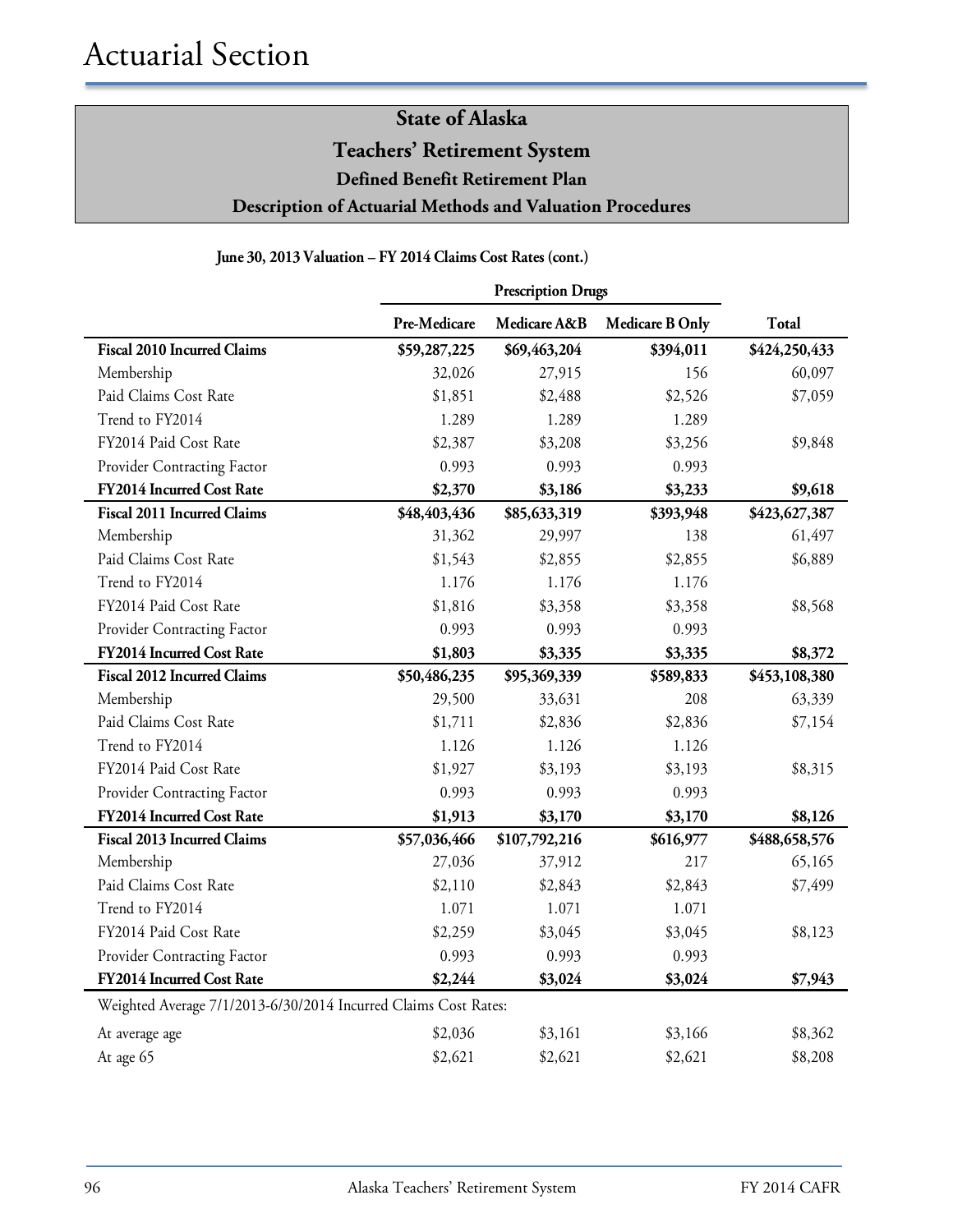# Actuarial Section

## State of Alaska
## Teachers' Retirement System
### Defined Benefit Retirement Plan
### Description of Actuarial Methods and Valuation Procedures

**June 30, 2013 Valuation – FY 2014 Claims Cost Rates (cont.)**

| | Prescription Drugs | | | |
|---|---|---|---|---|
| | **Pre-Medicare** | **Medicare A&B** | **Medicare B Only** | **Total** |
| **Fiscal 2010 Incurred Claims** | **$59,287,225** | **$69,463,204** | **$394,011** | **$424,250,433** |
| Membership | 32,026 | 27,915 | 156 | 60,097 |
| Paid Claims Cost Rate | $1,851 | $2,488 | $2,526 | $7,059 |
| Trend to FY2014 | 1.289 | 1.289 | 1.289 | |
| FY2014 Paid Cost Rate | $2,387 | $3,208 | $3,256 | $9,848 |
| Provider Contracting Factor | 0.993 | 0.993 | 0.993 | |
| **FY2014 Incurred Cost Rate** | **$2,370** | **$3,186** | **$3,233** | **$9,618** |
| **Fiscal 2011 Incurred Claims** | **$48,403,436** | **$85,633,319** | **$393,948** | **$423,627,387** |
| Membership | 31,362 | 29,997 | 138 | 61,497 |
| Paid Claims Cost Rate | $1,543 | $2,855 | $2,855 | $6,889 |
| Trend to FY2014 | 1.176 | 1.176 | 1.176 | |
| FY2014 Paid Cost Rate | $1,816 | $3,358 | $3,358 | $8,568 |
| Provider Contracting Factor | 0.993 | 0.993 | 0.993 | |
| **FY2014 Incurred Cost Rate** | **$1,803** | **$3,335** | **$3,335** | **$8,372** |
| **Fiscal 2012 Incurred Claims** | **$50,486,235** | **$95,369,339** | **$589,833** | **$453,108,380** |
| Membership | 29,500 | 33,631 | 208 | 63,339 |
| Paid Claims Cost Rate | $1,711 | $2,836 | $2,836 | $7,154 |
| Trend to FY2014 | 1.126 | 1.126 | 1.126 | |
| FY2014 Paid Cost Rate | $1,927 | $3,193 | $3,193 | $8,315 |
| Provider Contracting Factor | 0.993 | 0.993 | 0.993 | |
| **FY2014 Incurred Cost Rate** | **$1,913** | **$3,170** | **$3,170** | **$8,126** |
| **Fiscal 2013 Incurred Claims** | **$57,036,466** | **$107,792,216** | **$616,977** | **$488,658,576** |
| Membership | 27,036 | 37,912 | 217 | 65,165 |
| Paid Claims Cost Rate | $2,110 | $2,843 | $2,843 | $7,499 |
| Trend to FY2014 | 1.071 | 1.071 | 1.071 | |
| FY2014 Paid Cost Rate | $2,259 | $3,045 | $3,045 | $8,123 |
| Provider Contracting Factor | 0.993 | 0.993 | 0.993 | |
| **FY2014 Incurred Cost Rate** | **$2,244** | **$3,024** | **$3,024** | **$7,943** |
| Weighted Average 7/1/2013-6/30/2014 Incurred Claims Cost Rates: | | | | |
| At average age | $2,036 | $3,161 | $3,166 | $8,362 |
| At age 65 | $2,621 | $2,621 | $2,621 | $8,208 |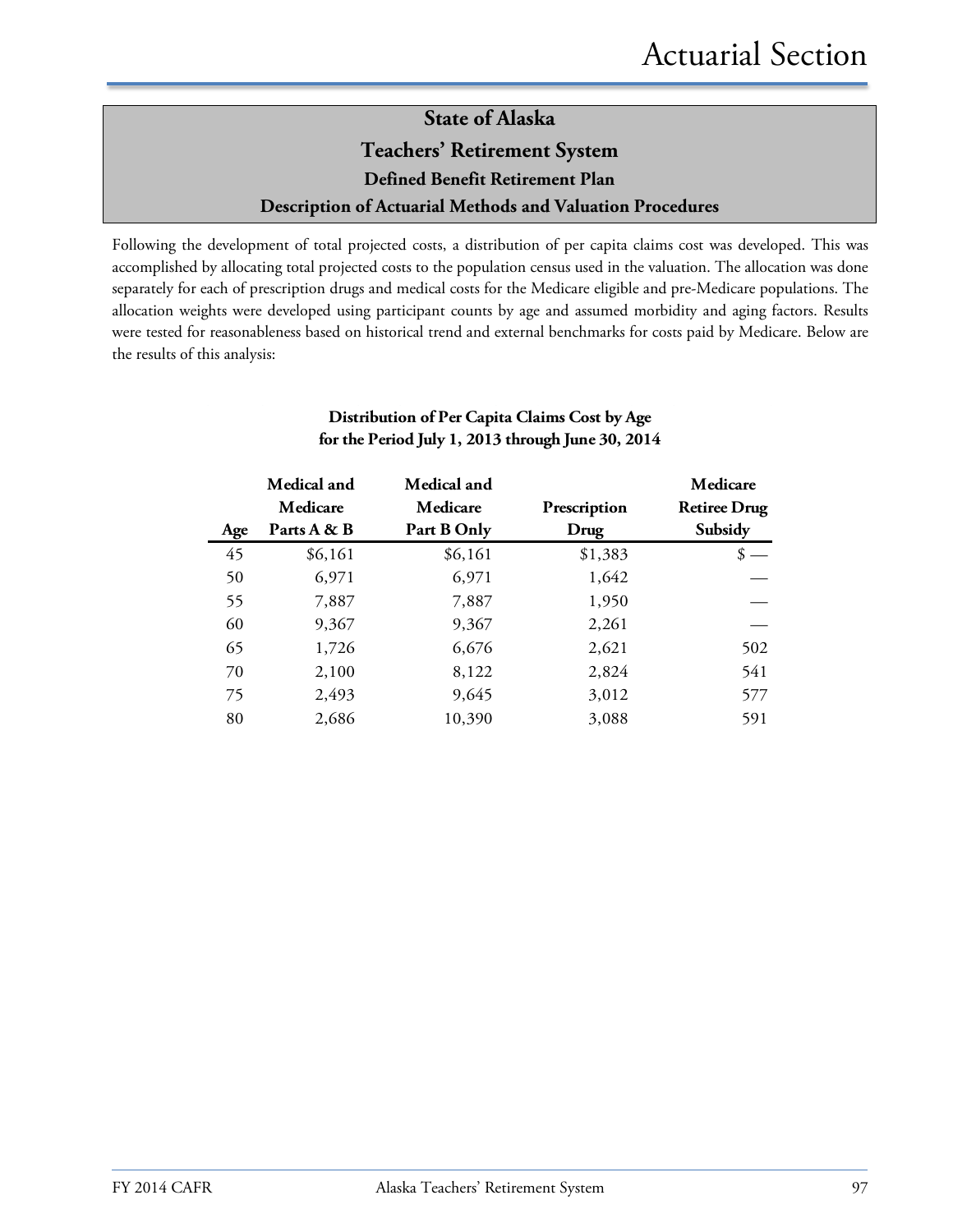## State of Alaska
## Teachers' Retirement System
### Defined Benefit Retirement Plan
### Description of Actuarial Methods and Valuation Procedures

Following the development of total projected costs, a distribution of per capita claims cost was developed. This was accomplished by allocating total projected costs to the population census used in the valuation. The allocation was done separately for each of prescription drugs and medical costs for the Medicare eligible and pre-Medicare populations. The allocation weights were developed using participant counts by age and assumed morbidity and aging factors. Results were tested for reasonableness based on historical trend and external benchmarks for costs paid by Medicare. Below are the results of this analysis:

**Distribution of Per Capita Claims Cost by Age**
**for the Period July 1, 2013 through June 30, 2014**

| Age | Medical and Medicare Parts A & B | Medical and Medicare Part B Only | Prescription Drug | Medicare Retiree Drug Subsidy |
|---|---|---|---|---|
| 45 | $6,161 | $6,161 | $1,383 | $ — |
| 50 | 6,971 | 6,971 | 1,642 | — |
| 55 | 7,887 | 7,887 | 1,950 | — |
| 60 | 9,367 | 9,367 | 2,261 | — |
| 65 | 1,726 | 6,676 | 2,621 | 502 |
| 70 | 2,100 | 8,122 | 2,824 | 541 |
| 75 | 2,493 | 9,645 | 3,012 | 577 |
| 80 | 2,686 | 10,390 | 3,088 | 591 |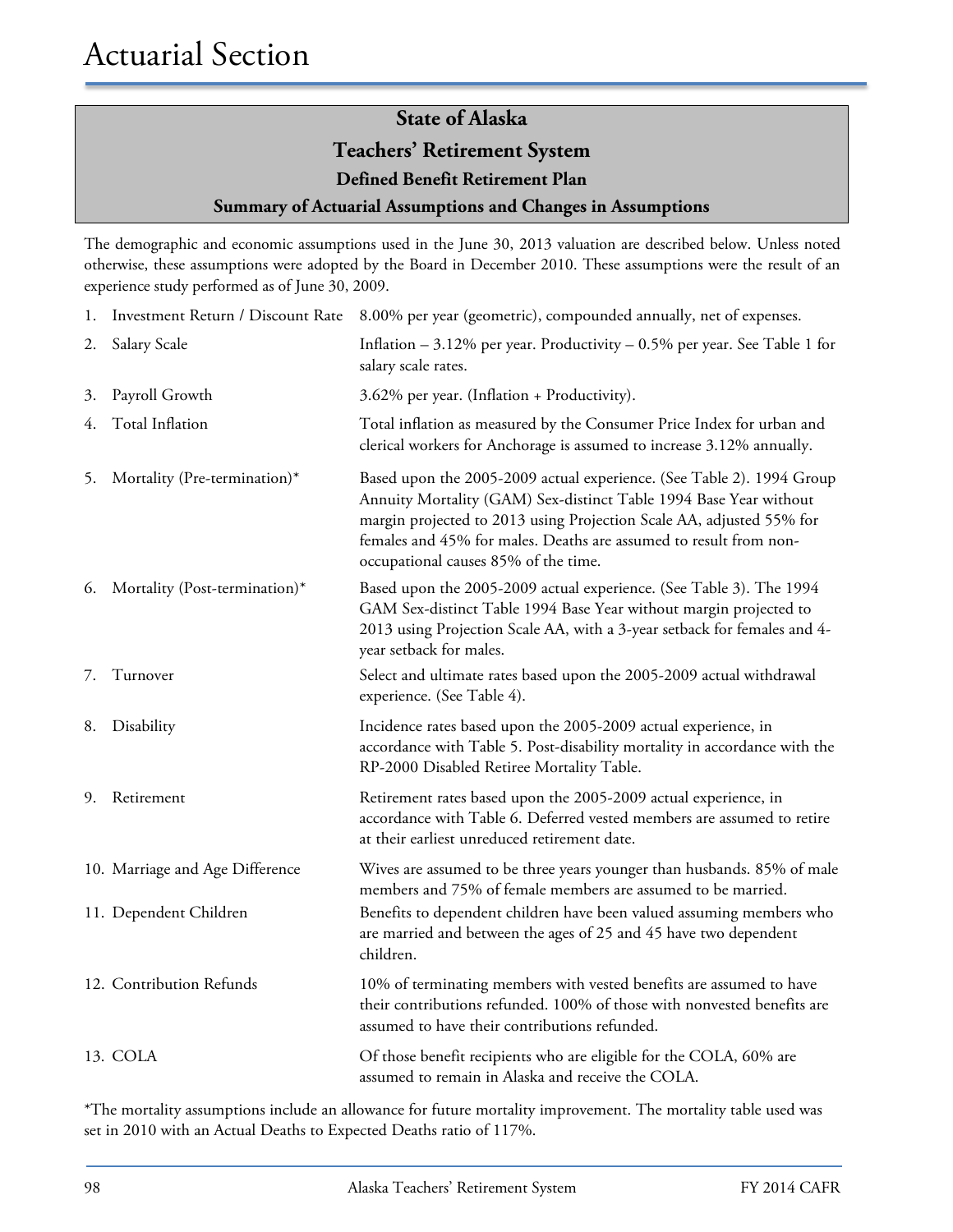# Actuarial Section

## State of Alaska
## Teachers' Retirement System
### Defined Benefit Retirement Plan
### Summary of Actuarial Assumptions and Changes in Assumptions

The demographic and economic assumptions used in the June 30, 2013 valuation are described below. Unless noted otherwise, these assumptions were adopted by the Board in December 2010. These assumptions were the result of an experience study performed as of June 30, 2009.

1. **Investment Return / Discount Rate** — 8.00% per year (geometric), compounded annually, net of expenses.
2. **Salary Scale** — Inflation – 3.12% per year. Productivity – 0.5% per year. See Table 1 for salary scale rates.
3. **Payroll Growth** — 3.62% per year. (Inflation + Productivity).
4. **Total Inflation** — Total inflation as measured by the Consumer Price Index for urban and clerical workers for Anchorage is assumed to increase 3.12% annually.
5. **Mortality (Pre-termination)*** — Based upon the 2005-2009 actual experience. (See Table 2). 1994 Group Annuity Mortality (GAM) Sex-distinct Table 1994 Base Year without margin projected to 2013 using Projection Scale AA, adjusted 55% for females and 45% for males. Deaths are assumed to result from non-occupational causes 85% of the time.
6. **Mortality (Post-termination)*** — Based upon the 2005-2009 actual experience. (See Table 3). The 1994 GAM Sex-distinct Table 1994 Base Year without margin projected to 2013 using Projection Scale AA, with a 3-year setback for females and 4-year setback for males.
7. **Turnover** — Select and ultimate rates based upon the 2005-2009 actual withdrawal experience. (See Table 4).
8. **Disability** — Incidence rates based upon the 2005-2009 actual experience, in accordance with Table 5. Post-disability mortality in accordance with the RP-2000 Disabled Retiree Mortality Table.
9. **Retirement** — Retirement rates based upon the 2005-2009 actual experience, in accordance with Table 6. Deferred vested members are assumed to retire at their earliest unreduced retirement date.
10. **Marriage and Age Difference** — Wives are assumed to be three years younger than husbands. 85% of male members and 75% of female members are assumed to be married.
11. **Dependent Children** — Benefits to dependent children have been valued assuming members who are married and between the ages of 25 and 45 have two dependent children.
12. **Contribution Refunds** — 10% of terminating members with vested benefits are assumed to have their contributions refunded. 100% of those with nonvested benefits are assumed to have their contributions refunded.
13. **COLA** — Of those benefit recipients who are eligible for the COLA, 60% are assumed to remain in Alaska and receive the COLA.

*The mortality assumptions include an allowance for future mortality improvement. The mortality table used was set in 2010 with an Actual Deaths to Expected Deaths ratio of 117%.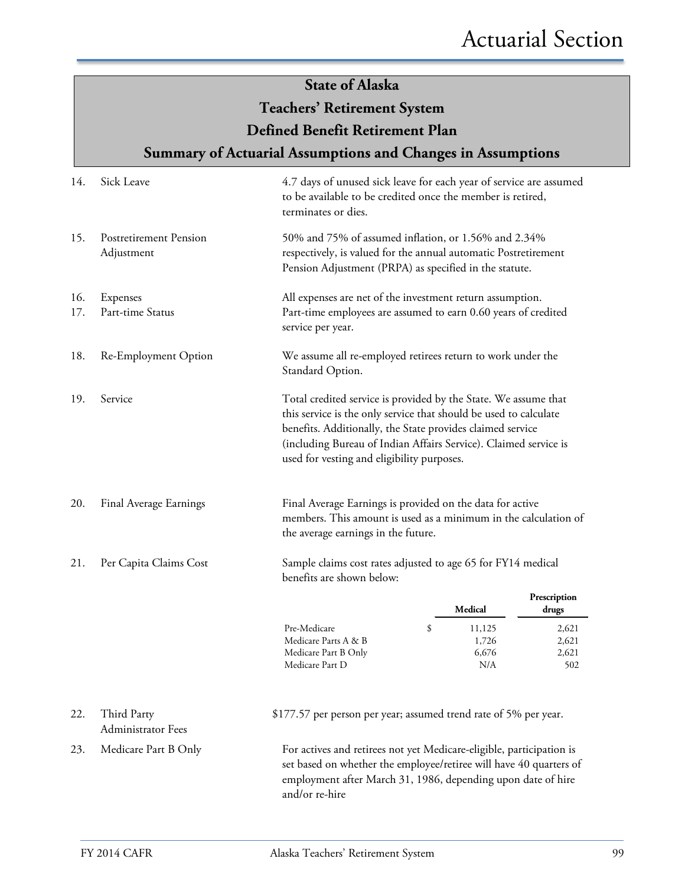## State of Alaska
## Teachers' Retirement System
## Defined Benefit Retirement Plan
## Summary of Actuarial Assumptions and Changes in Assumptions

14. **Sick Leave** — 4.7 days of unused sick leave for each year of service are assumed to be available to be credited once the member is retired, terminates or dies.

15. **Postretirement Pension Adjustment** — 50% and 75% of assumed inflation, or 1.56% and 2.34% respectively, is valued for the annual automatic Postretirement Pension Adjustment (PRPA) as specified in the statute.

16. **Expenses** — All expenses are net of the investment return assumption.

17. **Part-time Status** — Part-time employees are assumed to earn 0.60 years of credited service per year.

18. **Re-Employment Option** — We assume all re-employed retirees return to work under the Standard Option.

19. **Service** — Total credited service is provided by the State. We assume that this service is the only service that should be used to calculate benefits. Additionally, the State provides claimed service (including Bureau of Indian Affairs Service). Claimed service is used for vesting and eligibility purposes.

20. **Final Average Earnings** — Final Average Earnings is provided on the data for active members. This amount is used as a minimum in the calculation of the average earnings in the future.

21. **Per Capita Claims Cost** — Sample claims cost rates adjusted to age 65 for FY14 medical benefits are shown below:

| | Medical | Prescription drugs |
|---|---|---|
| Pre-Medicare | $ 11,125 | 2,621 |
| Medicare Parts A & B | 1,726 | 2,621 |
| Medicare Part B Only | 6,676 | 2,621 |
| Medicare Part D | N/A | 502 |

22. **Third Party Administrator Fees** — $177.57 per person per year; assumed trend rate of 5% per year.

23. **Medicare Part B Only** — For actives and retirees not yet Medicare-eligible, participation is set based on whether the employee/retiree will have 40 quarters of employment after March 31, 1986, depending upon date of hire and/or re-hire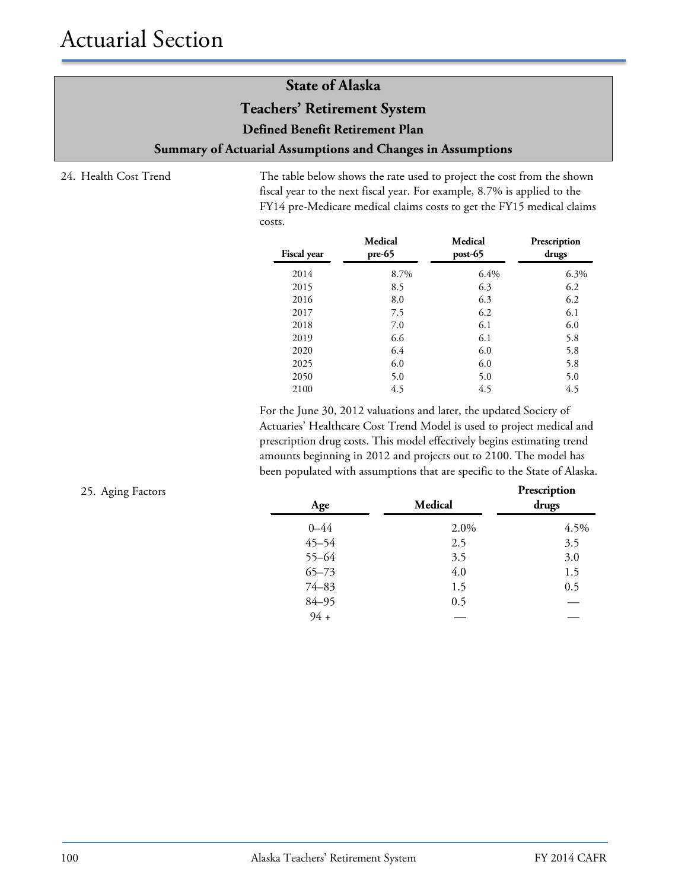# State of Alaska

## Teachers' Retirement System

### Defined Benefit Retirement Plan

### Summary of Actuarial Assumptions and Changes in Assumptions

24. Health Cost Trend

The table below shows the rate used to project the cost from the shown fiscal year to the next fiscal year. For example, 8.7% is applied to the FY14 pre-Medicare medical claims costs to get the FY15 medical claims costs.

| Fiscal year | Medical pre-65 | Medical post-65 | Prescription drugs |
|---|---|---|---|
| 2014 | 8.7% | 6.4% | 6.3% |
| 2015 | 8.5 | 6.3 | 6.2 |
| 2016 | 8.0 | 6.3 | 6.2 |
| 2017 | 7.5 | 6.2 | 6.1 |
| 2018 | 7.0 | 6.1 | 6.0 |
| 2019 | 6.6 | 6.1 | 5.8 |
| 2020 | 6.4 | 6.0 | 5.8 |
| 2025 | 6.0 | 6.0 | 5.8 |
| 2050 | 5.0 | 5.0 | 5.0 |
| 2100 | 4.5 | 4.5 | 4.5 |

For the June 30, 2012 valuations and later, the updated Society of Actuaries' Healthcare Cost Trend Model is used to project medical and prescription drug costs. This model effectively begins estimating trend amounts beginning in 2012 and projects out to 2100. The model has been populated with assumptions that are specific to the State of Alaska.

25. Aging Factors

| Age | Medical | Prescription drugs |
|---|---|---|
| 0–44 | 2.0% | 4.5% |
| 45–54 | 2.5 | 3.5 |
| 55–64 | 3.5 | 3.0 |
| 65–73 | 4.0 | 1.5 |
| 74–83 | 1.5 | 0.5 |
| 84–95 | 0.5 | — |
| 94 + | — | — |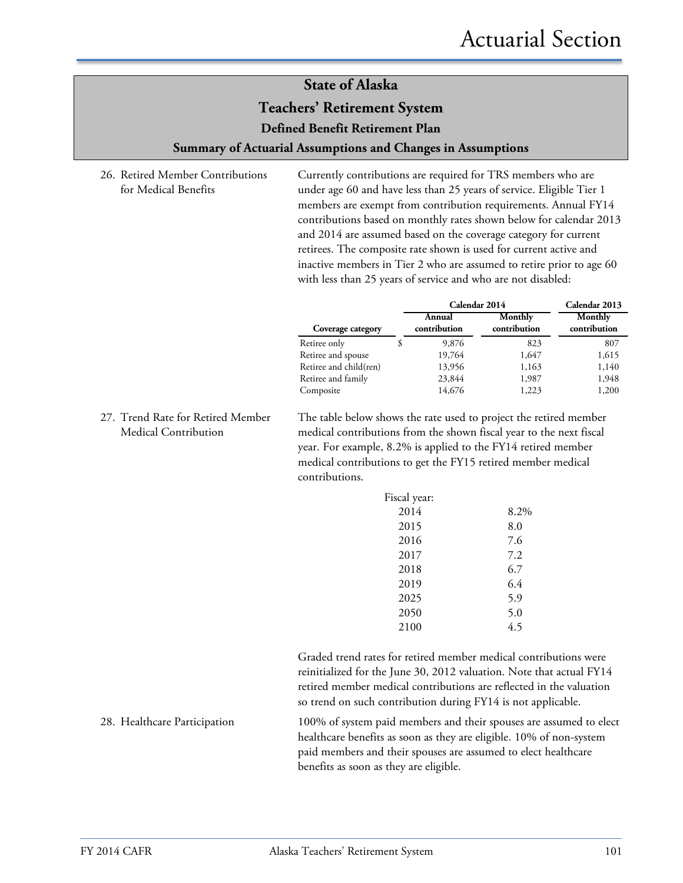# State of Alaska
## Teachers' Retirement System
### Defined Benefit Retirement Plan
### Summary of Actuarial Assumptions and Changes in Assumptions

26. Retired Member Contributions for Medical Benefits

Currently contributions are required for TRS members who are under age 60 and have less than 25 years of service. Eligible Tier 1 members are exempt from contribution requirements. Annual FY14 contributions based on monthly rates shown below for calendar 2013 and 2014 are assumed based on the coverage category for current retirees. The composite rate shown is used for current active and inactive members in Tier 2 who are assumed to retire prior to age 60 with less than 25 years of service and who are not disabled:

| | Calendar 2014 | | Calendar 2013 |
|---|---|---|---|
| Coverage category | Annual contribution | Monthly contribution | Monthly contribution |
| Retiree only | $ 9,876 | 823 | 807 |
| Retiree and spouse | 19,764 | 1,647 | 1,615 |
| Retiree and child(ren) | 13,956 | 1,163 | 1,140 |
| Retiree and family | 23,844 | 1,987 | 1,948 |
| Composite | 14,676 | 1,223 | 1,200 |

27. Trend Rate for Retired Member Medical Contribution

The table below shows the rate used to project the retired member medical contributions from the shown fiscal year to the next fiscal year. For example, 8.2% is applied to the FY14 retired member medical contributions to get the FY15 retired member medical contributions.

| Fiscal year: | |
|---|---|
| 2014 | 8.2% |
| 2015 | 8.0 |
| 2016 | 7.6 |
| 2017 | 7.2 |
| 2018 | 6.7 |
| 2019 | 6.4 |
| 2025 | 5.9 |
| 2050 | 5.0 |
| 2100 | 4.5 |

Graded trend rates for retired member medical contributions were reinitialized for the June 30, 2012 valuation. Note that actual FY14 retired member medical contributions are reflected in the valuation so trend on such contribution during FY14 is not applicable.

28. Healthcare Participation

100% of system paid members and their spouses are assumed to elect healthcare benefits as soon as they are eligible. 10% of non-system paid members and their spouses are assumed to elect healthcare benefits as soon as they are eligible.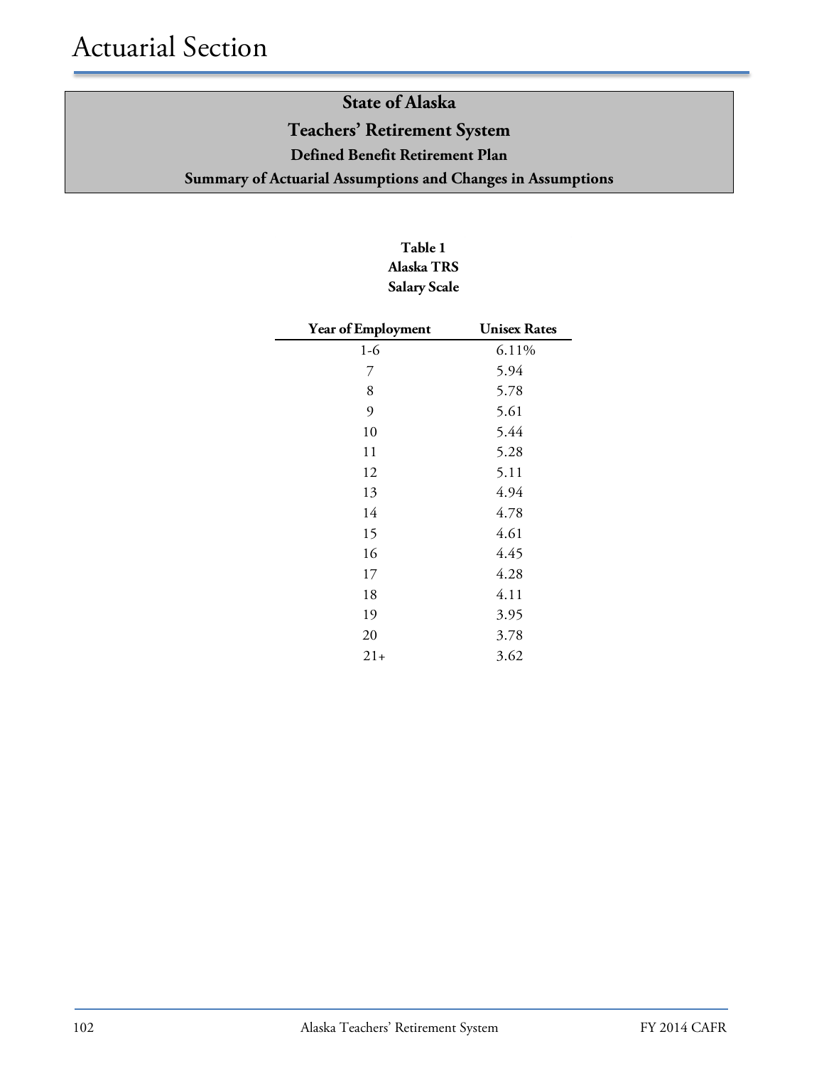# Actuarial Section

## State of Alaska
## Teachers' Retirement System
### Defined Benefit Retirement Plan
### Summary of Actuarial Assumptions and Changes in Assumptions

**Table 1**
**Alaska TRS**
**Salary Scale**

| Year of Employment | Unisex Rates |
|---|---|
| 1-6 | 6.11% |
| 7 | 5.94 |
| 8 | 5.78 |
| 9 | 5.61 |
| 10 | 5.44 |
| 11 | 5.28 |
| 12 | 5.11 |
| 13 | 4.94 |
| 14 | 4.78 |
| 15 | 4.61 |
| 16 | 4.45 |
| 17 | 4.28 |
| 18 | 4.11 |
| 19 | 3.95 |
| 20 | 3.78 |
| 21+ | 3.62 |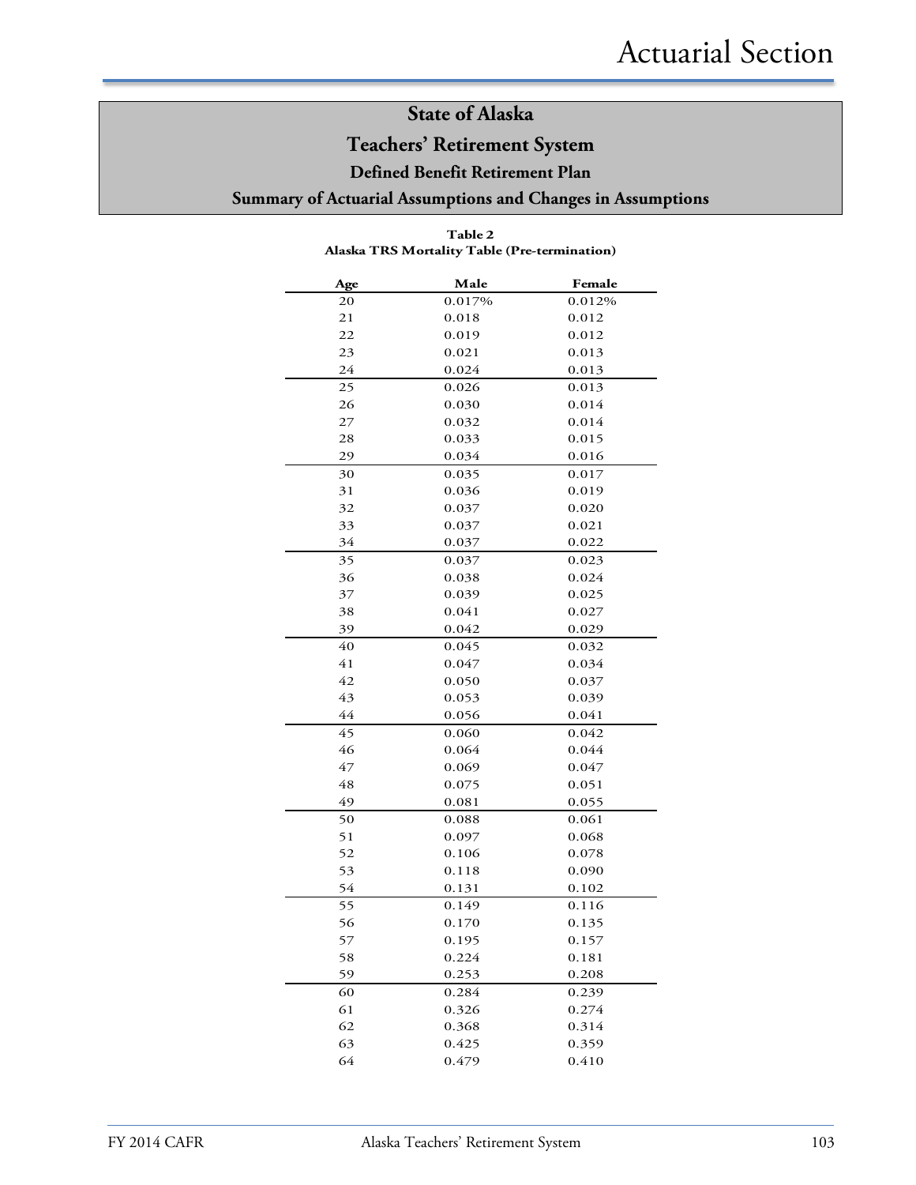# State of Alaska

## Teachers' Retirement System

### Defined Benefit Retirement Plan

### Summary of Actuarial Assumptions and Changes in Assumptions

**Table 2**
**Alaska TRS Mortality Table (Pre-termination)**

| Age | Male | Female |
|---|---|---|
| 20 | 0.017% | 0.012% |
| 21 | 0.018 | 0.012 |
| 22 | 0.019 | 0.012 |
| 23 | 0.021 | 0.013 |
| 24 | 0.024 | 0.013 |
| 25 | 0.026 | 0.013 |
| 26 | 0.030 | 0.014 |
| 27 | 0.032 | 0.014 |
| 28 | 0.033 | 0.015 |
| 29 | 0.034 | 0.016 |
| 30 | 0.035 | 0.017 |
| 31 | 0.036 | 0.019 |
| 32 | 0.037 | 0.020 |
| 33 | 0.037 | 0.021 |
| 34 | 0.037 | 0.022 |
| 35 | 0.037 | 0.023 |
| 36 | 0.038 | 0.024 |
| 37 | 0.039 | 0.025 |
| 38 | 0.041 | 0.027 |
| 39 | 0.042 | 0.029 |
| 40 | 0.045 | 0.032 |
| 41 | 0.047 | 0.034 |
| 42 | 0.050 | 0.037 |
| 43 | 0.053 | 0.039 |
| 44 | 0.056 | 0.041 |
| 45 | 0.060 | 0.042 |
| 46 | 0.064 | 0.044 |
| 47 | 0.069 | 0.047 |
| 48 | 0.075 | 0.051 |
| 49 | 0.081 | 0.055 |
| 50 | 0.088 | 0.061 |
| 51 | 0.097 | 0.068 |
| 52 | 0.106 | 0.078 |
| 53 | 0.118 | 0.090 |
| 54 | 0.131 | 0.102 |
| 55 | 0.149 | 0.116 |
| 56 | 0.170 | 0.135 |
| 57 | 0.195 | 0.157 |
| 58 | 0.224 | 0.181 |
| 59 | 0.253 | 0.208 |
| 60 | 0.284 | 0.239 |
| 61 | 0.326 | 0.274 |
| 62 | 0.368 | 0.314 |
| 63 | 0.425 | 0.359 |
| 64 | 0.479 | 0.410 |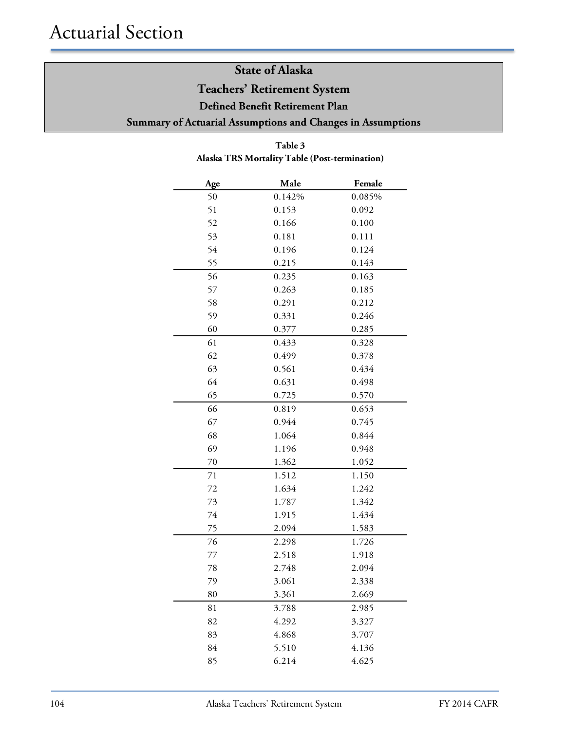## State of Alaska

## Teachers' Retirement System

### Defined Benefit Retirement Plan

### Summary of Actuarial Assumptions and Changes in Assumptions

**Table 3**
**Alaska TRS Mortality Table (Post-termination)**

| Age | Male | Female |
|---|---|---|
| 50 | 0.142% | 0.085% |
| 51 | 0.153 | 0.092 |
| 52 | 0.166 | 0.100 |
| 53 | 0.181 | 0.111 |
| 54 | 0.196 | 0.124 |
| 55 | 0.215 | 0.143 |
| 56 | 0.235 | 0.163 |
| 57 | 0.263 | 0.185 |
| 58 | 0.291 | 0.212 |
| 59 | 0.331 | 0.246 |
| 60 | 0.377 | 0.285 |
| 61 | 0.433 | 0.328 |
| 62 | 0.499 | 0.378 |
| 63 | 0.561 | 0.434 |
| 64 | 0.631 | 0.498 |
| 65 | 0.725 | 0.570 |
| 66 | 0.819 | 0.653 |
| 67 | 0.944 | 0.745 |
| 68 | 1.064 | 0.844 |
| 69 | 1.196 | 0.948 |
| 70 | 1.362 | 1.052 |
| 71 | 1.512 | 1.150 |
| 72 | 1.634 | 1.242 |
| 73 | 1.787 | 1.342 |
| 74 | 1.915 | 1.434 |
| 75 | 2.094 | 1.583 |
| 76 | 2.298 | 1.726 |
| 77 | 2.518 | 1.918 |
| 78 | 2.748 | 2.094 |
| 79 | 3.061 | 2.338 |
| 80 | 3.361 | 2.669 |
| 81 | 3.788 | 2.985 |
| 82 | 4.292 | 3.327 |
| 83 | 4.868 | 3.707 |
| 84 | 5.510 | 4.136 |
| 85 | 6.214 | 4.625 |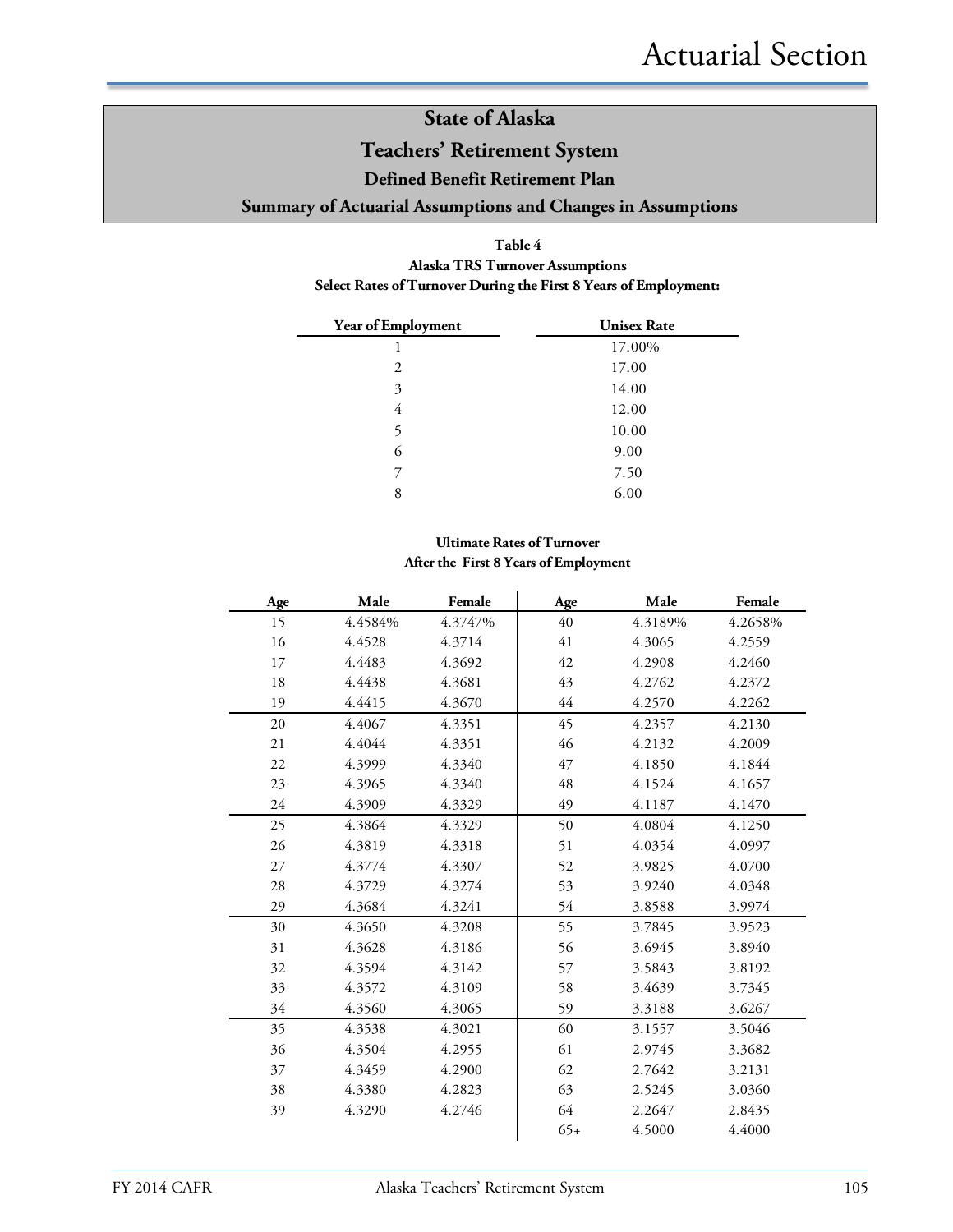## State of Alaska
## Teachers' Retirement System
### Defined Benefit Retirement Plan
### Summary of Actuarial Assumptions and Changes in Assumptions

**Table 4**
**Alaska TRS Turnover Assumptions**
**Select Rates of Turnover During the First 8 Years of Employment:**

| Year of Employment | Unisex Rate |
|---|---|
| 1 | 17.00% |
| 2 | 17.00 |
| 3 | 14.00 |
| 4 | 12.00 |
| 5 | 10.00 |
| 6 | 9.00 |
| 7 | 7.50 |
| 8 | 6.00 |

**Ultimate Rates of Turnover**
**After the First 8 Years of Employment**

| Age | Male | Female | Age | Male | Female |
|---|---|---|---|---|---|
| 15 | 4.4584% | 4.3747% | 40 | 4.3189% | 4.2658% |
| 16 | 4.4528 | 4.3714 | 41 | 4.3065 | 4.2559 |
| 17 | 4.4483 | 4.3692 | 42 | 4.2908 | 4.2460 |
| 18 | 4.4438 | 4.3681 | 43 | 4.2762 | 4.2372 |
| 19 | 4.4415 | 4.3670 | 44 | 4.2570 | 4.2262 |
| 20 | 4.4067 | 4.3351 | 45 | 4.2357 | 4.2130 |
| 21 | 4.4044 | 4.3351 | 46 | 4.2132 | 4.2009 |
| 22 | 4.3999 | 4.3340 | 47 | 4.1850 | 4.1844 |
| 23 | 4.3965 | 4.3340 | 48 | 4.1524 | 4.1657 |
| 24 | 4.3909 | 4.3329 | 49 | 4.1187 | 4.1470 |
| 25 | 4.3864 | 4.3329 | 50 | 4.0804 | 4.1250 |
| 26 | 4.3819 | 4.3318 | 51 | 4.0354 | 4.0997 |
| 27 | 4.3774 | 4.3307 | 52 | 3.9825 | 4.0700 |
| 28 | 4.3729 | 4.3274 | 53 | 3.9240 | 4.0348 |
| 29 | 4.3684 | 4.3241 | 54 | 3.8588 | 3.9974 |
| 30 | 4.3650 | 4.3208 | 55 | 3.7845 | 3.9523 |
| 31 | 4.3628 | 4.3186 | 56 | 3.6945 | 3.8940 |
| 32 | 4.3594 | 4.3142 | 57 | 3.5843 | 3.8192 |
| 33 | 4.3572 | 4.3109 | 58 | 3.4639 | 3.7345 |
| 34 | 4.3560 | 4.3065 | 59 | 3.3188 | 3.6267 |
| 35 | 4.3538 | 4.3021 | 60 | 3.1557 | 3.5046 |
| 36 | 4.3504 | 4.2955 | 61 | 2.9745 | 3.3682 |
| 37 | 4.3459 | 4.2900 | 62 | 2.7642 | 3.2131 |
| 38 | 4.3380 | 4.2823 | 63 | 2.5245 | 3.0360 |
| 39 | 4.3290 | 4.2746 | 64 | 2.2647 | 2.8435 |
| | | | 65+ | 4.5000 | 4.4000 |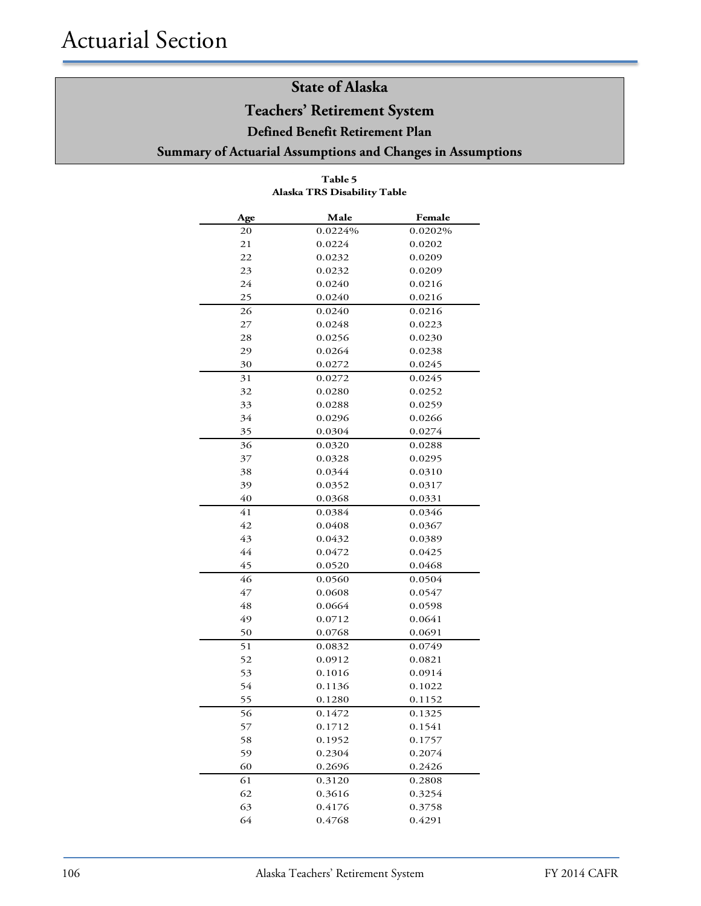# Actuarial Section

## State of Alaska
## Teachers' Retirement System
### Defined Benefit Retirement Plan
### Summary of Actuarial Assumptions and Changes in Assumptions

**Table 5**
**Alaska TRS Disability Table**

| Age | Male | Female |
|---|---|---|
| 20 | 0.0224% | 0.0202% |
| 21 | 0.0224 | 0.0202 |
| 22 | 0.0232 | 0.0209 |
| 23 | 0.0232 | 0.0209 |
| 24 | 0.0240 | 0.0216 |
| 25 | 0.0240 | 0.0216 |
| 26 | 0.0240 | 0.0216 |
| 27 | 0.0248 | 0.0223 |
| 28 | 0.0256 | 0.0230 |
| 29 | 0.0264 | 0.0238 |
| 30 | 0.0272 | 0.0245 |
| 31 | 0.0272 | 0.0245 |
| 32 | 0.0280 | 0.0252 |
| 33 | 0.0288 | 0.0259 |
| 34 | 0.0296 | 0.0266 |
| 35 | 0.0304 | 0.0274 |
| 36 | 0.0320 | 0.0288 |
| 37 | 0.0328 | 0.0295 |
| 38 | 0.0344 | 0.0310 |
| 39 | 0.0352 | 0.0317 |
| 40 | 0.0368 | 0.0331 |
| 41 | 0.0384 | 0.0346 |
| 42 | 0.0408 | 0.0367 |
| 43 | 0.0432 | 0.0389 |
| 44 | 0.0472 | 0.0425 |
| 45 | 0.0520 | 0.0468 |
| 46 | 0.0560 | 0.0504 |
| 47 | 0.0608 | 0.0547 |
| 48 | 0.0664 | 0.0598 |
| 49 | 0.0712 | 0.0641 |
| 50 | 0.0768 | 0.0691 |
| 51 | 0.0832 | 0.0749 |
| 52 | 0.0912 | 0.0821 |
| 53 | 0.1016 | 0.0914 |
| 54 | 0.1136 | 0.1022 |
| 55 | 0.1280 | 0.1152 |
| 56 | 0.1472 | 0.1325 |
| 57 | 0.1712 | 0.1541 |
| 58 | 0.1952 | 0.1757 |
| 59 | 0.2304 | 0.2074 |
| 60 | 0.2696 | 0.2426 |
| 61 | 0.3120 | 0.2808 |
| 62 | 0.3616 | 0.3254 |
| 63 | 0.4176 | 0.3758 |
| 64 | 0.4768 | 0.4291 |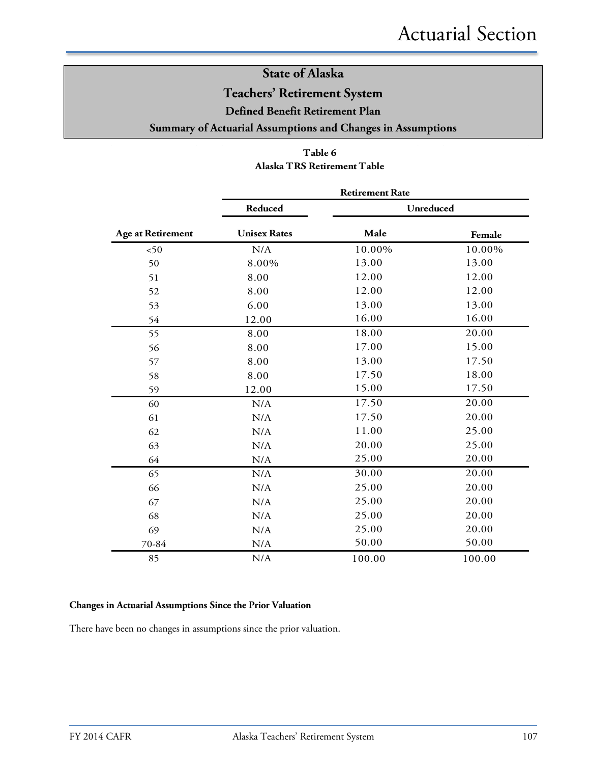# State of Alaska
## Teachers' Retirement System
### Defined Benefit Retirement Plan
### Summary of Actuarial Assumptions and Changes in Assumptions

**Table 6**
**Alaska TRS Retirement Table**

| | Retirement Rate | | |
|---|---|---|---|
| | Reduced | Unreduced | |
| Age at Retirement | Unisex Rates | Male | Female |
| <50 | N/A | 10.00% | 10.00% |
| 50 | 8.00% | 13.00 | 13.00 |
| 51 | 8.00 | 12.00 | 12.00 |
| 52 | 8.00 | 12.00 | 12.00 |
| 53 | 6.00 | 13.00 | 13.00 |
| 54 | 12.00 | 16.00 | 16.00 |
| 55 | 8.00 | 18.00 | 20.00 |
| 56 | 8.00 | 17.00 | 15.00 |
| 57 | 8.00 | 13.00 | 17.50 |
| 58 | 8.00 | 17.50 | 18.00 |
| 59 | 12.00 | 15.00 | 17.50 |
| 60 | N/A | 17.50 | 20.00 |
| 61 | N/A | 17.50 | 20.00 |
| 62 | N/A | 11.00 | 25.00 |
| 63 | N/A | 20.00 | 25.00 |
| 64 | N/A | 25.00 | 20.00 |
| 65 | N/A | 30.00 | 20.00 |
| 66 | N/A | 25.00 | 20.00 |
| 67 | N/A | 25.00 | 20.00 |
| 68 | N/A | 25.00 | 20.00 |
| 69 | N/A | 25.00 | 20.00 |
| 70-84 | N/A | 50.00 | 50.00 |
| 85 | N/A | 100.00 | 100.00 |

**Changes in Actuarial Assumptions Since the Prior Valuation**

There have been no changes in assumptions since the prior valuation.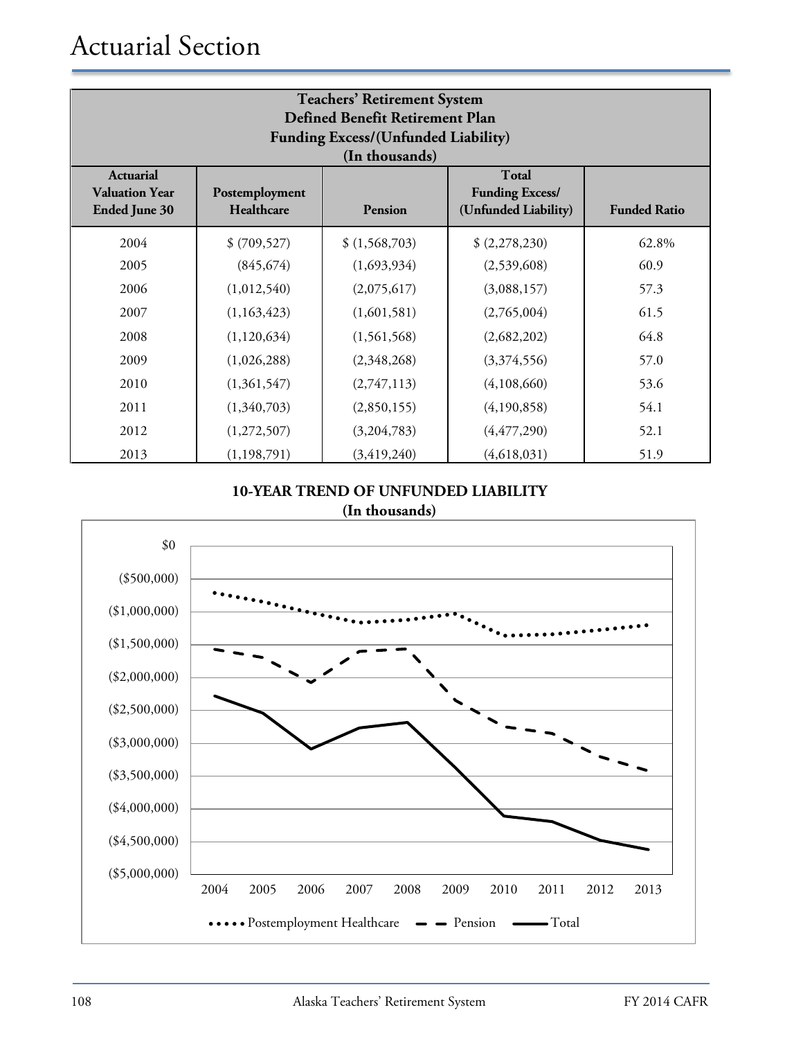| Teachers' Retirement System<br>Defined Benefit Retirement Plan<br>Funding Excess/(Unfunded Liability)<br>(In thousands) | | | | |
|---|---|---|---|---|
| Actuarial Valuation Year Ended June 30 | Postemployment Healthcare | Pension | Total Funding Excess/ (Unfunded Liability) | Funded Ratio |
| 2004 | $ (709,527) | $ (1,568,703) | $ (2,278,230) | 62.8% |
| 2005 | (845,674) | (1,693,934) | (2,539,608) | 60.9 |
| 2006 | (1,012,540) | (2,075,617) | (3,088,157) | 57.3 |
| 2007 | (1,163,423) | (1,601,581) | (2,765,004) | 61.5 |
| 2008 | (1,120,634) | (1,561,568) | (2,682,202) | 64.8 |
| 2009 | (1,026,288) | (2,348,268) | (3,374,556) | 57.0 |
| 2010 | (1,361,547) | (2,747,113) | (4,108,660) | 53.6 |
| 2011 | (1,340,703) | (2,850,155) | (4,190,858) | 54.1 |
| 2012 | (1,272,507) | (3,204,783) | (4,477,290) | 52.1 |
| 2013 | (1,198,791) | (3,419,240) | (4,618,031) | 51.9 |

**10-YEAR TREND OF UNFUNDED LIABILITY**
**(In thousands)**

$0
($500,000)
($1,000,000)
($1,500,000)
($2,000,000)
($2,500,000)
($3,000,000)
($3,500,000)
($4,000,000)
($4,500,000)
($5,000,000)

2004 2005 2006 2007 2008 2009 2010 2011 2012 2013

Postemployment Healthcare — Pension — Total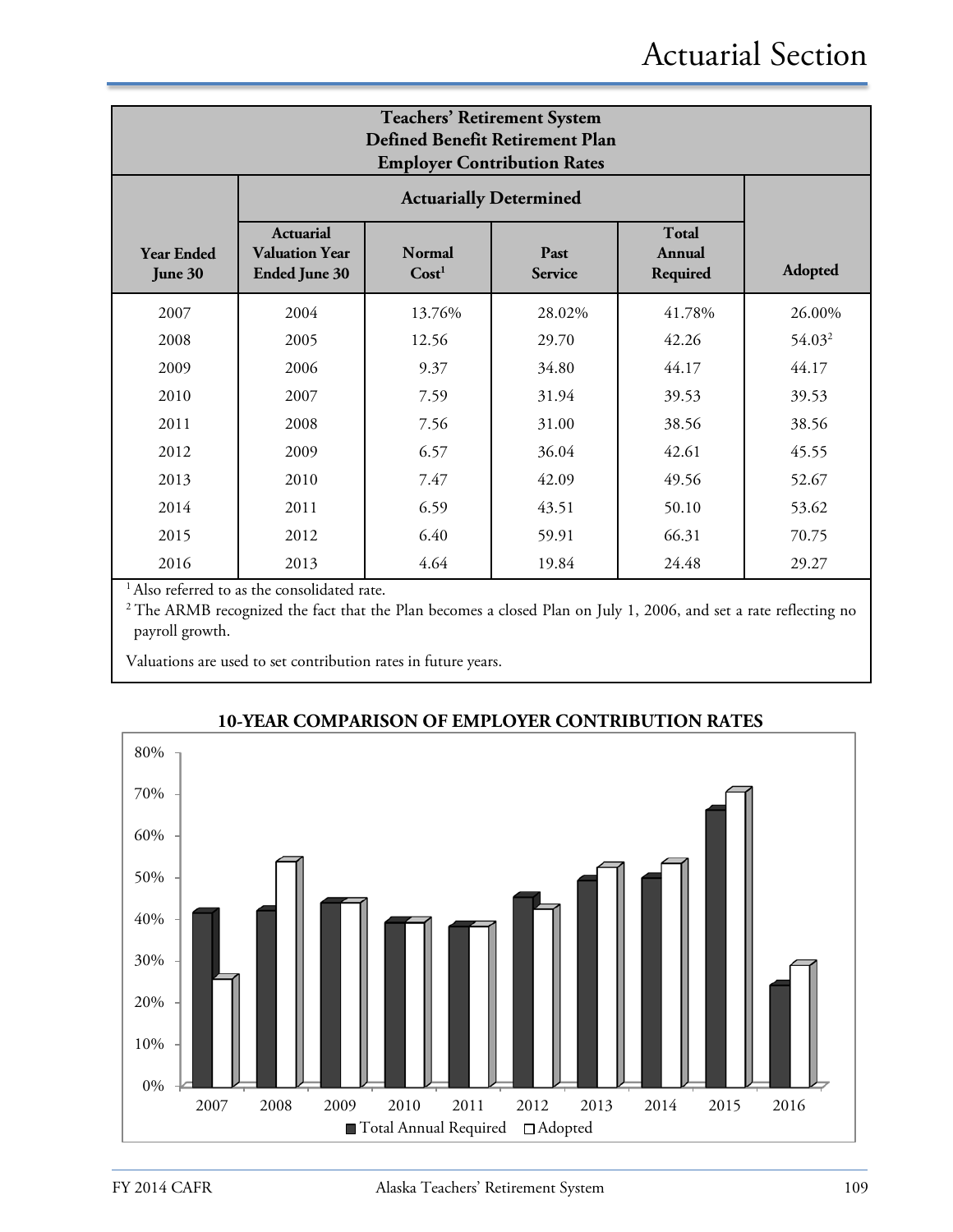| Teachers' Retirement System<br>Defined Benefit Retirement Plan<br>Employer Contribution Rates | | | | | |
|---|---|---|---|---|---|
| | Actuarially Determined | | | | |
| Year Ended June 30 | Actuarial Valuation Year Ended June 30 | Normal Cost[1] | Past Service | Total Annual Required | Adopted |
| 2007 | 2004 | 13.76% | 28.02% | 41.78% | 26.00% |
| 2008 | 2005 | 12.56 | 29.70 | 42.26 | 54.03[2] |
| 2009 | 2006 | 9.37 | 34.80 | 44.17 | 44.17 |
| 2010 | 2007 | 7.59 | 31.94 | 39.53 | 39.53 |
| 2011 | 2008 | 7.56 | 31.00 | 38.56 | 38.56 |
| 2012 | 2009 | 6.57 | 36.04 | 42.61 | 45.55 |
| 2013 | 2010 | 7.47 | 42.09 | 49.56 | 52.67 |
| 2014 | 2011 | 6.59 | 43.51 | 50.10 | 53.62 |
| 2015 | 2012 | 6.40 | 59.91 | 66.31 | 70.75 |
| 2016 | 2013 | 4.64 | 19.84 | 24.48 | 29.27 |

[1] Also referred to as the consolidated rate.

[2] The ARMB recognized the fact that the Plan becomes a closed Plan on July 1, 2006, and set a rate reflecting no payroll growth.

Valuations are used to set contribution rates in future years.

**10-YEAR COMPARISON OF EMPLOYER CONTRIBUTION RATES**

■ Total Annual Required □ Adopted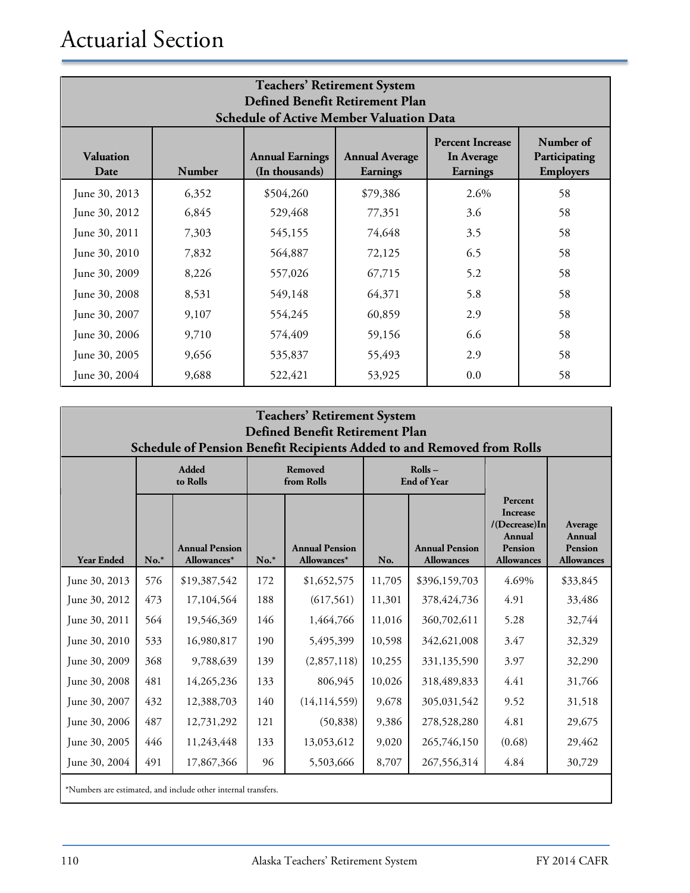# Actuarial Section

**Teachers' Retirement System**
**Defined Benefit Retirement Plan**
**Schedule of Active Member Valuation Data**

| Valuation Date | Number | Annual Earnings (In thousands) | Annual Average Earnings | Percent Increase In Average Earnings | Number of Participating Employers |
|---|---|---|---|---|---|
| June 30, 2013 | 6,352 | $504,260 | $79,386 | 2.6% | 58 |
| June 30, 2012 | 6,845 | 529,468 | 77,351 | 3.6 | 58 |
| June 30, 2011 | 7,303 | 545,155 | 74,648 | 3.5 | 58 |
| June 30, 2010 | 7,832 | 564,887 | 72,125 | 6.5 | 58 |
| June 30, 2009 | 8,226 | 557,026 | 67,715 | 5.2 | 58 |
| June 30, 2008 | 8,531 | 549,148 | 64,371 | 5.8 | 58 |
| June 30, 2007 | 9,107 | 554,245 | 60,859 | 2.9 | 58 |
| June 30, 2006 | 9,710 | 574,409 | 59,156 | 6.6 | 58 |
| June 30, 2005 | 9,656 | 535,837 | 55,493 | 2.9 | 58 |
| June 30, 2004 | 9,688 | 522,421 | 53,925 | 0.0 | 58 |

**Teachers' Retirement System**
**Defined Benefit Retirement Plan**
**Schedule of Pension Benefit Recipients Added to and Removed from Rolls**

| | Added to Rolls | | Removed from Rolls | | Rolls – End of Year | | | |
|---|---|---|---|---|---|---|---|---|
| Year Ended | No.* | Annual Pension Allowances* | No.* | Annual Pension Allowances* | No. | Annual Pension Allowances | Percent Increase /(Decrease)In Annual Pension Allowances | Average Annual Pension Allowances |
| June 30, 2013 | 576 | $19,387,542 | 172 | $1,652,575 | 11,705 | $396,159,703 | 4.69% | $33,845 |
| June 30, 2012 | 473 | 17,104,564 | 188 | (617,561) | 11,301 | 378,424,736 | 4.91 | 33,486 |
| June 30, 2011 | 564 | 19,546,369 | 146 | 1,464,766 | 11,016 | 360,702,611 | 5.28 | 32,744 |
| June 30, 2010 | 533 | 16,980,817 | 190 | 5,495,399 | 10,598 | 342,621,008 | 3.47 | 32,329 |
| June 30, 2009 | 368 | 9,788,639 | 139 | (2,857,118) | 10,255 | 331,135,590 | 3.97 | 32,290 |
| June 30, 2008 | 481 | 14,265,236 | 133 | 806,945 | 10,026 | 318,489,833 | 4.41 | 31,766 |
| June 30, 2007 | 432 | 12,388,703 | 140 | (14,114,559) | 9,678 | 305,031,542 | 9.52 | 31,518 |
| June 30, 2006 | 487 | 12,731,292 | 121 | (50,838) | 9,386 | 278,528,280 | 4.81 | 29,675 |
| June 30, 2005 | 446 | 11,243,448 | 133 | 13,053,612 | 9,020 | 265,746,150 | (0.68) | 29,462 |
| June 30, 2004 | 491 | 17,867,366 | 96 | 5,503,666 | 8,707 | 267,556,314 | 4.84 | 30,729 |

*Numbers are estimated, and include other internal transfers.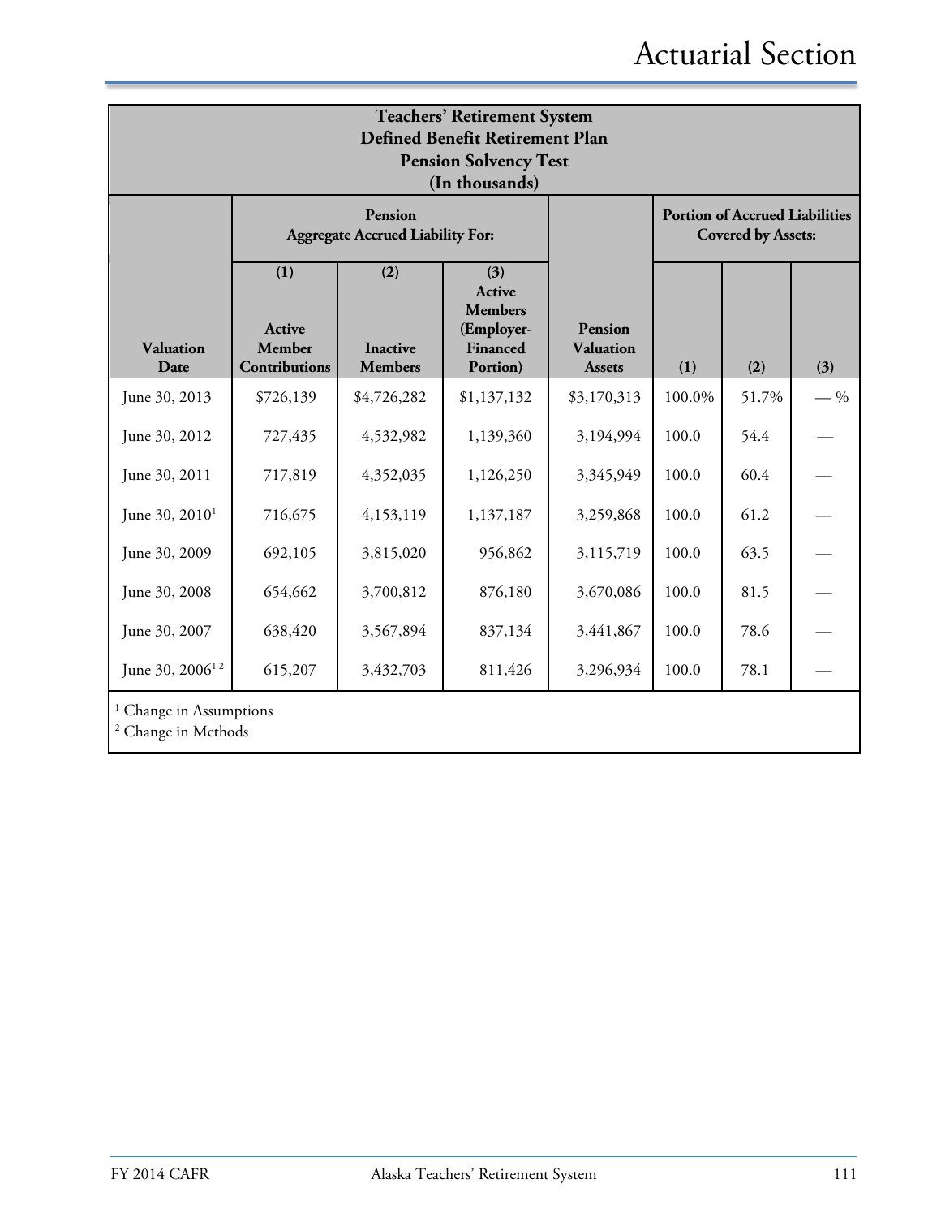## Teachers' Retirement System
## Defined Benefit Retirement Plan
## Pension Solvency Test
## (In thousands)

| | Pension Aggregate Accrued Liability For: | | | | Portion of Accrued Liabilities Covered by Assets: | | |
|---|---|---|---|---|---|---|---|
| **Valuation Date** | **(1) Active Member Contributions** | **(2) Inactive Members** | **(3) Active Members (Employer-Financed Portion)** | **Pension Valuation Assets** | **(1)** | **(2)** | **(3)** |
| June 30, 2013 | $726,139 | $4,726,282 | $1,137,132 | $3,170,313 | 100.0% | 51.7% | — % |
| June 30, 2012 | 727,435 | 4,532,982 | 1,139,360 | 3,194,994 | 100.0 | 54.4 | — |
| June 30, 2011 | 717,819 | 4,352,035 | 1,126,250 | 3,345,949 | 100.0 | 60.4 | — |
| June 30, 2010[1] | 716,675 | 4,153,119 | 1,137,187 | 3,259,868 | 100.0 | 61.2 | — |
| June 30, 2009 | 692,105 | 3,815,020 | 956,862 | 3,115,719 | 100.0 | 63.5 | — |
| June 30, 2008 | 654,662 | 3,700,812 | 876,180 | 3,670,086 | 100.0 | 81.5 | — |
| June 30, 2007 | 638,420 | 3,567,894 | 837,134 | 3,441,867 | 100.0 | 78.6 | — |
| June 30, 2006[1 2] | 615,207 | 3,432,703 | 811,426 | 3,296,934 | 100.0 | 78.1 | — |

[1] Change in Assumptions
[2] Change in Methods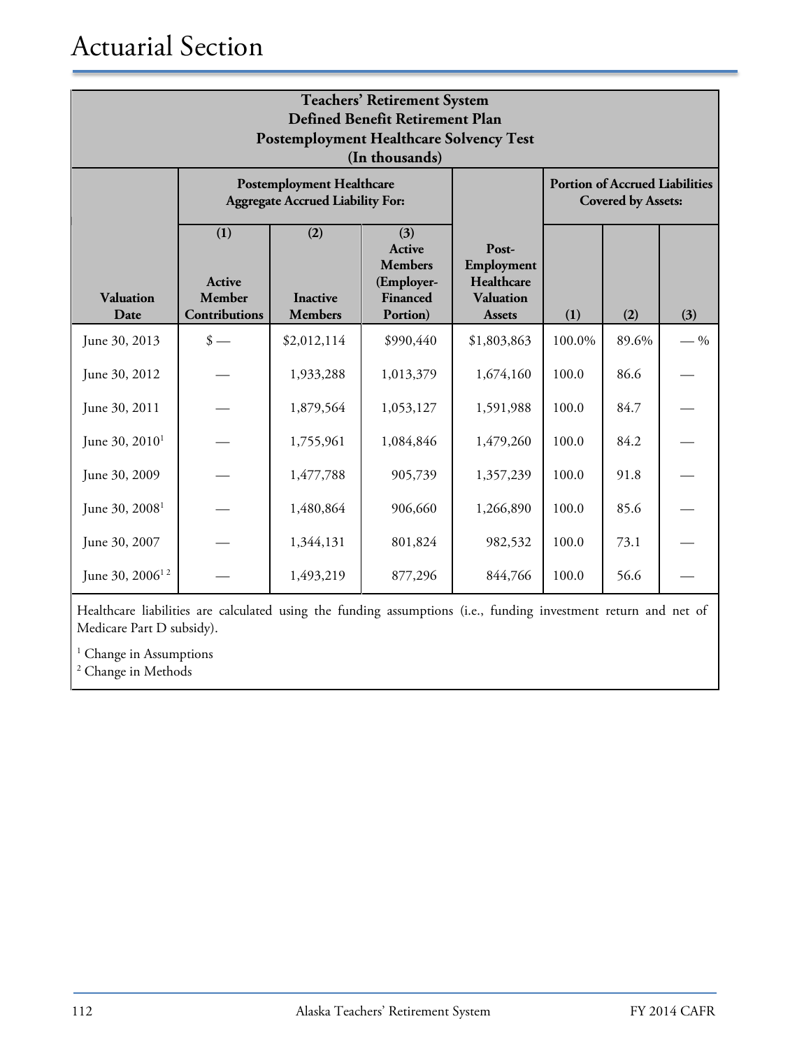# Actuarial Section

**Teachers' Retirement System**
**Defined Benefit Retirement Plan**
**Postemployment Healthcare Solvency Test**
**(In thousands)**

| | Postemployment Healthcare Aggregate Accrued Liability For: | | | | Portion of Accrued Liabilities Covered by Assets: | | |
|---|---|---|---|---|---|---|---|
| Valuation Date | (1) Active Member Contributions | (2) Inactive Members | (3) Active Members (Employer-Financed Portion) | Post-Employment Healthcare Valuation Assets | (1) | (2) | (3) |
| June 30, 2013 | $ — | $2,012,114 | $990,440 | $1,803,863 | 100.0% | 89.6% | — % |
| June 30, 2012 | — | 1,933,288 | 1,013,379 | 1,674,160 | 100.0 | 86.6 | — |
| June 30, 2011 | — | 1,879,564 | 1,053,127 | 1,591,988 | 100.0 | 84.7 | — |
| June 30, 2010[1] | — | 1,755,961 | 1,084,846 | 1,479,260 | 100.0 | 84.2 | — |
| June 30, 2009 | — | 1,477,788 | 905,739 | 1,357,239 | 100.0 | 91.8 | — |
| June 30, 2008[1] | — | 1,480,864 | 906,660 | 1,266,890 | 100.0 | 85.6 | — |
| June 30, 2007 | — | 1,344,131 | 801,824 | 982,532 | 100.0 | 73.1 | — |
| June 30, 2006[1 2] | — | 1,493,219 | 877,296 | 844,766 | 100.0 | 56.6 | — |

Healthcare liabilities are calculated using the funding assumptions (i.e., funding investment return and net of Medicare Part D subsidy).

[1] Change in Assumptions
[2] Change in Methods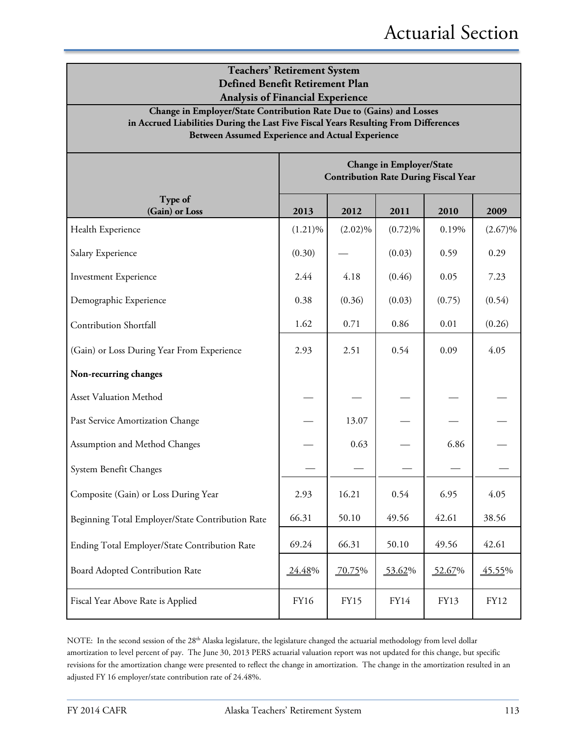## Teachers' Retirement System
## Defined Benefit Retirement Plan
## Analysis of Financial Experience

**Change in Employer/State Contribution Rate Due to (Gains) and Losses in Accrued Liabilities During the Last Five Fiscal Years Resulting From Differences Between Assumed Experience and Actual Experience**

| Type of (Gain) or Loss | Change in Employer/State Contribution Rate During Fiscal Year | | | | |
|---|---|---|---|---|---|
| | **2013** | **2012** | **2011** | **2010** | **2009** |
| Health Experience | (1.21)% | (2.02)% | (0.72)% | 0.19% | (2.67)% |
| Salary Experience | (0.30) | — | (0.03) | 0.59 | 0.29 |
| Investment Experience | 2.44 | 4.18 | (0.46) | 0.05 | 7.23 |
| Demographic Experience | 0.38 | (0.36) | (0.03) | (0.75) | (0.54) |
| Contribution Shortfall | 1.62 | 0.71 | 0.86 | 0.01 | (0.26) |
| (Gain) or Loss During Year From Experience | 2.93 | 2.51 | 0.54 | 0.09 | 4.05 |
| **Non-recurring changes** | | | | | |
| Asset Valuation Method | — | — | — | — | — |
| Past Service Amortization Change | — | 13.07 | — | — | — |
| Assumption and Method Changes | — | 0.63 | — | 6.86 | — |
| System Benefit Changes | — | — | — | — | — |
| Composite (Gain) or Loss During Year | 2.93 | 16.21 | 0.54 | 6.95 | 4.05 |
| Beginning Total Employer/State Contribution Rate | 66.31 | 50.10 | 49.56 | 42.61 | 38.56 |
| Ending Total Employer/State Contribution Rate | 69.24 | 66.31 | 50.10 | 49.56 | 42.61 |
| Board Adopted Contribution Rate | 24.48% | 70.75% | 53.62% | 52.67% | 45.55% |
| Fiscal Year Above Rate is Applied | FY16 | FY15 | FY14 | FY13 | FY12 |

NOTE: In the second session of the 28th Alaska legislature, the legislature changed the actuarial methodology from level dollar amortization to level percent of pay. The June 30, 2013 PERS actuarial valuation report was not updated for this change, but specific revisions for the amortization change were presented to reflect the change in amortization. The change in the amortization resulted in an adjusted FY 16 employer/state contribution rate of 24.48%.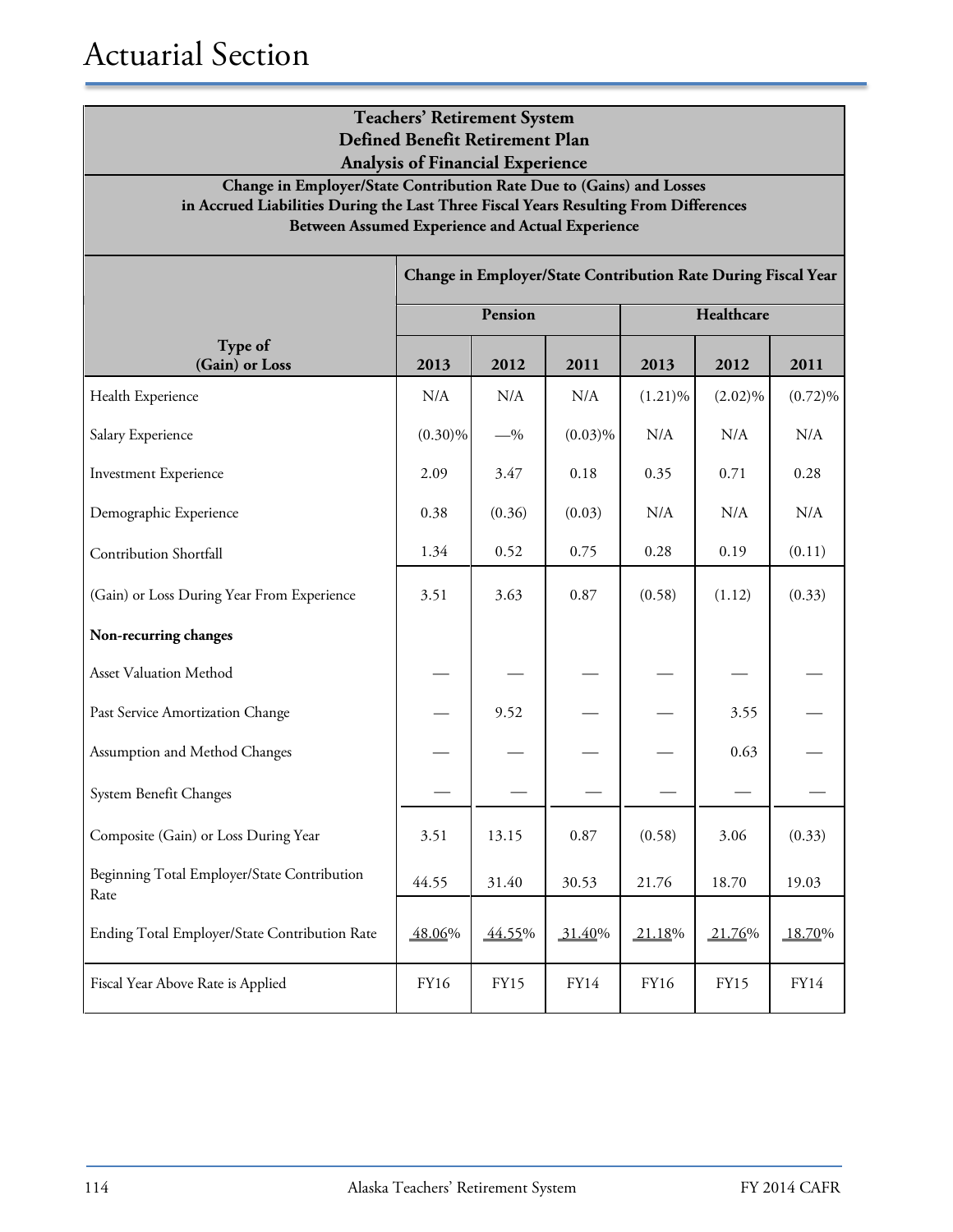# Actuarial Section

**Teachers' Retirement System**
**Defined Benefit Retirement Plan**
**Analysis of Financial Experience**

**Change in Employer/State Contribution Rate Due to (Gains) and Losses in Accrued Liabilities During the Last Three Fiscal Years Resulting From Differences Between Assumed Experience and Actual Experience**

| | Change in Employer/State Contribution Rate During Fiscal Year | | | | | |
|---|---|---|---|---|---|---|
| | Pension | | | Healthcare | | |
| **Type of (Gain) or Loss** | **2013** | **2012** | **2011** | **2013** | **2012** | **2011** |
| Health Experience | N/A | N/A | N/A | (1.21)% | (2.02)% | (0.72)% |
| Salary Experience | (0.30)% | —% | (0.03)% | N/A | N/A | N/A |
| Investment Experience | 2.09 | 3.47 | 0.18 | 0.35 | 0.71 | 0.28 |
| Demographic Experience | 0.38 | (0.36) | (0.03) | N/A | N/A | N/A |
| Contribution Shortfall | 1.34 | 0.52 | 0.75 | 0.28 | 0.19 | (0.11) |
| (Gain) or Loss During Year From Experience | 3.51 | 3.63 | 0.87 | (0.58) | (1.12) | (0.33) |
| **Non-recurring changes** | | | | | | |
| Asset Valuation Method | — | — | — | — | — | — |
| Past Service Amortization Change | — | 9.52 | — | — | 3.55 | — |
| Assumption and Method Changes | — | — | — | — | 0.63 | — |
| System Benefit Changes | — | — | — | — | — | — |
| Composite (Gain) or Loss During Year | 3.51 | 13.15 | 0.87 | (0.58) | 3.06 | (0.33) |
| Beginning Total Employer/State Contribution Rate | 44.55 | 31.40 | 30.53 | 21.76 | 18.70 | 19.03 |
| Ending Total Employer/State Contribution Rate | 48.06% | 44.55% | 31.40% | 21.18% | 21.76% | 18.70% |
| Fiscal Year Above Rate is Applied | FY16 | FY15 | FY14 | FY16 | FY15 | FY14 |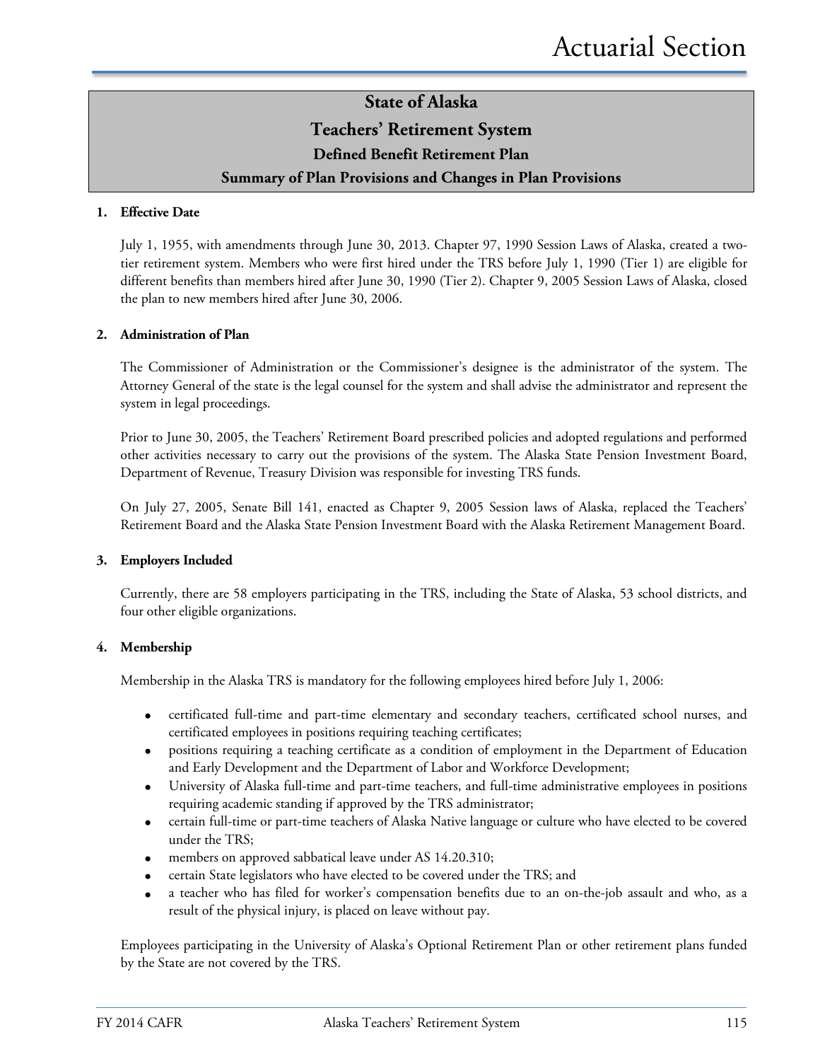# State of Alaska
# Teachers' Retirement System
## Defined Benefit Retirement Plan
## Summary of Plan Provisions and Changes in Plan Provisions

**1. Effective Date**

July 1, 1955, with amendments through June 30, 2013. Chapter 97, 1990 Session Laws of Alaska, created a two-tier retirement system. Members who were first hired under the TRS before July 1, 1990 (Tier 1) are eligible for different benefits than members hired after June 30, 1990 (Tier 2). Chapter 9, 2005 Session Laws of Alaska, closed the plan to new members hired after June 30, 2006.

**2. Administration of Plan**

The Commissioner of Administration or the Commissioner's designee is the administrator of the system. The Attorney General of the state is the legal counsel for the system and shall advise the administrator and represent the system in legal proceedings.

Prior to June 30, 2005, the Teachers' Retirement Board prescribed policies and adopted regulations and performed other activities necessary to carry out the provisions of the system. The Alaska State Pension Investment Board, Department of Revenue, Treasury Division was responsible for investing TRS funds.

On July 27, 2005, Senate Bill 141, enacted as Chapter 9, 2005 Session laws of Alaska, replaced the Teachers' Retirement Board and the Alaska State Pension Investment Board with the Alaska Retirement Management Board.

**3. Employers Included**

Currently, there are 58 employers participating in the TRS, including the State of Alaska, 53 school districts, and four other eligible organizations.

**4. Membership**

Membership in the Alaska TRS is mandatory for the following employees hired before July 1, 2006:

- certificated full-time and part-time elementary and secondary teachers, certificated school nurses, and certificated employees in positions requiring teaching certificates;
- positions requiring a teaching certificate as a condition of employment in the Department of Education and Early Development and the Department of Labor and Workforce Development;
- University of Alaska full-time and part-time teachers, and full-time administrative employees in positions requiring academic standing if approved by the TRS administrator;
- certain full-time or part-time teachers of Alaska Native language or culture who have elected to be covered under the TRS;
- members on approved sabbatical leave under AS 14.20.310;
- certain State legislators who have elected to be covered under the TRS; and
- a teacher who has filed for worker's compensation benefits due to an on-the-job assault and who, as a result of the physical injury, is placed on leave without pay.

Employees participating in the University of Alaska's Optional Retirement Plan or other retirement plans funded by the State are not covered by the TRS.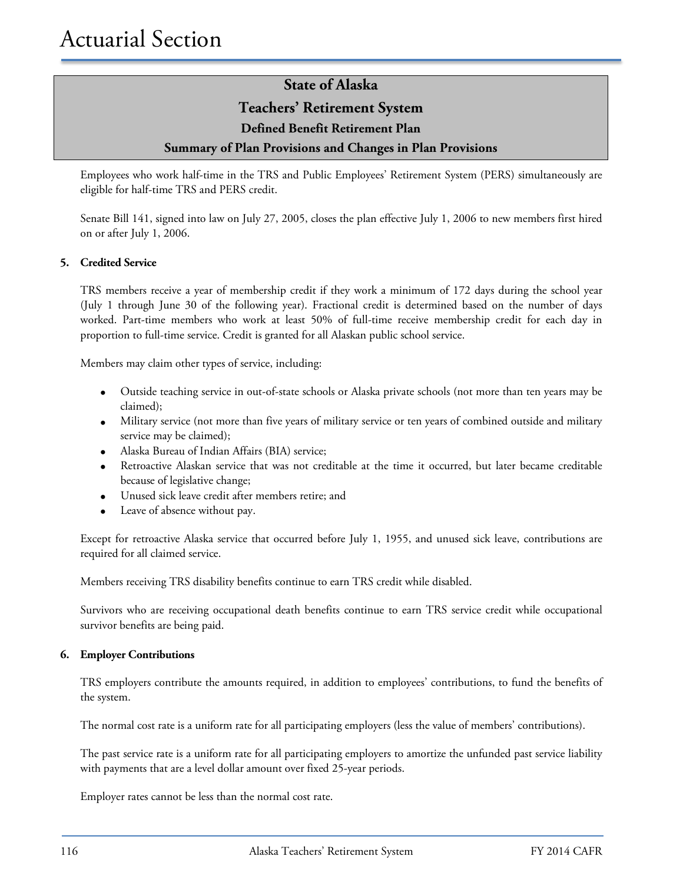# State of Alaska

## Teachers' Retirement System

### Defined Benefit Retirement Plan

### Summary of Plan Provisions and Changes in Plan Provisions

Employees who work half-time in the TRS and Public Employees' Retirement System (PERS) simultaneously are eligible for half-time TRS and PERS credit.

Senate Bill 141, signed into law on July 27, 2005, closes the plan effective July 1, 2006 to new members first hired on or after July 1, 2006.

**5. Credited Service**

TRS members receive a year of membership credit if they work a minimum of 172 days during the school year (July 1 through June 30 of the following year). Fractional credit is determined based on the number of days worked. Part-time members who work at least 50% of full-time receive membership credit for each day in proportion to full-time service. Credit is granted for all Alaskan public school service.

Members may claim other types of service, including:

- Outside teaching service in out-of-state schools or Alaska private schools (not more than ten years may be claimed);
- Military service (not more than five years of military service or ten years of combined outside and military service may be claimed);
- Alaska Bureau of Indian Affairs (BIA) service;
- Retroactive Alaskan service that was not creditable at the time it occurred, but later became creditable because of legislative change;
- Unused sick leave credit after members retire; and
- Leave of absence without pay.

Except for retroactive Alaska service that occurred before July 1, 1955, and unused sick leave, contributions are required for all claimed service.

Members receiving TRS disability benefits continue to earn TRS credit while disabled.

Survivors who are receiving occupational death benefits continue to earn TRS service credit while occupational survivor benefits are being paid.

**6. Employer Contributions**

TRS employers contribute the amounts required, in addition to employees' contributions, to fund the benefits of the system.

The normal cost rate is a uniform rate for all participating employers (less the value of members' contributions).

The past service rate is a uniform rate for all participating employers to amortize the unfunded past service liability with payments that are a level dollar amount over fixed 25-year periods.

Employer rates cannot be less than the normal cost rate.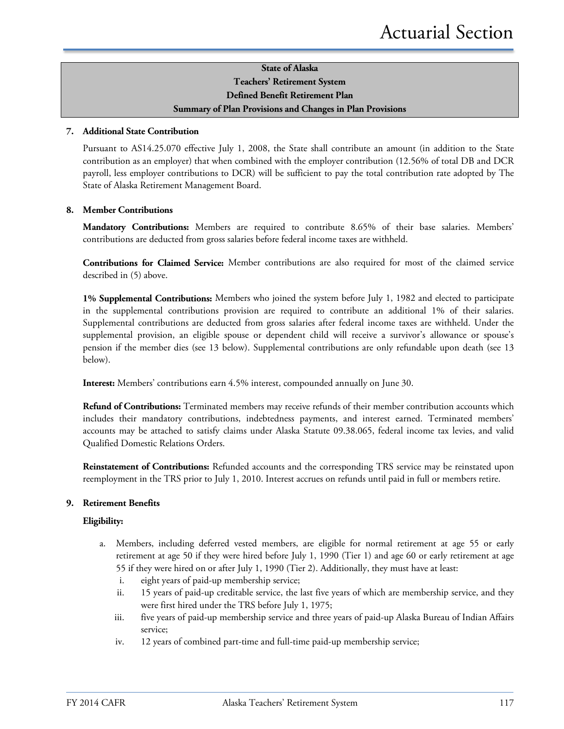**State of Alaska**
**Teachers' Retirement System**
**Defined Benefit Retirement Plan**
**Summary of Plan Provisions and Changes in Plan Provisions**

**7. Additional State Contribution**

Pursuant to AS14.25.070 effective July 1, 2008, the State shall contribute an amount (in addition to the State contribution as an employer) that when combined with the employer contribution (12.56% of total DB and DCR payroll, less employer contributions to DCR) will be sufficient to pay the total contribution rate adopted by The State of Alaska Retirement Management Board.

**8. Member Contributions**

**Mandatory Contributions:** Members are required to contribute 8.65% of their base salaries. Members' contributions are deducted from gross salaries before federal income taxes are withheld.

**Contributions for Claimed Service:** Member contributions are also required for most of the claimed service described in (5) above.

**1% Supplemental Contributions:** Members who joined the system before July 1, 1982 and elected to participate in the supplemental contributions provision are required to contribute an additional 1% of their salaries. Supplemental contributions are deducted from gross salaries after federal income taxes are withheld. Under the supplemental provision, an eligible spouse or dependent child will receive a survivor's allowance or spouse's pension if the member dies (see 13 below). Supplemental contributions are only refundable upon death (see 13 below).

**Interest:** Members' contributions earn 4.5% interest, compounded annually on June 30.

**Refund of Contributions:** Terminated members may receive refunds of their member contribution accounts which includes their mandatory contributions, indebtedness payments, and interest earned. Terminated members' accounts may be attached to satisfy claims under Alaska Statute 09.38.065, federal income tax levies, and valid Qualified Domestic Relations Orders.

**Reinstatement of Contributions:** Refunded accounts and the corresponding TRS service may be reinstated upon reemployment in the TRS prior to July 1, 2010. Interest accrues on refunds until paid in full or members retire.

**9. Retirement Benefits**

**Eligibility:**

a. Members, including deferred vested members, are eligible for normal retirement at age 55 or early retirement at age 50 if they were hired before July 1, 1990 (Tier 1) and age 60 or early retirement at age 55 if they were hired on or after July 1, 1990 (Tier 2). Additionally, they must have at least:
   i. eight years of paid-up membership service;
   ii. 15 years of paid-up creditable service, the last five years of which are membership service, and they were first hired under the TRS before July 1, 1975;
   iii. five years of paid-up membership service and three years of paid-up Alaska Bureau of Indian Affairs service;
   iv. 12 years of combined part-time and full-time paid-up membership service;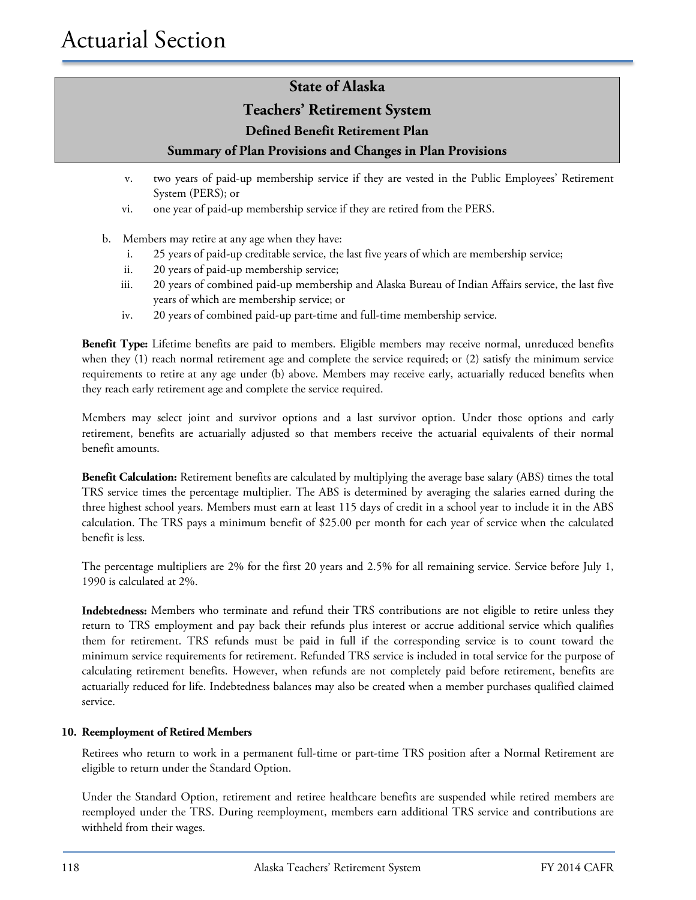## State of Alaska
## Teachers' Retirement System
### Defined Benefit Retirement Plan
### Summary of Plan Provisions and Changes in Plan Provisions

v. two years of paid-up membership service if they are vested in the Public Employees' Retirement System (PERS); or

vi. one year of paid-up membership service if they are retired from the PERS.

b. Members may retire at any age when they have:

i. 25 years of paid-up creditable service, the last five years of which are membership service;

ii. 20 years of paid-up membership service;

iii. 20 years of combined paid-up membership and Alaska Bureau of Indian Affairs service, the last five years of which are membership service; or

iv. 20 years of combined paid-up part-time and full-time membership service.

**Benefit Type:** Lifetime benefits are paid to members. Eligible members may receive normal, unreduced benefits when they (1) reach normal retirement age and complete the service required; or (2) satisfy the minimum service requirements to retire at any age under (b) above. Members may receive early, actuarially reduced benefits when they reach early retirement age and complete the service required.

Members may select joint and survivor options and a last survivor option. Under those options and early retirement, benefits are actuarially adjusted so that members receive the actuarial equivalents of their normal benefit amounts.

**Benefit Calculation:** Retirement benefits are calculated by multiplying the average base salary (ABS) times the total TRS service times the percentage multiplier. The ABS is determined by averaging the salaries earned during the three highest school years. Members must earn at least 115 days of credit in a school year to include it in the ABS calculation. The TRS pays a minimum benefit of $25.00 per month for each year of service when the calculated benefit is less.

The percentage multipliers are 2% for the first 20 years and 2.5% for all remaining service. Service before July 1, 1990 is calculated at 2%.

**Indebtedness:** Members who terminate and refund their TRS contributions are not eligible to retire unless they return to TRS employment and pay back their refunds plus interest or accrue additional service which qualifies them for retirement. TRS refunds must be paid in full if the corresponding service is to count toward the minimum service requirements for retirement. Refunded TRS service is included in total service for the purpose of calculating retirement benefits. However, when refunds are not completely paid before retirement, benefits are actuarially reduced for life. Indebtedness balances may also be created when a member purchases qualified claimed service.

**10. Reemployment of Retired Members**

Retirees who return to work in a permanent full-time or part-time TRS position after a Normal Retirement are eligible to return under the Standard Option.

Under the Standard Option, retirement and retiree healthcare benefits are suspended while retired members are reemployed under the TRS. During reemployment, members earn additional TRS service and contributions are withheld from their wages.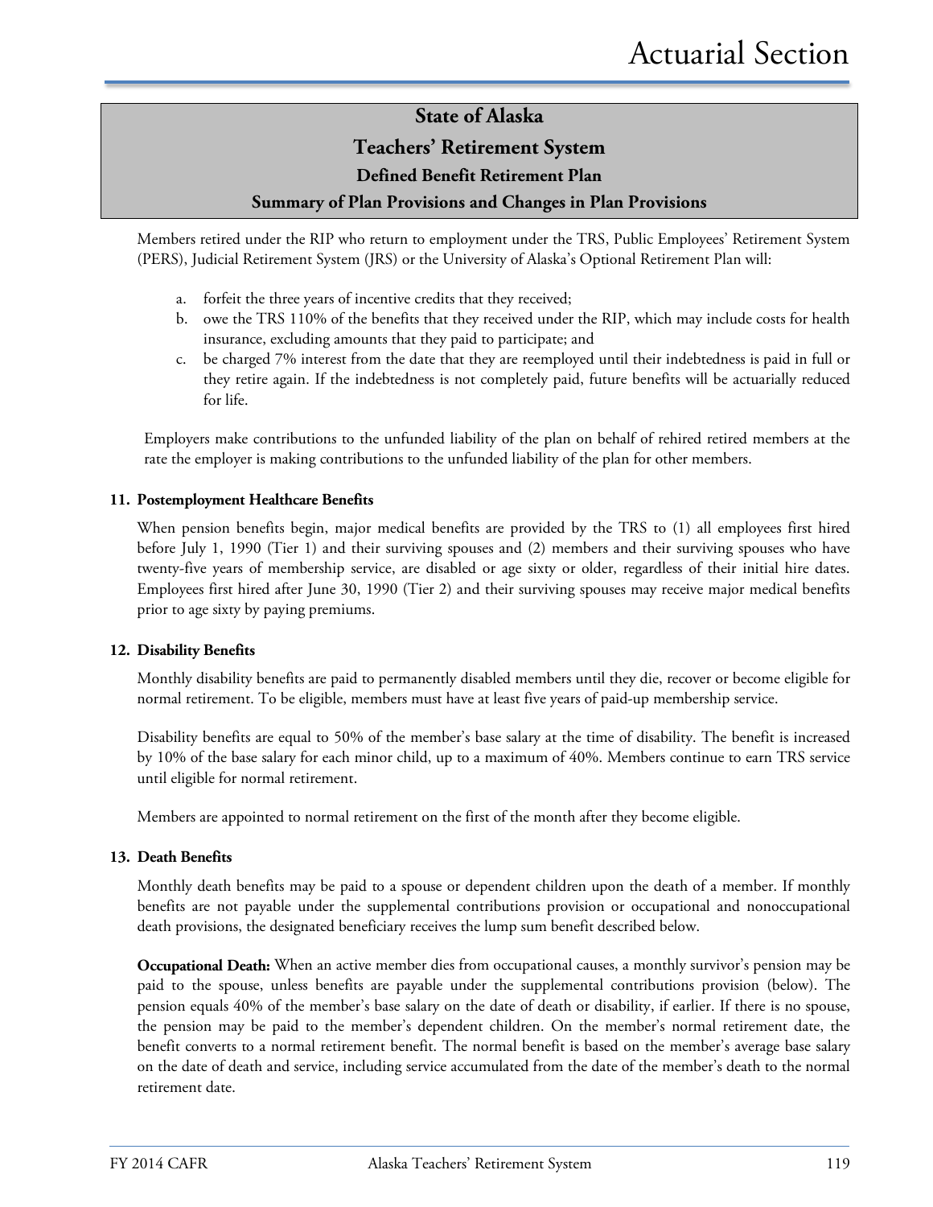## State of Alaska
## Teachers' Retirement System
### Defined Benefit Retirement Plan
### Summary of Plan Provisions and Changes in Plan Provisions

Members retired under the RIP who return to employment under the TRS, Public Employees' Retirement System (PERS), Judicial Retirement System (JRS) or the University of Alaska's Optional Retirement Plan will:

a. forfeit the three years of incentive credits that they received;
b. owe the TRS 110% of the benefits that they received under the RIP, which may include costs for health insurance, excluding amounts that they paid to participate; and
c. be charged 7% interest from the date that they are reemployed until their indebtedness is paid in full or they retire again. If the indebtedness is not completely paid, future benefits will be actuarially reduced for life.

Employers make contributions to the unfunded liability of the plan on behalf of rehired retired members at the rate the employer is making contributions to the unfunded liability of the plan for other members.

**11. Postemployment Healthcare Benefits**

When pension benefits begin, major medical benefits are provided by the TRS to (1) all employees first hired before July 1, 1990 (Tier 1) and their surviving spouses and (2) members and their surviving spouses who have twenty-five years of membership service, are disabled or age sixty or older, regardless of their initial hire dates. Employees first hired after June 30, 1990 (Tier 2) and their surviving spouses may receive major medical benefits prior to age sixty by paying premiums.

**12. Disability Benefits**

Monthly disability benefits are paid to permanently disabled members until they die, recover or become eligible for normal retirement. To be eligible, members must have at least five years of paid-up membership service.

Disability benefits are equal to 50% of the member's base salary at the time of disability. The benefit is increased by 10% of the base salary for each minor child, up to a maximum of 40%. Members continue to earn TRS service until eligible for normal retirement.

Members are appointed to normal retirement on the first of the month after they become eligible.

**13. Death Benefits**

Monthly death benefits may be paid to a spouse or dependent children upon the death of a member. If monthly benefits are not payable under the supplemental contributions provision or occupational and nonoccupational death provisions, the designated beneficiary receives the lump sum benefit described below.

**Occupational Death:** When an active member dies from occupational causes, a monthly survivor's pension may be paid to the spouse, unless benefits are payable under the supplemental contributions provision (below). The pension equals 40% of the member's base salary on the date of death or disability, if earlier. If there is no spouse, the pension may be paid to the member's dependent children. On the member's normal retirement date, the benefit converts to a normal retirement benefit. The normal benefit is based on the member's average base salary on the date of death and service, including service accumulated from the date of the member's death to the normal retirement date.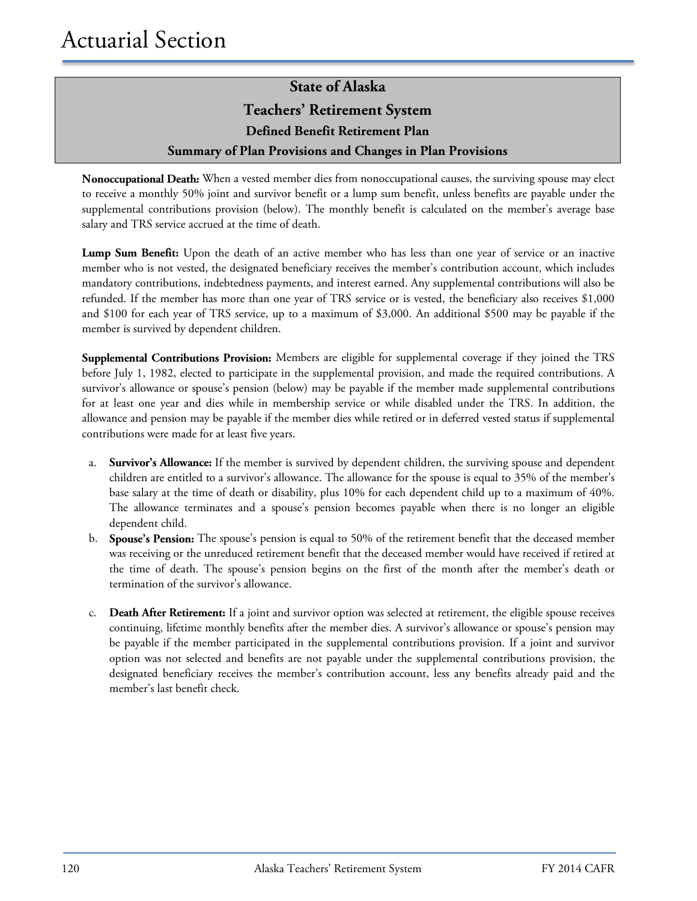## State of Alaska
## Teachers' Retirement System
### Defined Benefit Retirement Plan
### Summary of Plan Provisions and Changes in Plan Provisions

**Nonoccupational Death:** When a vested member dies from nonoccupational causes, the surviving spouse may elect to receive a monthly 50% joint and survivor benefit or a lump sum benefit, unless benefits are payable under the supplemental contributions provision (below). The monthly benefit is calculated on the member's average base salary and TRS service accrued at the time of death.

**Lump Sum Benefit:** Upon the death of an active member who has less than one year of service or an inactive member who is not vested, the designated beneficiary receives the member's contribution account, which includes mandatory contributions, indebtedness payments, and interest earned. Any supplemental contributions will also be refunded. If the member has more than one year of TRS service or is vested, the beneficiary also receives $1,000 and $100 for each year of TRS service, up to a maximum of $3,000. An additional $500 may be payable if the member is survived by dependent children.

**Supplemental Contributions Provision:** Members are eligible for supplemental coverage if they joined the TRS before July 1, 1982, elected to participate in the supplemental provision, and made the required contributions. A survivor's allowance or spouse's pension (below) may be payable if the member made supplemental contributions for at least one year and dies while in membership service or while disabled under the TRS. In addition, the allowance and pension may be payable if the member dies while retired or in deferred vested status if supplemental contributions were made for at least five years.

a. **Survivor's Allowance:** If the member is survived by dependent children, the surviving spouse and dependent children are entitled to a survivor's allowance. The allowance for the spouse is equal to 35% of the member's base salary at the time of death or disability, plus 10% for each dependent child up to a maximum of 40%. The allowance terminates and a spouse's pension becomes payable when there is no longer an eligible dependent child.

b. **Spouse's Pension:** The spouse's pension is equal to 50% of the retirement benefit that the deceased member was receiving or the unreduced retirement benefit that the deceased member would have received if retired at the time of death. The spouse's pension begins on the first of the month after the member's death or termination of the survivor's allowance.

c. **Death After Retirement:** If a joint and survivor option was selected at retirement, the eligible spouse receives continuing, lifetime monthly benefits after the member dies. A survivor's allowance or spouse's pension may be payable if the member participated in the supplemental contributions provision. If a joint and survivor option was not selected and benefits are not payable under the supplemental contributions provision, the designated beneficiary receives the member's contribution account, less any benefits already paid and the member's last benefit check.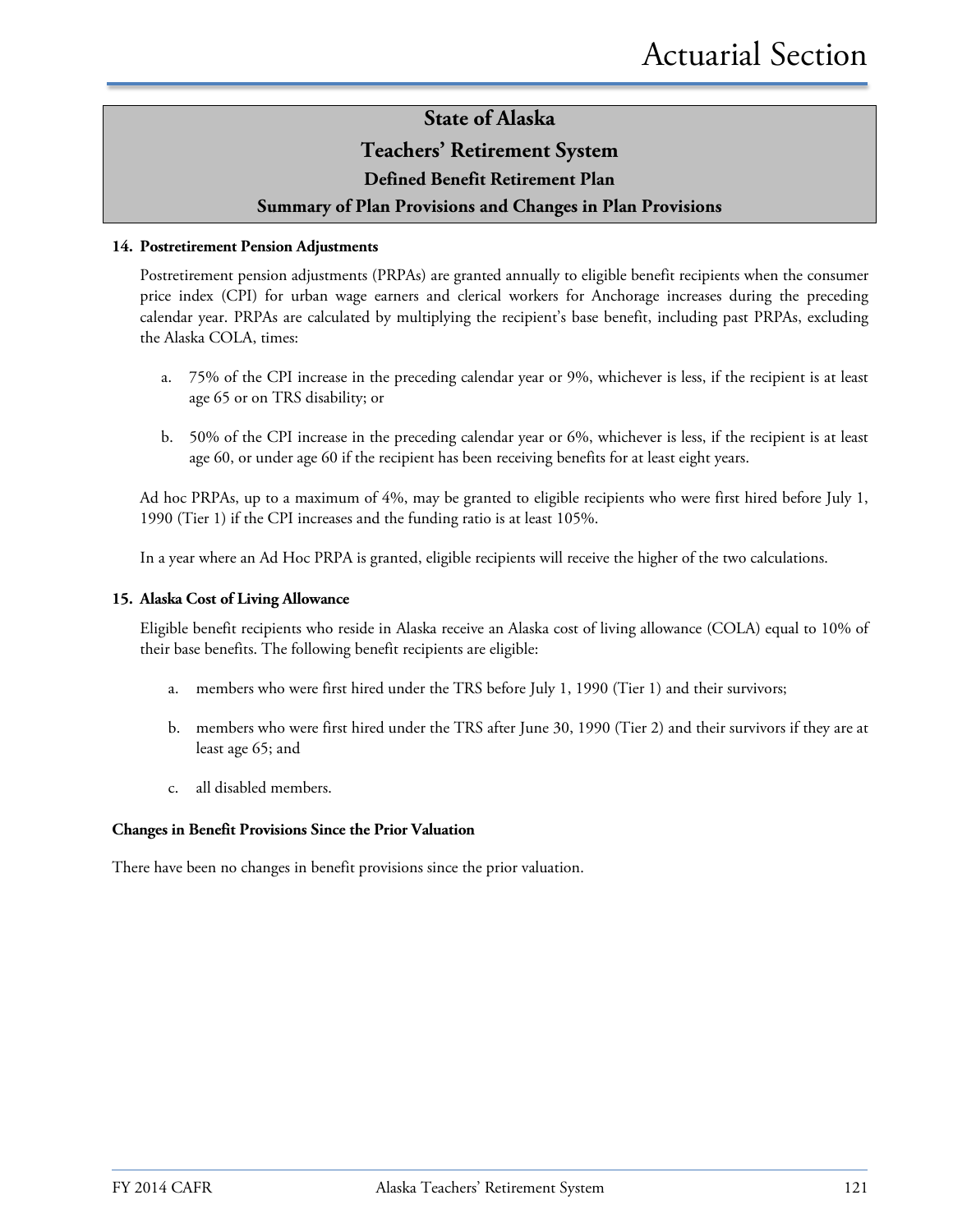# State of Alaska
# Teachers' Retirement System
## Defined Benefit Retirement Plan
## Summary of Plan Provisions and Changes in Plan Provisions

**14. Postretirement Pension Adjustments**

Postretirement pension adjustments (PRPAs) are granted annually to eligible benefit recipients when the consumer price index (CPI) for urban wage earners and clerical workers for Anchorage increases during the preceding calendar year. PRPAs are calculated by multiplying the recipient's base benefit, including past PRPAs, excluding the Alaska COLA, times:

a. 75% of the CPI increase in the preceding calendar year or 9%, whichever is less, if the recipient is at least age 65 or on TRS disability; or

b. 50% of the CPI increase in the preceding calendar year or 6%, whichever is less, if the recipient is at least age 60, or under age 60 if the recipient has been receiving benefits for at least eight years.

Ad hoc PRPAs, up to a maximum of 4%, may be granted to eligible recipients who were first hired before July 1, 1990 (Tier 1) if the CPI increases and the funding ratio is at least 105%.

In a year where an Ad Hoc PRPA is granted, eligible recipients will receive the higher of the two calculations.

**15. Alaska Cost of Living Allowance**

Eligible benefit recipients who reside in Alaska receive an Alaska cost of living allowance (COLA) equal to 10% of their base benefits. The following benefit recipients are eligible:

a. members who were first hired under the TRS before July 1, 1990 (Tier 1) and their survivors;

b. members who were first hired under the TRS after June 30, 1990 (Tier 2) and their survivors if they are at least age 65; and

c. all disabled members.

**Changes in Benefit Provisions Since the Prior Valuation**

There have been no changes in benefit provisions since the prior valuation.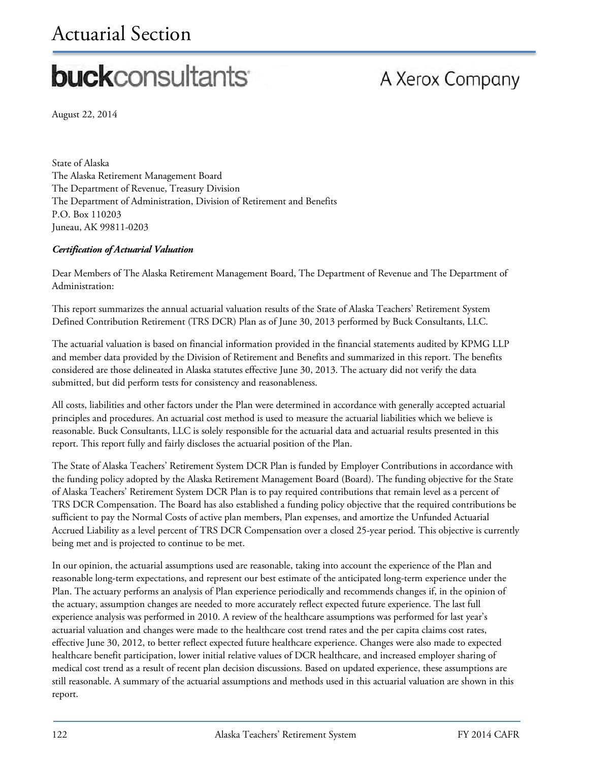# Actuarial Section

**buck**consultants A Xerox Company

August 22, 2014

State of Alaska
The Alaska Retirement Management Board
The Department of Revenue, Treasury Division
The Department of Administration, Division of Retirement and Benefits
P.O. Box 110203
Juneau, AK 99811-0203

***Certification of Actuarial Valuation***

Dear Members of The Alaska Retirement Management Board, The Department of Revenue and The Department of Administration:

This report summarizes the annual actuarial valuation results of the State of Alaska Teachers' Retirement System Defined Contribution Retirement (TRS DCR) Plan as of June 30, 2013 performed by Buck Consultants, LLC.

The actuarial valuation is based on financial information provided in the financial statements audited by KPMG LLP and member data provided by the Division of Retirement and Benefits and summarized in this report. The benefits considered are those delineated in Alaska statutes effective June 30, 2013. The actuary did not verify the data submitted, but did perform tests for consistency and reasonableness.

All costs, liabilities and other factors under the Plan were determined in accordance with generally accepted actuarial principles and procedures. An actuarial cost method is used to measure the actuarial liabilities which we believe is reasonable. Buck Consultants, LLC is solely responsible for the actuarial data and actuarial results presented in this report. This report fully and fairly discloses the actuarial position of the Plan.

The State of Alaska Teachers' Retirement System DCR Plan is funded by Employer Contributions in accordance with the funding policy adopted by the Alaska Retirement Management Board (Board). The funding objective for the State of Alaska Teachers' Retirement System DCR Plan is to pay required contributions that remain level as a percent of TRS DCR Compensation. The Board has also established a funding policy objective that the required contributions be sufficient to pay the Normal Costs of active plan members, Plan expenses, and amortize the Unfunded Actuarial Accrued Liability as a level percent of TRS DCR Compensation over a closed 25-year period. This objective is currently being met and is projected to continue to be met.

In our opinion, the actuarial assumptions used are reasonable, taking into account the experience of the Plan and reasonable long-term expectations, and represent our best estimate of the anticipated long-term experience under the Plan. The actuary performs an analysis of Plan experience periodically and recommends changes if, in the opinion of the actuary, assumption changes are needed to more accurately reflect expected future experience. The last full experience analysis was performed in 2010. A review of the healthcare assumptions was performed for last year's actuarial valuation and changes were made to the healthcare cost trend rates and the per capita claims cost rates, effective June 30, 2012, to better reflect expected future healthcare experience. Changes were also made to expected healthcare benefit participation, lower initial relative values of DCR healthcare, and increased employer sharing of medical cost trend as a result of recent plan decision discussions. Based on updated experience, these assumptions are still reasonable. A summary of the actuarial assumptions and methods used in this actuarial valuation are shown in this report.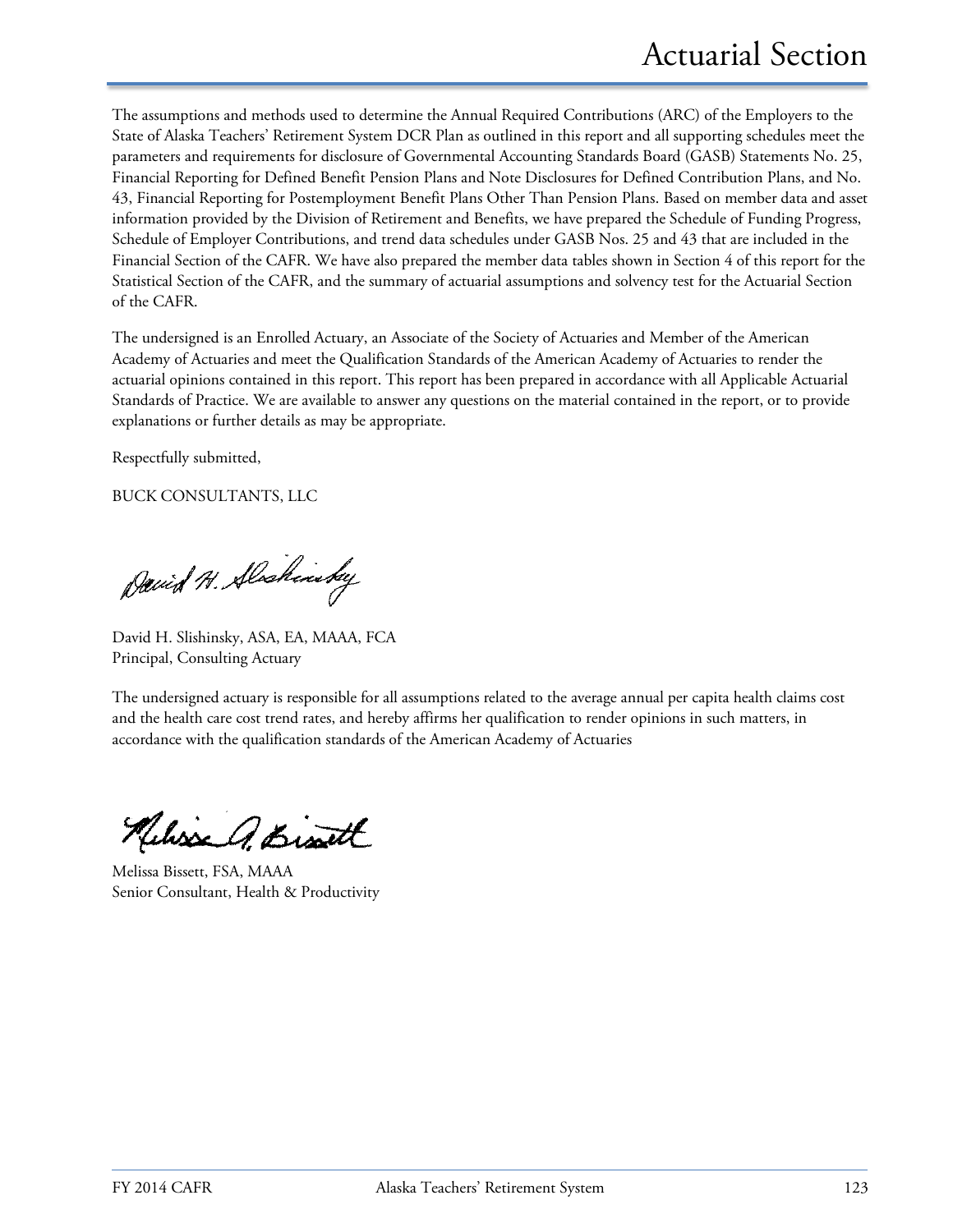The assumptions and methods used to determine the Annual Required Contributions (ARC) of the Employers to the State of Alaska Teachers' Retirement System DCR Plan as outlined in this report and all supporting schedules meet the parameters and requirements for disclosure of Governmental Accounting Standards Board (GASB) Statements No. 25, Financial Reporting for Defined Benefit Pension Plans and Note Disclosures for Defined Contribution Plans, and No. 43, Financial Reporting for Postemployment Benefit Plans Other Than Pension Plans. Based on member data and asset information provided by the Division of Retirement and Benefits, we have prepared the Schedule of Funding Progress, Schedule of Employer Contributions, and trend data schedules under GASB Nos. 25 and 43 that are included in the Financial Section of the CAFR. We have also prepared the member data tables shown in Section 4 of this report for the Statistical Section of the CAFR, and the summary of actuarial assumptions and solvency test for the Actuarial Section of the CAFR.

The undersigned is an Enrolled Actuary, an Associate of the Society of Actuaries and Member of the American Academy of Actuaries and meet the Qualification Standards of the American Academy of Actuaries to render the actuarial opinions contained in this report. This report has been prepared in accordance with all Applicable Actuarial Standards of Practice. We are available to answer any questions on the material contained in the report, or to provide explanations or further details as may be appropriate.

Respectfully submitted,

BUCK CONSULTANTS, LLC

David H. Slishinsky, ASA, EA, MAAA, FCA
Principal, Consulting Actuary

The undersigned actuary is responsible for all assumptions related to the average annual per capita health claims cost and the health care cost trend rates, and hereby affirms her qualification to render opinions in such matters, in accordance with the qualification standards of the American Academy of Actuaries

Melissa Bissett, FSA, MAAA
Senior Consultant, Health & Productivity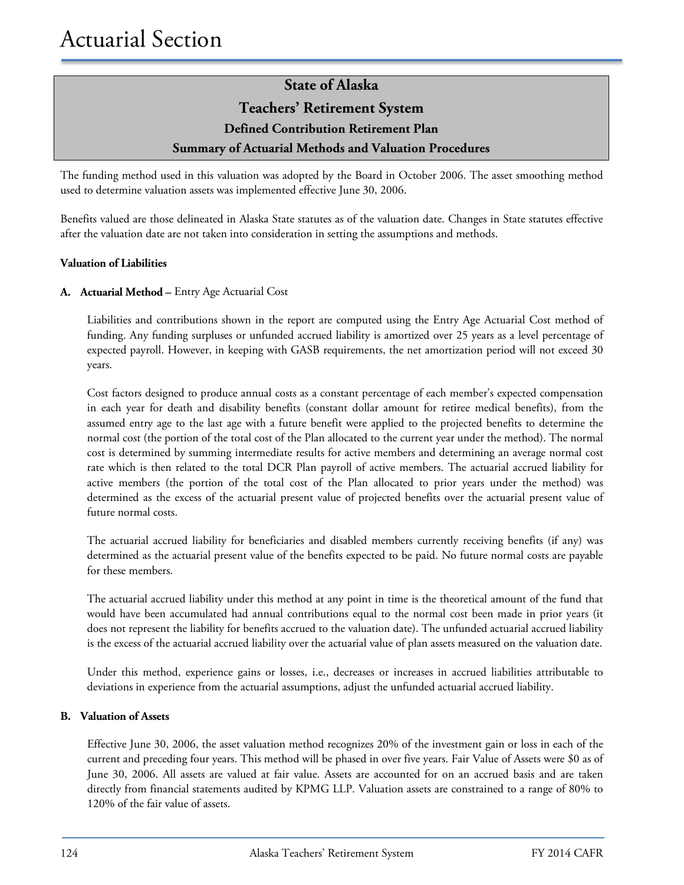# Actuarial Section

## State of Alaska
## Teachers' Retirement System
### Defined Contribution Retirement Plan
### Summary of Actuarial Methods and Valuation Procedures

The funding method used in this valuation was adopted by the Board in October 2006. The asset smoothing method used to determine valuation assets was implemented effective June 30, 2006.

Benefits valued are those delineated in Alaska State statutes as of the valuation date. Changes in State statutes effective after the valuation date are not taken into consideration in setting the assumptions and methods.

**Valuation of Liabilities**

**A. Actuarial Method –** Entry Age Actuarial Cost

Liabilities and contributions shown in the report are computed using the Entry Age Actuarial Cost method of funding. Any funding surpluses or unfunded accrued liability is amortized over 25 years as a level percentage of expected payroll. However, in keeping with GASB requirements, the net amortization period will not exceed 30 years.

Cost factors designed to produce annual costs as a constant percentage of each member's expected compensation in each year for death and disability benefits (constant dollar amount for retiree medical benefits), from the assumed entry age to the last age with a future benefit were applied to the projected benefits to determine the normal cost (the portion of the total cost of the Plan allocated to the current year under the method). The normal cost is determined by summing intermediate results for active members and determining an average normal cost rate which is then related to the total DCR Plan payroll of active members. The actuarial accrued liability for active members (the portion of the total cost of the Plan allocated to prior years under the method) was determined as the excess of the actuarial present value of projected benefits over the actuarial present value of future normal costs.

The actuarial accrued liability for beneficiaries and disabled members currently receiving benefits (if any) was determined as the actuarial present value of the benefits expected to be paid. No future normal costs are payable for these members.

The actuarial accrued liability under this method at any point in time is the theoretical amount of the fund that would have been accumulated had annual contributions equal to the normal cost been made in prior years (it does not represent the liability for benefits accrued to the valuation date). The unfunded actuarial accrued liability is the excess of the actuarial accrued liability over the actuarial value of plan assets measured on the valuation date.

Under this method, experience gains or losses, i.e., decreases or increases in accrued liabilities attributable to deviations in experience from the actuarial assumptions, adjust the unfunded actuarial accrued liability.

**B. Valuation of Assets**

Effective June 30, 2006, the asset valuation method recognizes 20% of the investment gain or loss in each of the current and preceding four years. This method will be phased in over five years. Fair Value of Assets were $0 as of June 30, 2006. All assets are valued at fair value. Assets are accounted for on an accrued basis and are taken directly from financial statements audited by KPMG LLP. Valuation assets are constrained to a range of 80% to 120% of the fair value of assets.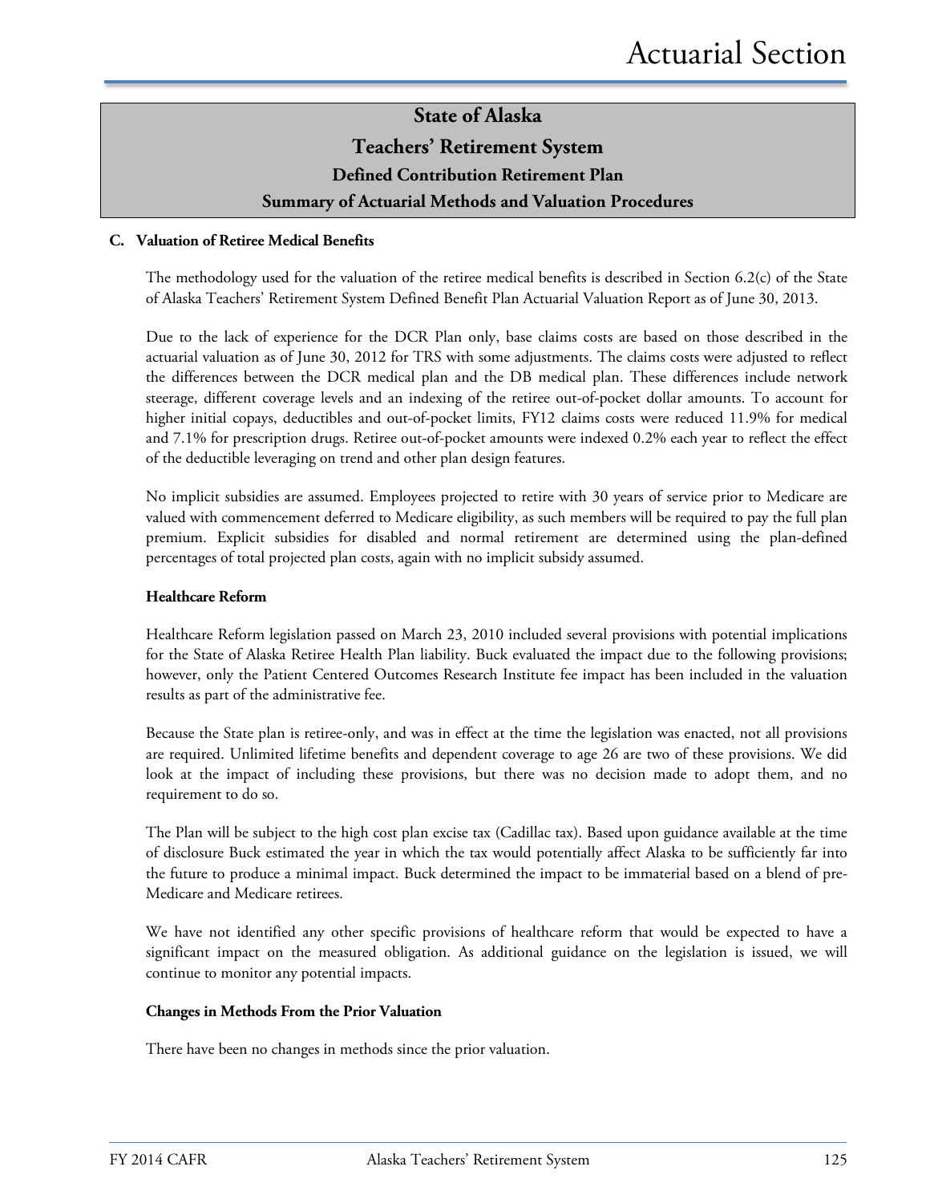# State of Alaska

# Teachers' Retirement System

## Defined Contribution Retirement Plan

## Summary of Actuarial Methods and Valuation Procedures

### C. Valuation of Retiree Medical Benefits

The methodology used for the valuation of the retiree medical benefits is described in Section 6.2(c) of the State of Alaska Teachers' Retirement System Defined Benefit Plan Actuarial Valuation Report as of June 30, 2013.

Due to the lack of experience for the DCR Plan only, base claims costs are based on those described in the actuarial valuation as of June 30, 2012 for TRS with some adjustments. The claims costs were adjusted to reflect the differences between the DCR medical plan and the DB medical plan. These differences include network steerage, different coverage levels and an indexing of the retiree out-of-pocket dollar amounts. To account for higher initial copays, deductibles and out-of-pocket limits, FY12 claims costs were reduced 11.9% for medical and 7.1% for prescription drugs. Retiree out-of-pocket amounts were indexed 0.2% each year to reflect the effect of the deductible leveraging on trend and other plan design features.

No implicit subsidies are assumed. Employees projected to retire with 30 years of service prior to Medicare are valued with commencement deferred to Medicare eligibility, as such members will be required to pay the full plan premium. Explicit subsidies for disabled and normal retirement are determined using the plan-defined percentages of total projected plan costs, again with no implicit subsidy assumed.

#### Healthcare Reform

Healthcare Reform legislation passed on March 23, 2010 included several provisions with potential implications for the State of Alaska Retiree Health Plan liability. Buck evaluated the impact due to the following provisions; however, only the Patient Centered Outcomes Research Institute fee impact has been included in the valuation results as part of the administrative fee.

Because the State plan is retiree-only, and was in effect at the time the legislation was enacted, not all provisions are required. Unlimited lifetime benefits and dependent coverage to age 26 are two of these provisions. We did look at the impact of including these provisions, but there was no decision made to adopt them, and no requirement to do so.

The Plan will be subject to the high cost plan excise tax (Cadillac tax). Based upon guidance available at the time of disclosure Buck estimated the year in which the tax would potentially affect Alaska to be sufficiently far into the future to produce a minimal impact. Buck determined the impact to be immaterial based on a blend of pre-Medicare and Medicare retirees.

We have not identified any other specific provisions of healthcare reform that would be expected to have a significant impact on the measured obligation. As additional guidance on the legislation is issued, we will continue to monitor any potential impacts.

#### Changes in Methods From the Prior Valuation

There have been no changes in methods since the prior valuation.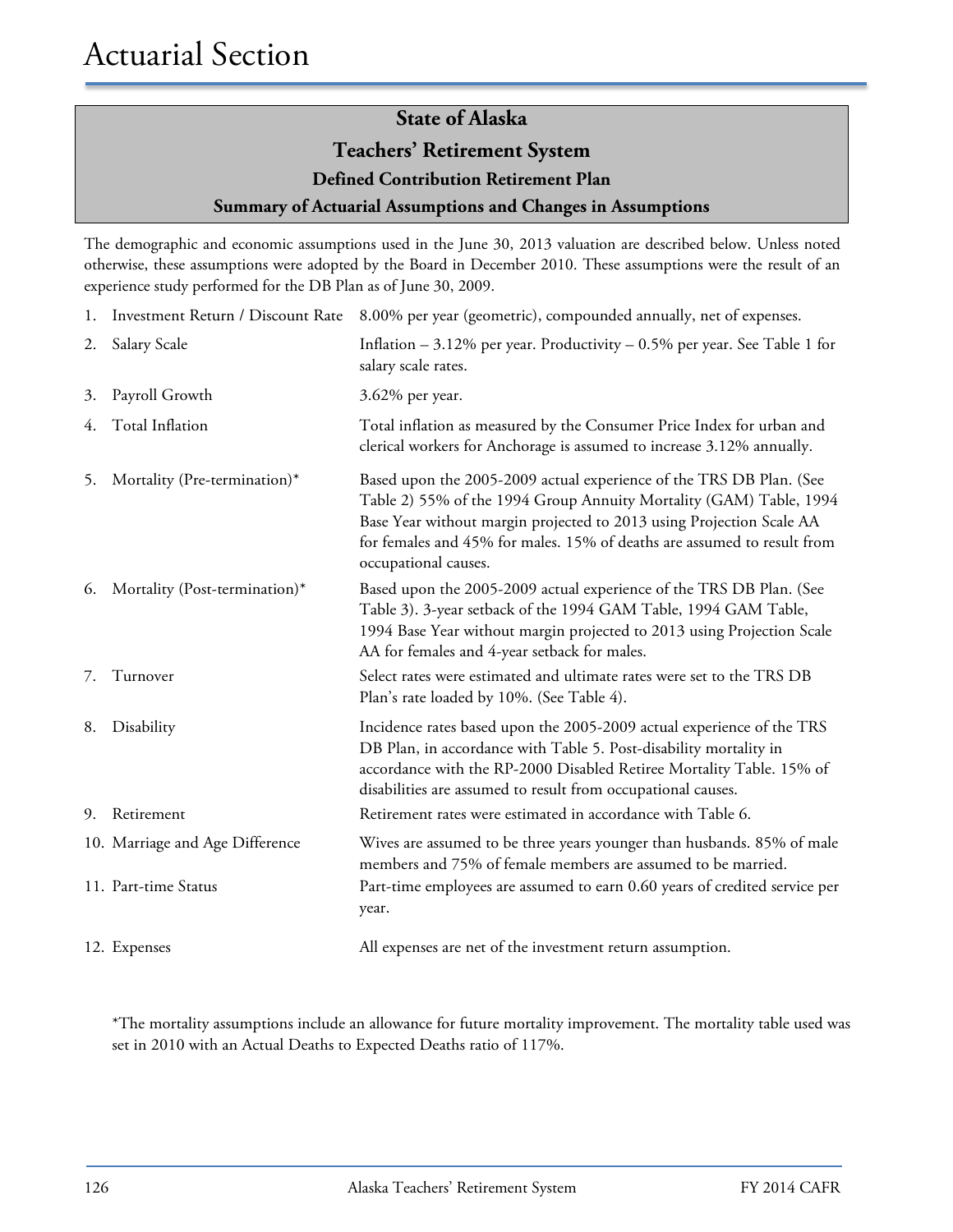# Actuarial Section

## State of Alaska
## Teachers' Retirement System
### Defined Contribution Retirement Plan
### Summary of Actuarial Assumptions and Changes in Assumptions

The demographic and economic assumptions used in the June 30, 2013 valuation are described below. Unless noted otherwise, these assumptions were adopted by the Board in December 2010. These assumptions were the result of an experience study performed for the DB Plan as of June 30, 2009.

1. Investment Return / Discount Rate — 8.00% per year (geometric), compounded annually, net of expenses.
2. Salary Scale — Inflation – 3.12% per year. Productivity – 0.5% per year. See Table 1 for salary scale rates.
3. Payroll Growth — 3.62% per year.
4. Total Inflation — Total inflation as measured by the Consumer Price Index for urban and clerical workers for Anchorage is assumed to increase 3.12% annually.
5. Mortality (Pre-termination)* — Based upon the 2005-2009 actual experience of the TRS DB Plan. (See Table 2) 55% of the 1994 Group Annuity Mortality (GAM) Table, 1994 Base Year without margin projected to 2013 using Projection Scale AA for females and 45% for males. 15% of deaths are assumed to result from occupational causes.
6. Mortality (Post-termination)* — Based upon the 2005-2009 actual experience of the TRS DB Plan. (See Table 3). 3-year setback of the 1994 GAM Table, 1994 GAM Table, 1994 Base Year without margin projected to 2013 using Projection Scale AA for females and 4-year setback for males.
7. Turnover — Select rates were estimated and ultimate rates were set to the TRS DB Plan's rate loaded by 10%. (See Table 4).
8. Disability — Incidence rates based upon the 2005-2009 actual experience of the TRS DB Plan, in accordance with Table 5. Post-disability mortality in accordance with the RP-2000 Disabled Retiree Mortality Table. 15% of disabilities are assumed to result from occupational causes.
9. Retirement — Retirement rates were estimated in accordance with Table 6.
10. Marriage and Age Difference — Wives are assumed to be three years younger than husbands. 85% of male members and 75% of female members are assumed to be married.
11. Part-time Status — Part-time employees are assumed to earn 0.60 years of credited service per year.
12. Expenses — All expenses are net of the investment return assumption.

*The mortality assumptions include an allowance for future mortality improvement. The mortality table used was set in 2010 with an Actual Deaths to Expected Deaths ratio of 117%.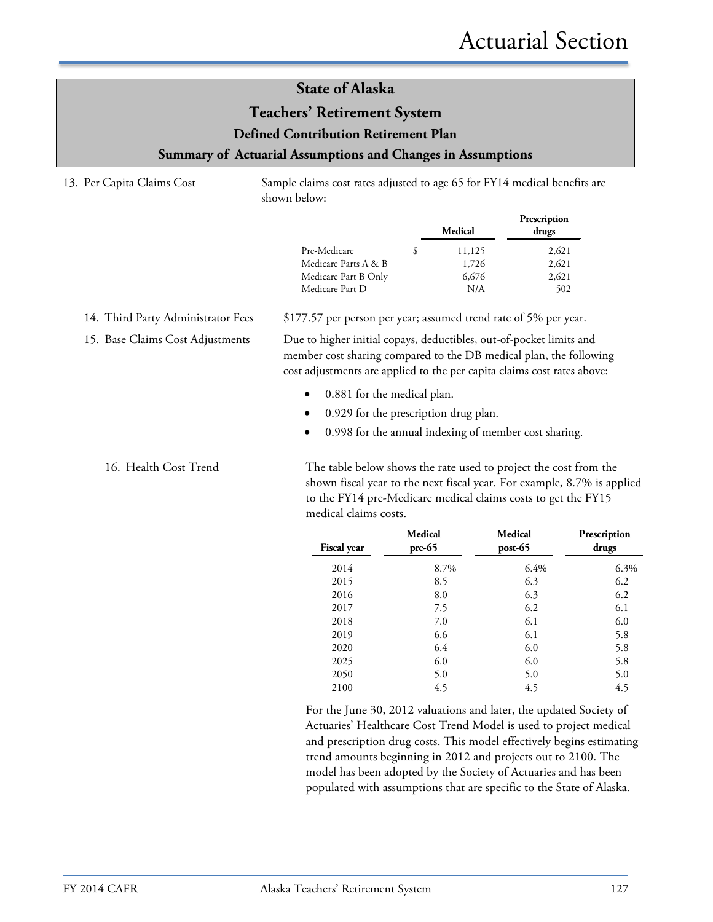# State of Alaska

## Teachers' Retirement System

### Defined Contribution Retirement Plan

### Summary of Actuarial Assumptions and Changes in Assumptions

13. Per Capita Claims Cost

Sample claims cost rates adjusted to age 65 for FY14 medical benefits are shown below:

| | Medical | Prescription drugs |
|---|---|---|
| Pre-Medicare | $ 11,125 | 2,621 |
| Medicare Parts A & B | 1,726 | 2,621 |
| Medicare Part B Only | 6,676 | 2,621 |
| Medicare Part D | N/A | 502 |

14. Third Party Administrator Fees

$177.57 per person per year; assumed trend rate of 5% per year.

15. Base Claims Cost Adjustments

Due to higher initial copays, deductibles, out-of-pocket limits and member cost sharing compared to the DB medical plan, the following cost adjustments are applied to the per capita claims cost rates above:

- 0.881 for the medical plan.
- 0.929 for the prescription drug plan.
- 0.998 for the annual indexing of member cost sharing.

16. Health Cost Trend

The table below shows the rate used to project the cost from the shown fiscal year to the next fiscal year. For example, 8.7% is applied to the FY14 pre-Medicare medical claims costs to get the FY15 medical claims costs.

| Fiscal year | Medical pre-65 | Medical post-65 | Prescription drugs |
|---|---|---|---|
| 2014 | 8.7% | 6.4% | 6.3% |
| 2015 | 8.5 | 6.3 | 6.2 |
| 2016 | 8.0 | 6.3 | 6.2 |
| 2017 | 7.5 | 6.2 | 6.1 |
| 2018 | 7.0 | 6.1 | 6.0 |
| 2019 | 6.6 | 6.1 | 5.8 |
| 2020 | 6.4 | 6.0 | 5.8 |
| 2025 | 6.0 | 6.0 | 5.8 |
| 2050 | 5.0 | 5.0 | 5.0 |
| 2100 | 4.5 | 4.5 | 4.5 |

For the June 30, 2012 valuations and later, the updated Society of Actuaries' Healthcare Cost Trend Model is used to project medical and prescription drug costs. This model effectively begins estimating trend amounts beginning in 2012 and projects out to 2100. The model has been adopted by the Society of Actuaries and has been populated with assumptions that are specific to the State of Alaska.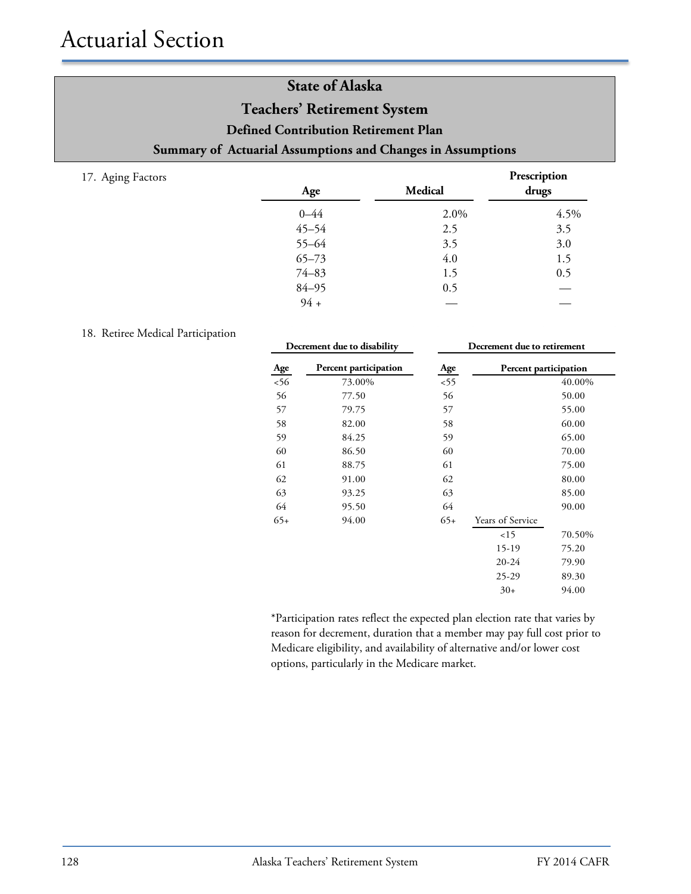# Actuarial Section

## State of Alaska
## Teachers' Retirement System
### Defined Contribution Retirement Plan
### Summary of Actuarial Assumptions and Changes in Assumptions

17. Aging Factors

| Age | Medical | Prescription drugs |
|---|---|---|
| 0–44 | 2.0% | 4.5% |
| 45–54 | 2.5 | 3.5 |
| 55–64 | 3.5 | 3.0 |
| 65–73 | 4.0 | 1.5 |
| 74–83 | 1.5 | 0.5 |
| 84–95 | 0.5 | — |
| 94 + | — | — |

18. Retiree Medical Participation

| Decrement due to disability | | Decrement due to retirement | | |
|---|---|---|---|---|
| Age | Percent participation | Age | | Percent participation |
| <56 | 73.00% | <55 | | 40.00% |
| 56 | 77.50 | 56 | | 50.00 |
| 57 | 79.75 | 57 | | 55.00 |
| 58 | 82.00 | 58 | | 60.00 |
| 59 | 84.25 | 59 | | 65.00 |
| 60 | 86.50 | 60 | | 70.00 |
| 61 | 88.75 | 61 | | 75.00 |
| 62 | 91.00 | 62 | | 80.00 |
| 63 | 93.25 | 63 | | 85.00 |
| 64 | 95.50 | 64 | | 90.00 |
| 65+ | 94.00 | 65+ | Years of Service | |
| | | | <15 | 70.50% |
| | | | 15-19 | 75.20 |
| | | | 20-24 | 79.90 |
| | | | 25-29 | 89.30 |
| | | | 30+ | 94.00 |

*Participation rates reflect the expected plan election rate that varies by reason for decrement, duration that a member may pay full cost prior to Medicare eligibility, and availability of alternative and/or lower cost options, particularly in the Medicare market.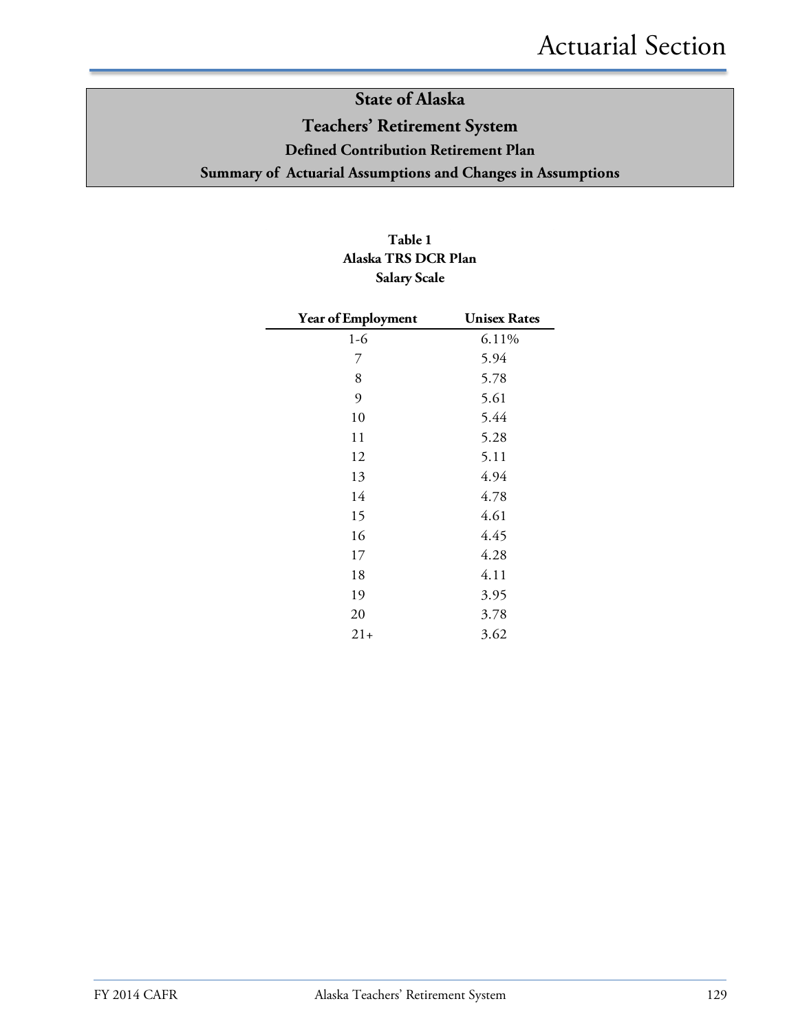# State of Alaska

## Teachers' Retirement System

### Defined Contribution Retirement Plan

### Summary of Actuarial Assumptions and Changes in Assumptions

**Table 1**
**Alaska TRS DCR Plan**
**Salary Scale**

| Year of Employment | Unisex Rates |
|---|---|
| 1-6 | 6.11% |
| 7 | 5.94 |
| 8 | 5.78 |
| 9 | 5.61 |
| 10 | 5.44 |
| 11 | 5.28 |
| 12 | 5.11 |
| 13 | 4.94 |
| 14 | 4.78 |
| 15 | 4.61 |
| 16 | 4.45 |
| 17 | 4.28 |
| 18 | 4.11 |
| 19 | 3.95 |
| 20 | 3.78 |
| 21+ | 3.62 |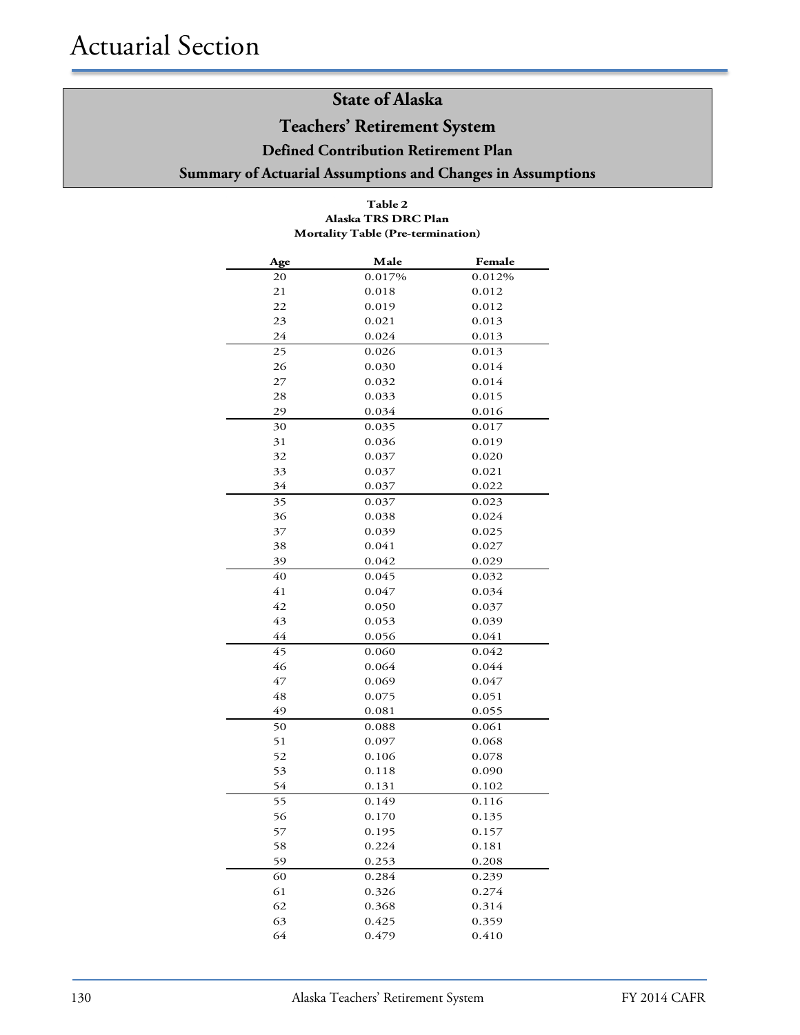# State of Alaska

## Teachers' Retirement System

### Defined Contribution Retirement Plan

### Summary of Actuarial Assumptions and Changes in Assumptions

**Table 2**
**Alaska TRS DRC Plan**
**Mortality Table (Pre-termination)**

| Age | Male | Female |
|---|---|---|
| 20 | 0.017% | 0.012% |
| 21 | 0.018 | 0.012 |
| 22 | 0.019 | 0.012 |
| 23 | 0.021 | 0.013 |
| 24 | 0.024 | 0.013 |
| 25 | 0.026 | 0.013 |
| 26 | 0.030 | 0.014 |
| 27 | 0.032 | 0.014 |
| 28 | 0.033 | 0.015 |
| 29 | 0.034 | 0.016 |
| 30 | 0.035 | 0.017 |
| 31 | 0.036 | 0.019 |
| 32 | 0.037 | 0.020 |
| 33 | 0.037 | 0.021 |
| 34 | 0.037 | 0.022 |
| 35 | 0.037 | 0.023 |
| 36 | 0.038 | 0.024 |
| 37 | 0.039 | 0.025 |
| 38 | 0.041 | 0.027 |
| 39 | 0.042 | 0.029 |
| 40 | 0.045 | 0.032 |
| 41 | 0.047 | 0.034 |
| 42 | 0.050 | 0.037 |
| 43 | 0.053 | 0.039 |
| 44 | 0.056 | 0.041 |
| 45 | 0.060 | 0.042 |
| 46 | 0.064 | 0.044 |
| 47 | 0.069 | 0.047 |
| 48 | 0.075 | 0.051 |
| 49 | 0.081 | 0.055 |
| 50 | 0.088 | 0.061 |
| 51 | 0.097 | 0.068 |
| 52 | 0.106 | 0.078 |
| 53 | 0.118 | 0.090 |
| 54 | 0.131 | 0.102 |
| 55 | 0.149 | 0.116 |
| 56 | 0.170 | 0.135 |
| 57 | 0.195 | 0.157 |
| 58 | 0.224 | 0.181 |
| 59 | 0.253 | 0.208 |
| 60 | 0.284 | 0.239 |
| 61 | 0.326 | 0.274 |
| 62 | 0.368 | 0.314 |
| 63 | 0.425 | 0.359 |
| 64 | 0.479 | 0.410 |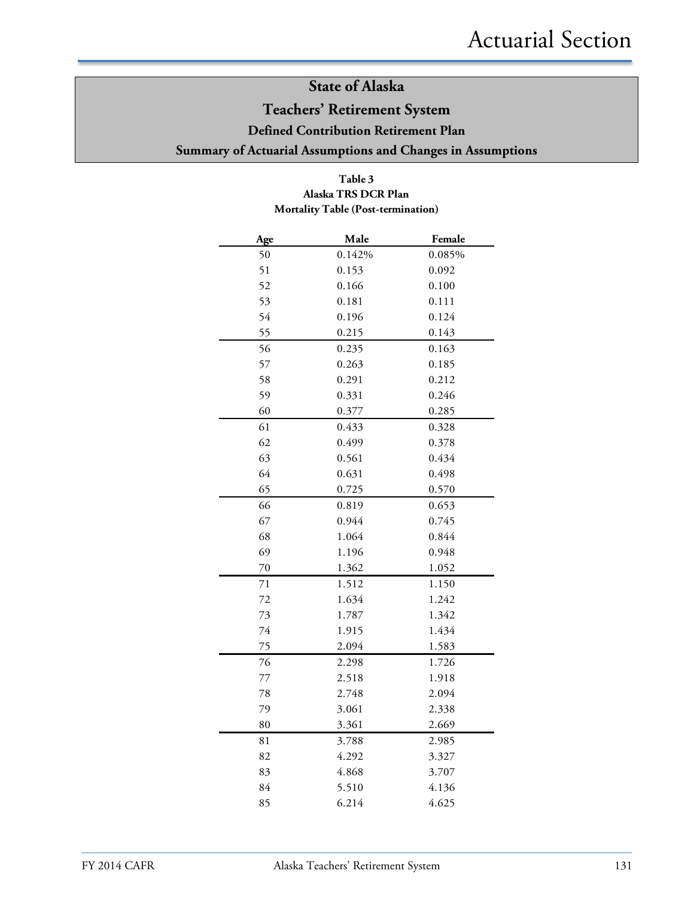# Actuarial Section

## State of Alaska

## Teachers' Retirement System

### Defined Contribution Retirement Plan

### Summary of Actuarial Assumptions and Changes in Assumptions

**Table 3**
**Alaska TRS DCR Plan**
**Mortality Table (Post-termination)**

| Age | Male | Female |
|---|---|---|
| 50 | 0.142% | 0.085% |
| 51 | 0.153 | 0.092 |
| 52 | 0.166 | 0.100 |
| 53 | 0.181 | 0.111 |
| 54 | 0.196 | 0.124 |
| 55 | 0.215 | 0.143 |
| 56 | 0.235 | 0.163 |
| 57 | 0.263 | 0.185 |
| 58 | 0.291 | 0.212 |
| 59 | 0.331 | 0.246 |
| 60 | 0.377 | 0.285 |
| 61 | 0.433 | 0.328 |
| 62 | 0.499 | 0.378 |
| 63 | 0.561 | 0.434 |
| 64 | 0.631 | 0.498 |
| 65 | 0.725 | 0.570 |
| 66 | 0.819 | 0.653 |
| 67 | 0.944 | 0.745 |
| 68 | 1.064 | 0.844 |
| 69 | 1.196 | 0.948 |
| 70 | 1.362 | 1.052 |
| 71 | 1.512 | 1.150 |
| 72 | 1.634 | 1.242 |
| 73 | 1.787 | 1.342 |
| 74 | 1.915 | 1.434 |
| 75 | 2.094 | 1.583 |
| 76 | 2.298 | 1.726 |
| 77 | 2.518 | 1.918 |
| 78 | 2.748 | 2.094 |
| 79 | 3.061 | 2.338 |
| 80 | 3.361 | 2.669 |
| 81 | 3.788 | 2.985 |
| 82 | 4.292 | 3.327 |
| 83 | 4.868 | 3.707 |
| 84 | 5.510 | 4.136 |
| 85 | 6.214 | 4.625 |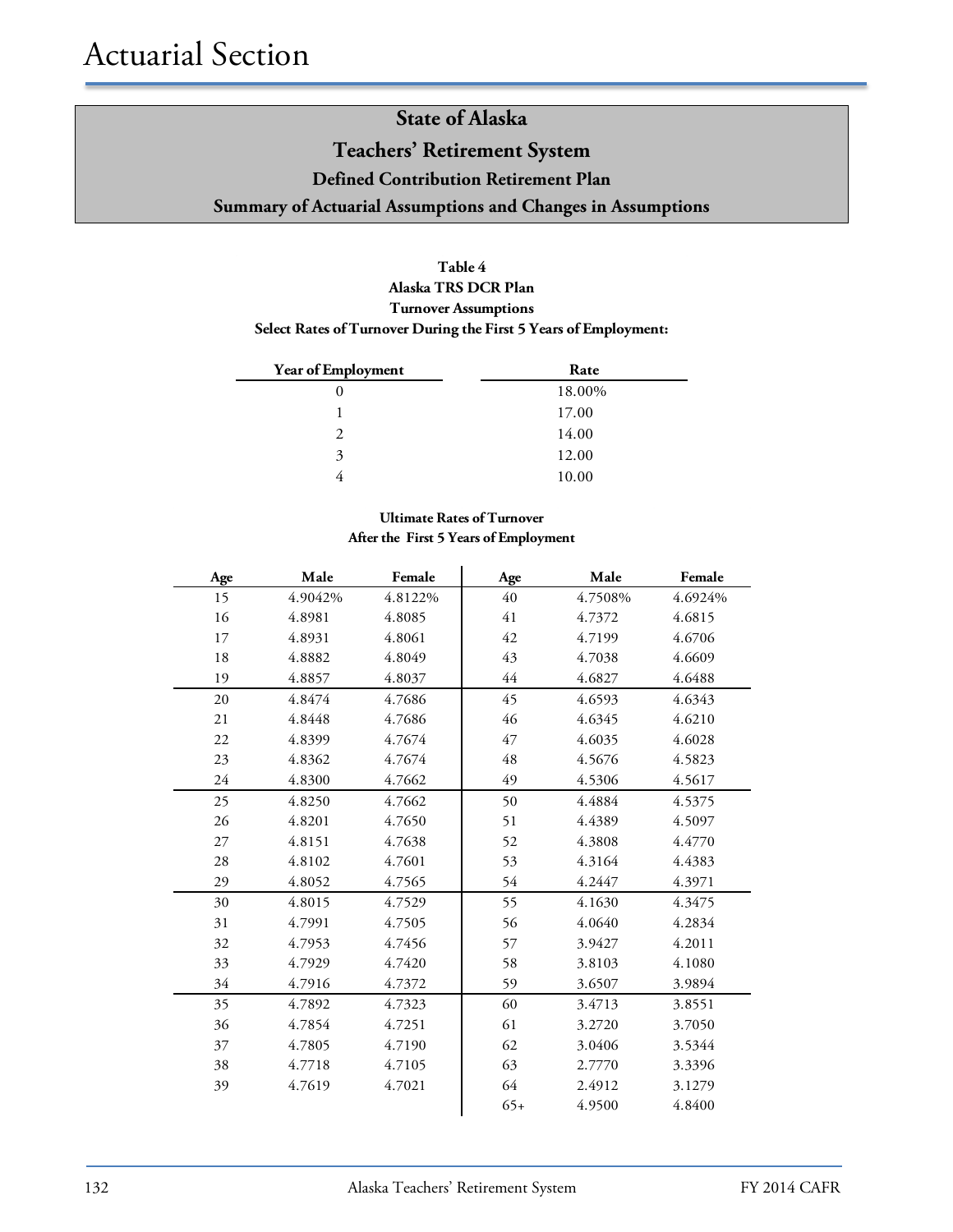# State of Alaska

## Teachers' Retirement System

### Defined Contribution Retirement Plan

### Summary of Actuarial Assumptions and Changes in Assumptions

**Table 4**
**Alaska TRS DCR Plan**
**Turnover Assumptions**
**Select Rates of Turnover During the First 5 Years of Employment:**

| Year of Employment | Rate |
|---|---|
| 0 | 18.00% |
| 1 | 17.00 |
| 2 | 14.00 |
| 3 | 12.00 |
| 4 | 10.00 |

**Ultimate Rates of Turnover**
**After the First 5 Years of Employment**

| Age | Male | Female | Age | Male | Female |
|---|---|---|---|---|---|
| 15 | 4.9042% | 4.8122% | 40 | 4.7508% | 4.6924% |
| 16 | 4.8981 | 4.8085 | 41 | 4.7372 | 4.6815 |
| 17 | 4.8931 | 4.8061 | 42 | 4.7199 | 4.6706 |
| 18 | 4.8882 | 4.8049 | 43 | 4.7038 | 4.6609 |
| 19 | 4.8857 | 4.8037 | 44 | 4.6827 | 4.6488 |
| 20 | 4.8474 | 4.7686 | 45 | 4.6593 | 4.6343 |
| 21 | 4.8448 | 4.7686 | 46 | 4.6345 | 4.6210 |
| 22 | 4.8399 | 4.7674 | 47 | 4.6035 | 4.6028 |
| 23 | 4.8362 | 4.7674 | 48 | 4.5676 | 4.5823 |
| 24 | 4.8300 | 4.7662 | 49 | 4.5306 | 4.5617 |
| 25 | 4.8250 | 4.7662 | 50 | 4.4884 | 4.5375 |
| 26 | 4.8201 | 4.7650 | 51 | 4.4389 | 4.5097 |
| 27 | 4.8151 | 4.7638 | 52 | 4.3808 | 4.4770 |
| 28 | 4.8102 | 4.7601 | 53 | 4.3164 | 4.4383 |
| 29 | 4.8052 | 4.7565 | 54 | 4.2447 | 4.3971 |
| 30 | 4.8015 | 4.7529 | 55 | 4.1630 | 4.3475 |
| 31 | 4.7991 | 4.7505 | 56 | 4.0640 | 4.2834 |
| 32 | 4.7953 | 4.7456 | 57 | 3.9427 | 4.2011 |
| 33 | 4.7929 | 4.7420 | 58 | 3.8103 | 4.1080 |
| 34 | 4.7916 | 4.7372 | 59 | 3.6507 | 3.9894 |
| 35 | 4.7892 | 4.7323 | 60 | 3.4713 | 3.8551 |
| 36 | 4.7854 | 4.7251 | 61 | 3.2720 | 3.7050 |
| 37 | 4.7805 | 4.7190 | 62 | 3.0406 | 3.5344 |
| 38 | 4.7718 | 4.7105 | 63 | 2.7770 | 3.3396 |
| 39 | 4.7619 | 4.7021 | 64 | 2.4912 | 3.1279 |
| | | | 65+ | 4.9500 | 4.8400 |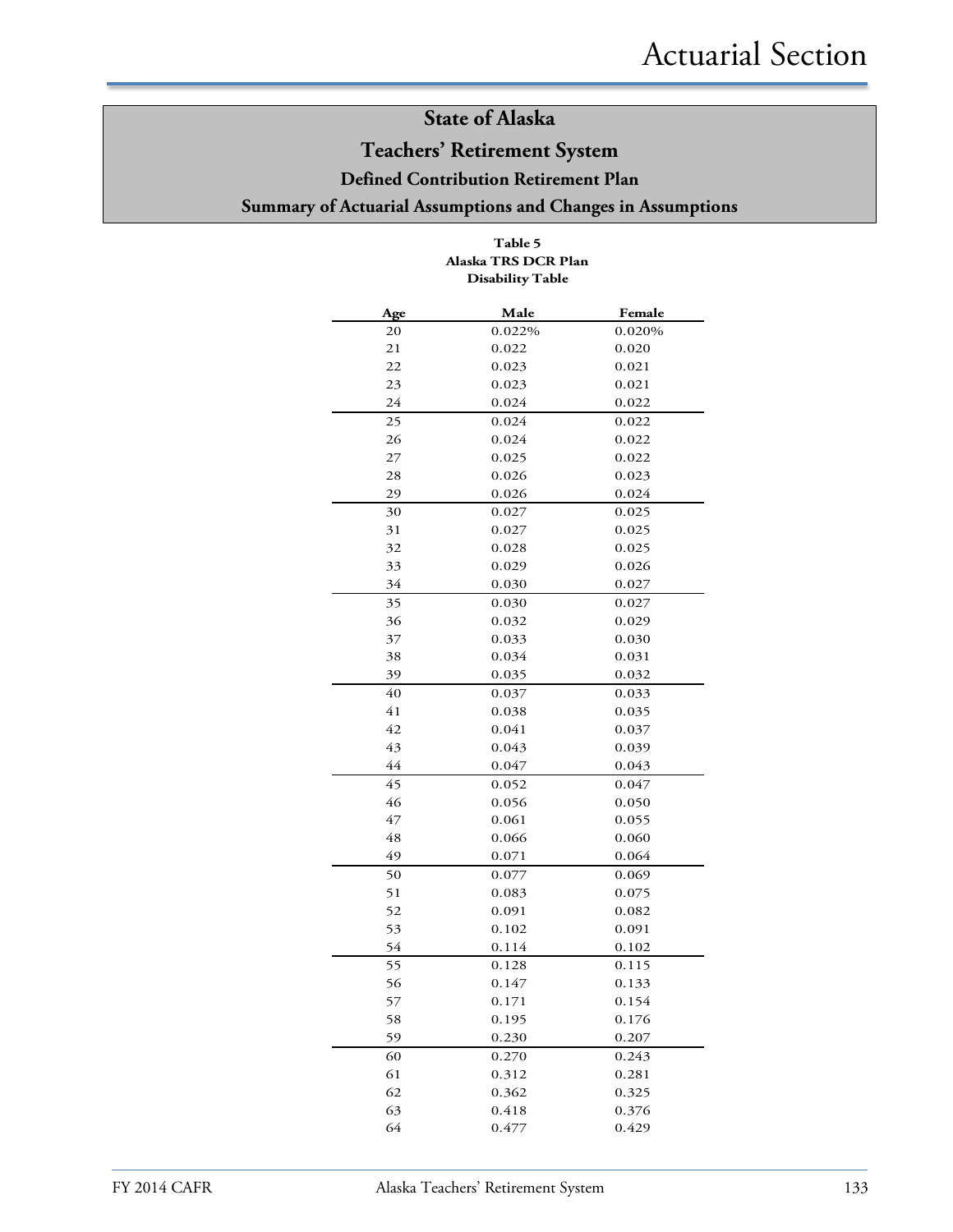# State of Alaska

# Teachers' Retirement System

## Defined Contribution Retirement Plan

## Summary of Actuarial Assumptions and Changes in Assumptions

**Table 5**
**Alaska TRS DCR Plan**
**Disability Table**

| Age | Male | Female |
|---|---|---|
| 20 | 0.022% | 0.020% |
| 21 | 0.022 | 0.020 |
| 22 | 0.023 | 0.021 |
| 23 | 0.023 | 0.021 |
| 24 | 0.024 | 0.022 |
| 25 | 0.024 | 0.022 |
| 26 | 0.024 | 0.022 |
| 27 | 0.025 | 0.022 |
| 28 | 0.026 | 0.023 |
| 29 | 0.026 | 0.024 |
| 30 | 0.027 | 0.025 |
| 31 | 0.027 | 0.025 |
| 32 | 0.028 | 0.025 |
| 33 | 0.029 | 0.026 |
| 34 | 0.030 | 0.027 |
| 35 | 0.030 | 0.027 |
| 36 | 0.032 | 0.029 |
| 37 | 0.033 | 0.030 |
| 38 | 0.034 | 0.031 |
| 39 | 0.035 | 0.032 |
| 40 | 0.037 | 0.033 |
| 41 | 0.038 | 0.035 |
| 42 | 0.041 | 0.037 |
| 43 | 0.043 | 0.039 |
| 44 | 0.047 | 0.043 |
| 45 | 0.052 | 0.047 |
| 46 | 0.056 | 0.050 |
| 47 | 0.061 | 0.055 |
| 48 | 0.066 | 0.060 |
| 49 | 0.071 | 0.064 |
| 50 | 0.077 | 0.069 |
| 51 | 0.083 | 0.075 |
| 52 | 0.091 | 0.082 |
| 53 | 0.102 | 0.091 |
| 54 | 0.114 | 0.102 |
| 55 | 0.128 | 0.115 |
| 56 | 0.147 | 0.133 |
| 57 | 0.171 | 0.154 |
| 58 | 0.195 | 0.176 |
| 59 | 0.230 | 0.207 |
| 60 | 0.270 | 0.243 |
| 61 | 0.312 | 0.281 |
| 62 | 0.362 | 0.325 |
| 63 | 0.418 | 0.376 |
| 64 | 0.477 | 0.429 |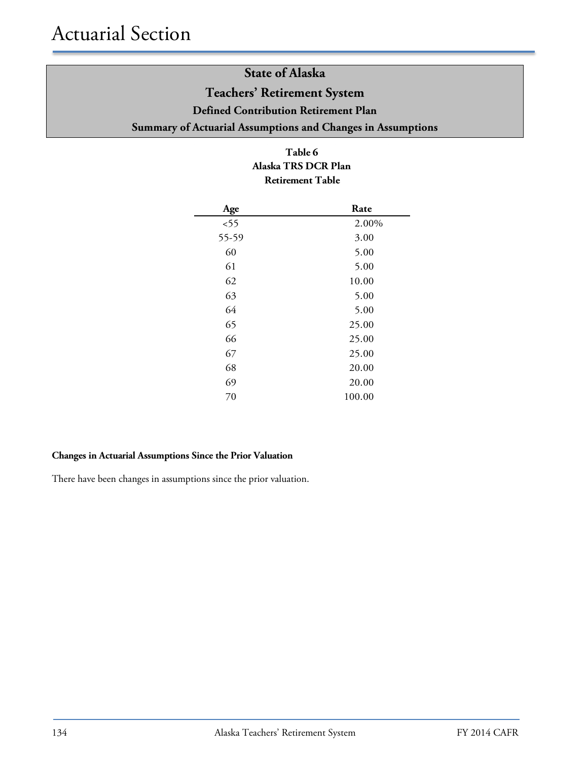# Actuarial Section

## State of Alaska
## Teachers' Retirement System
### Defined Contribution Retirement Plan
### Summary of Actuarial Assumptions and Changes in Assumptions

**Table 6**
**Alaska TRS DCR Plan**
**Retirement Table**

| Age | Rate |
|---|---|
| <55 | 2.00% |
| 55-59 | 3.00 |
| 60 | 5.00 |
| 61 | 5.00 |
| 62 | 10.00 |
| 63 | 5.00 |
| 64 | 5.00 |
| 65 | 25.00 |
| 66 | 25.00 |
| 67 | 25.00 |
| 68 | 20.00 |
| 69 | 20.00 |
| 70 | 100.00 |

**Changes in Actuarial Assumptions Since the Prior Valuation**

There have been changes in assumptions since the prior valuation.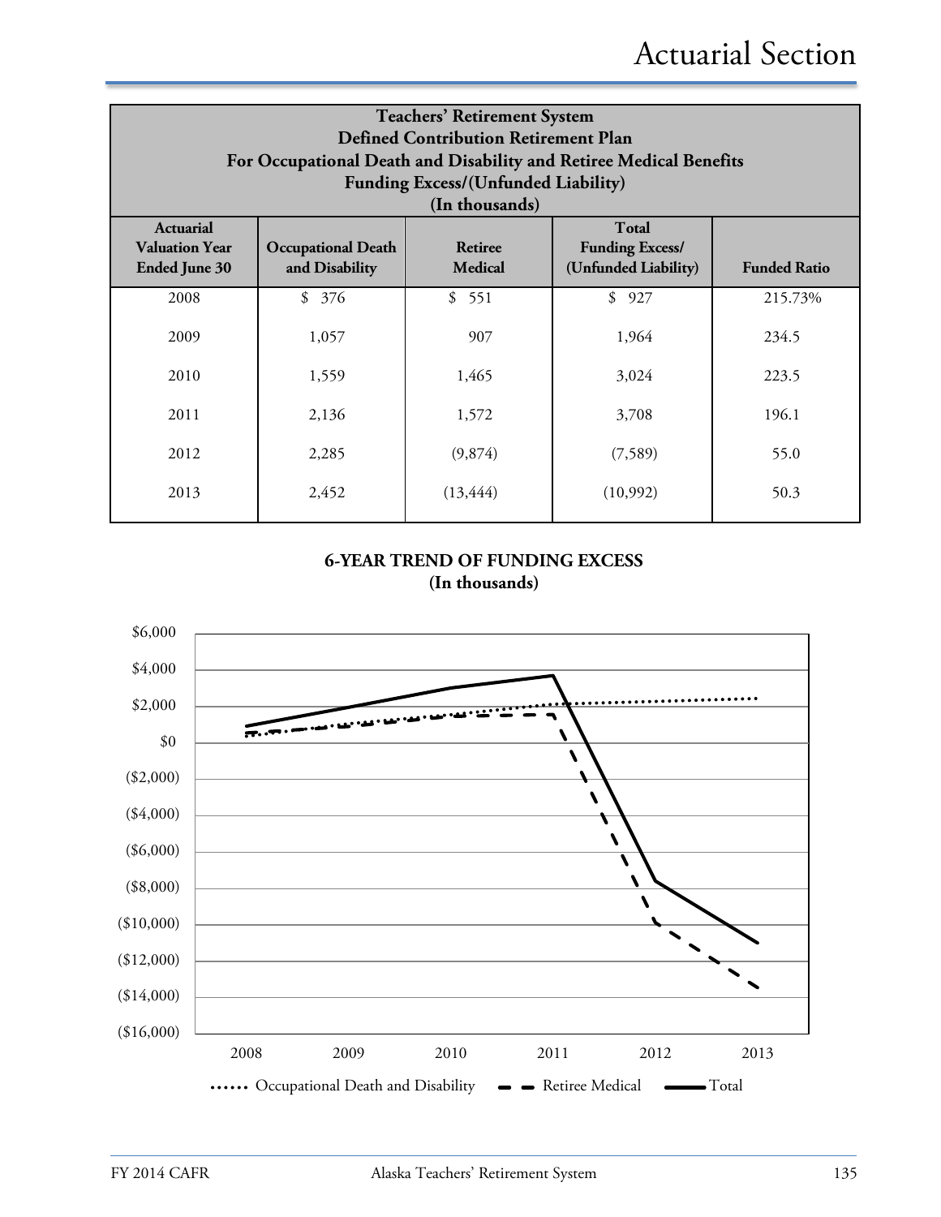## Teachers' Retirement System
## Defined Contribution Retirement Plan
## For Occupational Death and Disability and Retiree Medical Benefits
## Funding Excess/(Unfunded Liability)
## (In thousands)

| Actuarial Valuation Year Ended June 30 | Occupational Death and Disability | Retiree Medical | Total Funding Excess/ (Unfunded Liability) | Funded Ratio |
|---|---|---|---|---|
| 2008 | $ 376 | $ 551 | $ 927 | 215.73% |
| 2009 | 1,057 | 907 | 1,964 | 234.5 |
| 2010 | 1,559 | 1,465 | 3,024 | 223.5 |
| 2011 | 2,136 | 1,572 | 3,708 | 196.1 |
| 2012 | 2,285 | (9,874) | (7,589) | 55.0 |
| 2013 | 2,452 | (13,444) | (10,992) | 50.3 |

**6-YEAR TREND OF FUNDING EXCESS**
**(In thousands)**

Y-axis: $6,000; $4,000; $2,000; $0; ($2,000); ($4,000); ($6,000); ($8,000); ($10,000); ($12,000); ($14,000); ($16,000)

X-axis: 2008; 2009; 2010; 2011; 2012; 2013

Legend: Occupational Death and Disability; Retiree Medical; Total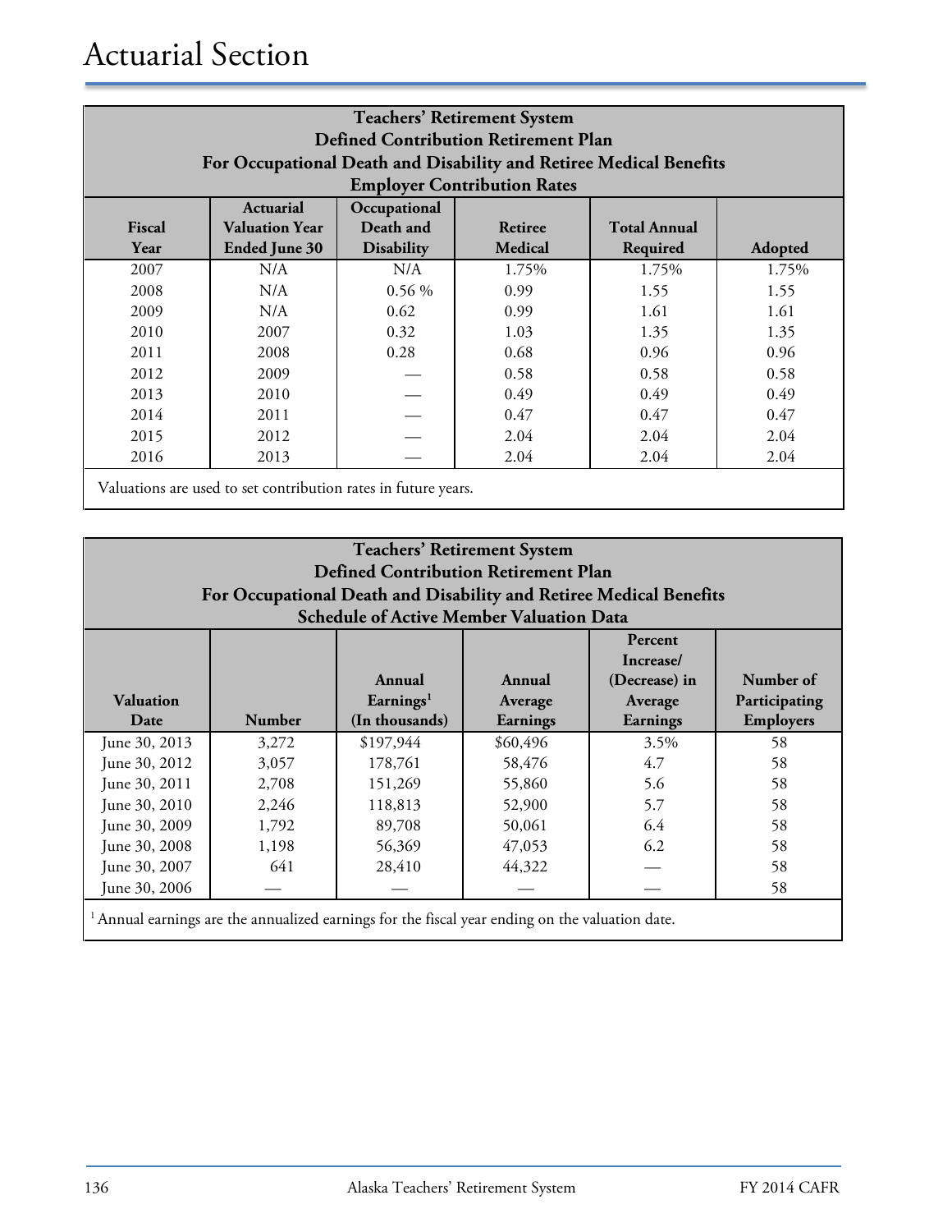# Actuarial Section

**Teachers' Retirement System**
**Defined Contribution Retirement Plan**
**For Occupational Death and Disability and Retiree Medical Benefits**
**Employer Contribution Rates**

| Fiscal Year | Actuarial Valuation Year Ended June 30 | Occupational Death and Disability | Retiree Medical | Total Annual Required | Adopted |
|---|---|---|---|---|---|
| 2007 | N/A | N/A | 1.75% | 1.75% | 1.75% |
| 2008 | N/A | 0.56 % | 0.99 | 1.55 | 1.55 |
| 2009 | N/A | 0.62 | 0.99 | 1.61 | 1.61 |
| 2010 | 2007 | 0.32 | 1.03 | 1.35 | 1.35 |
| 2011 | 2008 | 0.28 | 0.68 | 0.96 | 0.96 |
| 2012 | 2009 | — | 0.58 | 0.58 | 0.58 |
| 2013 | 2010 | — | 0.49 | 0.49 | 0.49 |
| 2014 | 2011 | — | 0.47 | 0.47 | 0.47 |
| 2015 | 2012 | — | 2.04 | 2.04 | 2.04 |
| 2016 | 2013 | — | 2.04 | 2.04 | 2.04 |

Valuations are used to set contribution rates in future years.

**Teachers' Retirement System**
**Defined Contribution Retirement Plan**
**For Occupational Death and Disability and Retiree Medical Benefits**
**Schedule of Active Member Valuation Data**

| Valuation Date | Number | Annual Earnings[1] (In thousands) | Annual Average Earnings | Percent Increase/ (Decrease) in Average Earnings | Number of Participating Employers |
|---|---|---|---|---|---|
| June 30, 2013 | 3,272 | $197,944 | $60,496 | 3.5% | 58 |
| June 30, 2012 | 3,057 | 178,761 | 58,476 | 4.7 | 58 |
| June 30, 2011 | 2,708 | 151,269 | 55,860 | 5.6 | 58 |
| June 30, 2010 | 2,246 | 118,813 | 52,900 | 5.7 | 58 |
| June 30, 2009 | 1,792 | 89,708 | 50,061 | 6.4 | 58 |
| June 30, 2008 | 1,198 | 56,369 | 47,053 | 6.2 | 58 |
| June 30, 2007 | 641 | 28,410 | 44,322 | — | 58 |
| June 30, 2006 | — | — | — | — | 58 |

[1] Annual earnings are the annualized earnings for the fiscal year ending on the valuation date.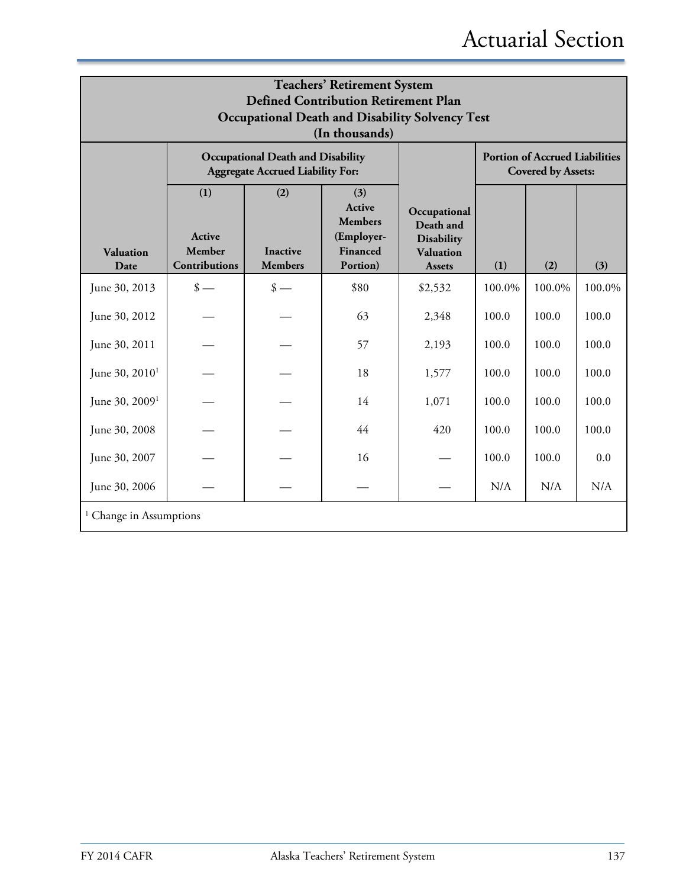# Actuarial Section

| Teachers' Retirement System<br>Defined Contribution Retirement Plan<br>Occupational Death and Disability Solvency Test<br>(In thousands) | | | | | | | |
|---|---|---|---|---|---|---|---|
| | Occupational Death and Disability Aggregate Accrued Liability For: | | | | Portion of Accrued Liabilities Covered by Assets: | | |
| Valuation Date | (1) Active Member Contributions | (2) Inactive Members | (3) Active Members (Employer-Financed Portion) | Occupational Death and Disability Valuation Assets | (1) | (2) | (3) |
| June 30, 2013 | $ — | $ — | $80 | $2,532 | 100.0% | 100.0% | 100.0% |
| June 30, 2012 | — | — | 63 | 2,348 | 100.0 | 100.0 | 100.0 |
| June 30, 2011 | — | — | 57 | 2,193 | 100.0 | 100.0 | 100.0 |
| June 30, 2010[1] | — | — | 18 | 1,577 | 100.0 | 100.0 | 100.0 |
| June 30, 2009[1] | — | — | 14 | 1,071 | 100.0 | 100.0 | 100.0 |
| June 30, 2008 | — | — | 44 | 420 | 100.0 | 100.0 | 100.0 |
| June 30, 2007 | — | — | 16 | — | 100.0 | 100.0 | 0.0 |
| June 30, 2006 | — | — | — | — | N/A | N/A | N/A |

[1] Change in Assumptions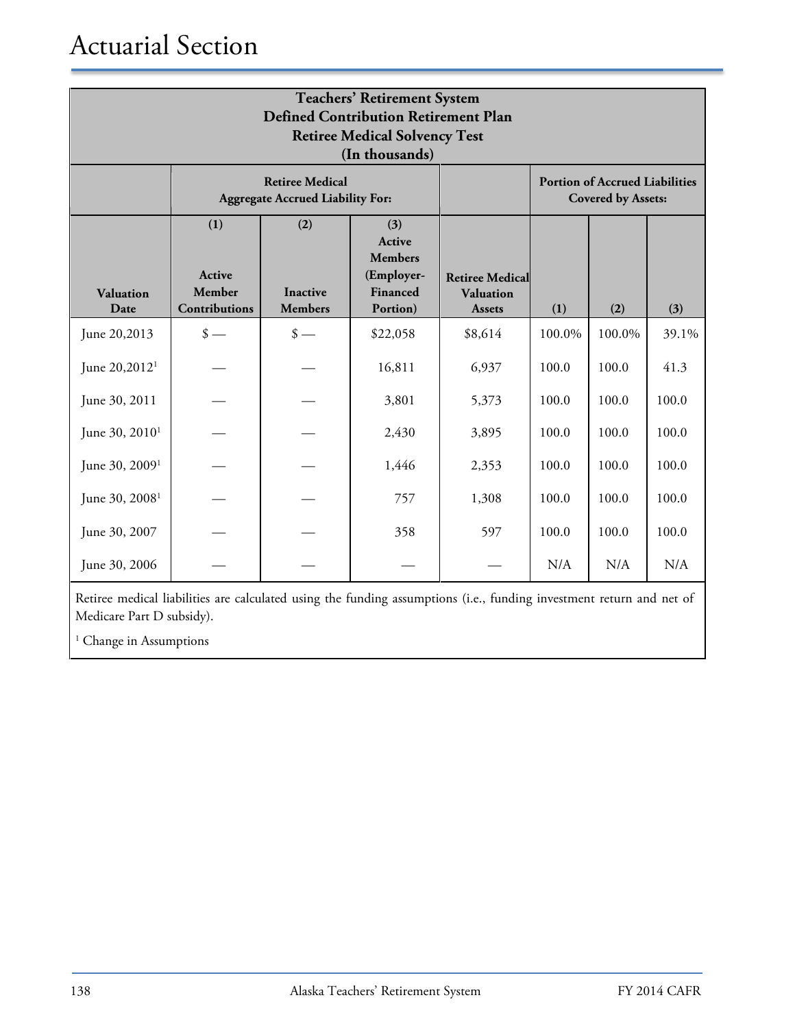# Actuarial Section

**Teachers' Retirement System**
**Defined Contribution Retirement Plan**
**Retiree Medical Solvency Test**
**(In thousands)**

| | Retiree Medical Aggregate Accrued Liability For: | | | | Portion of Accrued Liabilities Covered by Assets: | | |
|---|---|---|---|---|---|---|---|
| Valuation Date | (1) Active Member Contributions | (2) Inactive Members | (3) Active Members (Employer-Financed Portion) | Retiree Medical Valuation Assets | (1) | (2) | (3) |
| June 20,2013 | $ — | $ — | $22,058 | $8,614 | 100.0% | 100.0% | 39.1% |
| June 20,2012[1] | — | — | 16,811 | 6,937 | 100.0 | 100.0 | 41.3 |
| June 30, 2011 | — | — | 3,801 | 5,373 | 100.0 | 100.0 | 100.0 |
| June 30, 2010[1] | — | — | 2,430 | 3,895 | 100.0 | 100.0 | 100.0 |
| June 30, 2009[1] | — | — | 1,446 | 2,353 | 100.0 | 100.0 | 100.0 |
| June 30, 2008[1] | — | — | 757 | 1,308 | 100.0 | 100.0 | 100.0 |
| June 30, 2007 | — | — | 358 | 597 | 100.0 | 100.0 | 100.0 |
| June 30, 2006 | — | — | — | — | N/A | N/A | N/A |

Retiree medical liabilities are calculated using the funding assumptions (i.e., funding investment return and net of Medicare Part D subsidy).

[1] Change in Assumptions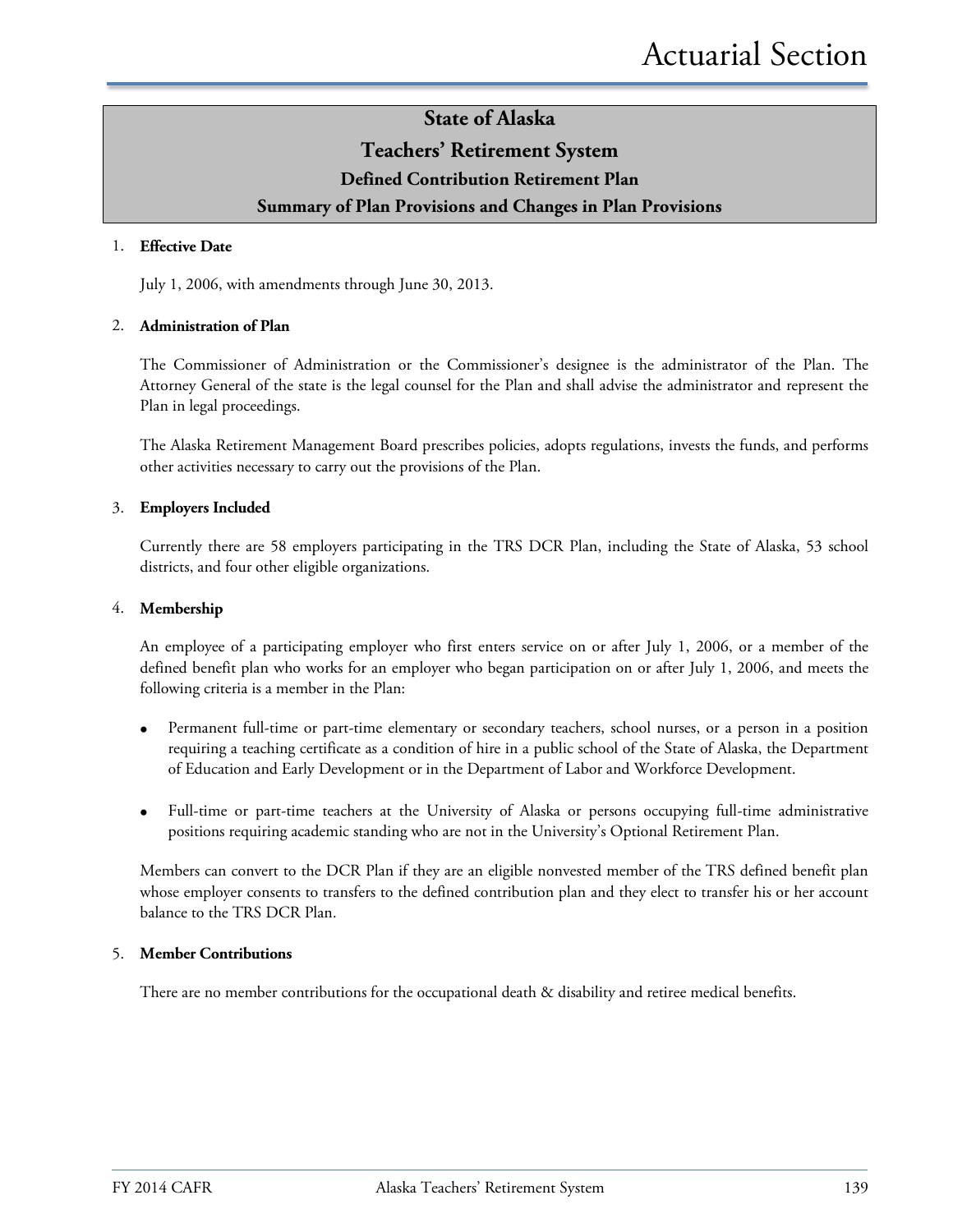# State of Alaska

## Teachers' Retirement System

### Defined Contribution Retirement Plan

### Summary of Plan Provisions and Changes in Plan Provisions

1. **Effective Date**

   July 1, 2006, with amendments through June 30, 2013.

2. **Administration of Plan**

   The Commissioner of Administration or the Commissioner's designee is the administrator of the Plan. The Attorney General of the state is the legal counsel for the Plan and shall advise the administrator and represent the Plan in legal proceedings.

   The Alaska Retirement Management Board prescribes policies, adopts regulations, invests the funds, and performs other activities necessary to carry out the provisions of the Plan.

3. **Employers Included**

   Currently there are 58 employers participating in the TRS DCR Plan, including the State of Alaska, 53 school districts, and four other eligible organizations.

4. **Membership**

   An employee of a participating employer who first enters service on or after July 1, 2006, or a member of the defined benefit plan who works for an employer who began participation on or after July 1, 2006, and meets the following criteria is a member in the Plan:

   - Permanent full-time or part-time elementary or secondary teachers, school nurses, or a person in a position requiring a teaching certificate as a condition of hire in a public school of the State of Alaska, the Department of Education and Early Development or in the Department of Labor and Workforce Development.

   - Full-time or part-time teachers at the University of Alaska or persons occupying full-time administrative positions requiring academic standing who are not in the University's Optional Retirement Plan.

   Members can convert to the DCR Plan if they are an eligible nonvested member of the TRS defined benefit plan whose employer consents to transfers to the defined contribution plan and they elect to transfer his or her account balance to the TRS DCR Plan.

5. **Member Contributions**

   There are no member contributions for the occupational death & disability and retiree medical benefits.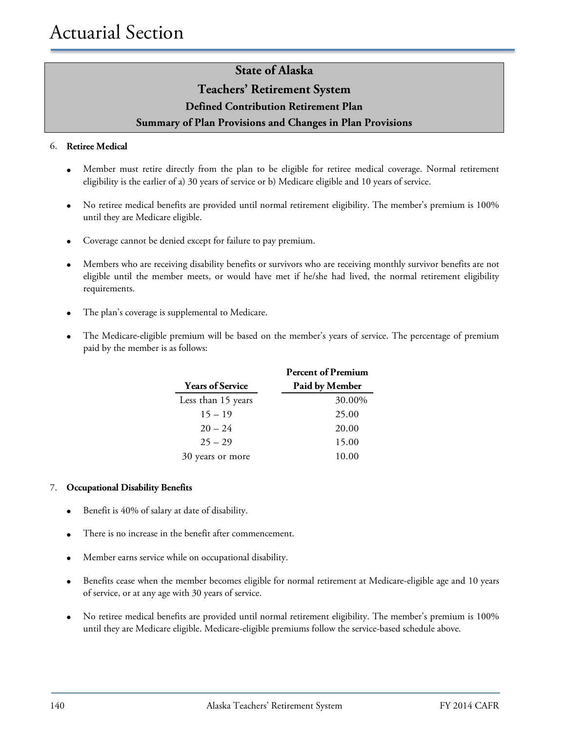# Actuarial Section

## State of Alaska
## Teachers' Retirement System
### Defined Contribution Retirement Plan
### Summary of Plan Provisions and Changes in Plan Provisions

6. **Retiree Medical**

- Member must retire directly from the plan to be eligible for retiree medical coverage. Normal retirement eligibility is the earlier of a) 30 years of service or b) Medicare eligible and 10 years of service.
- No retiree medical benefits are provided until normal retirement eligibility. The member's premium is 100% until they are Medicare eligible.
- Coverage cannot be denied except for failure to pay premium.
- Members who are receiving disability benefits or survivors who are receiving monthly survivor benefits are not eligible until the member meets, or would have met if he/she had lived, the normal retirement eligibility requirements.
- The plan's coverage is supplemental to Medicare.
- The Medicare-eligible premium will be based on the member's years of service. The percentage of premium paid by the member is as follows:

| Years of Service | Percent of Premium Paid by Member |
|---|---|
| Less than 15 years | 30.00% |
| 15 – 19 | 25.00 |
| 20 – 24 | 20.00 |
| 25 – 29 | 15.00 |
| 30 years or more | 10.00 |

7. **Occupational Disability Benefits**

- Benefit is 40% of salary at date of disability.
- There is no increase in the benefit after commencement.
- Member earns service while on occupational disability.
- Benefits cease when the member becomes eligible for normal retirement at Medicare-eligible age and 10 years of service, or at any age with 30 years of service.
- No retiree medical benefits are provided until normal retirement eligibility. The member's premium is 100% until they are Medicare eligible. Medicare-eligible premiums follow the service-based schedule above.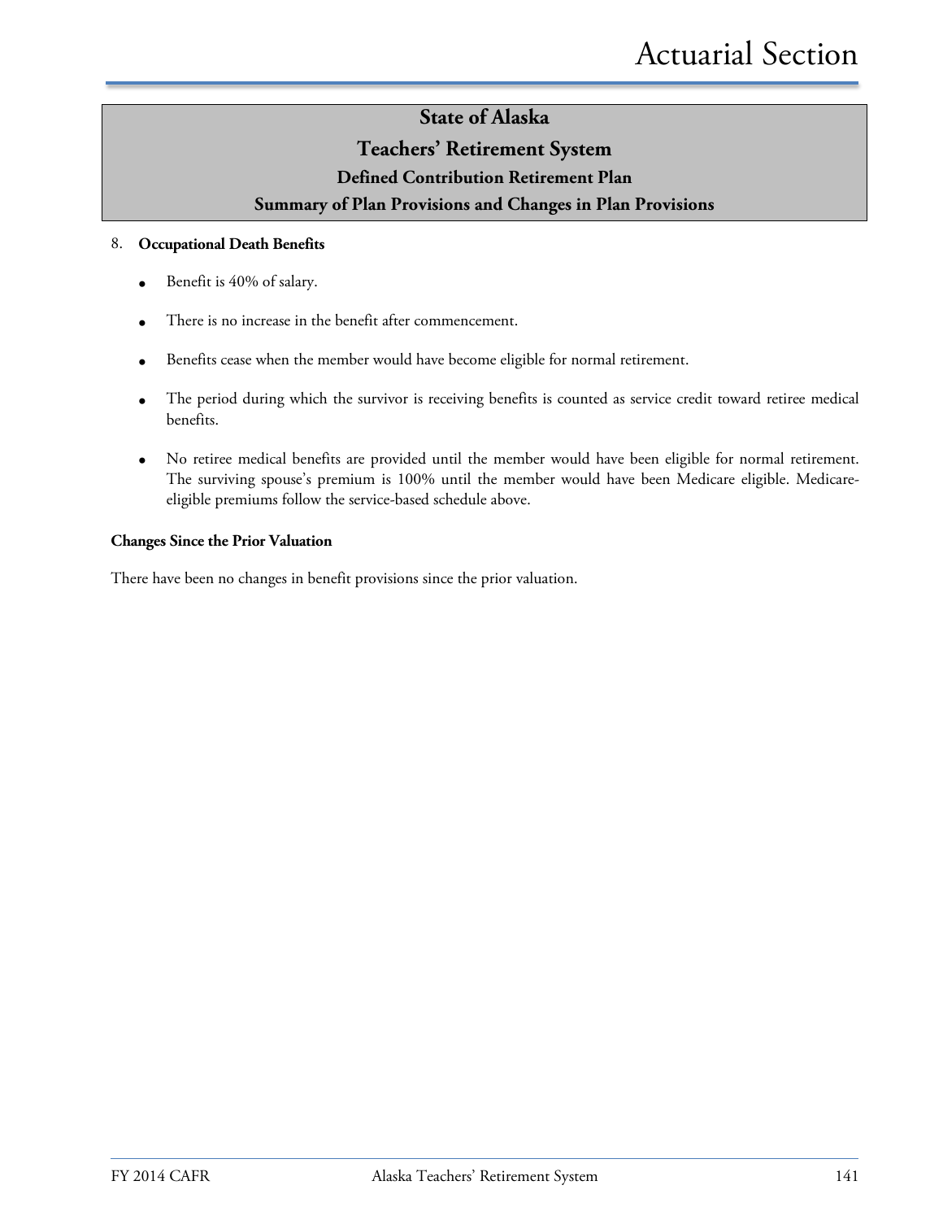## State of Alaska
## Teachers' Retirement System
### Defined Contribution Retirement Plan
### Summary of Plan Provisions and Changes in Plan Provisions

8. **Occupational Death Benefits**

- Benefit is 40% of salary.
- There is no increase in the benefit after commencement.
- Benefits cease when the member would have become eligible for normal retirement.
- The period during which the survivor is receiving benefits is counted as service credit toward retiree medical benefits.
- No retiree medical benefits are provided until the member would have been eligible for normal retirement. The surviving spouse's premium is 100% until the member would have been Medicare eligible. Medicare-eligible premiums follow the service-based schedule above.

**Changes Since the Prior Valuation**

There have been no changes in benefit provisions since the prior valuation.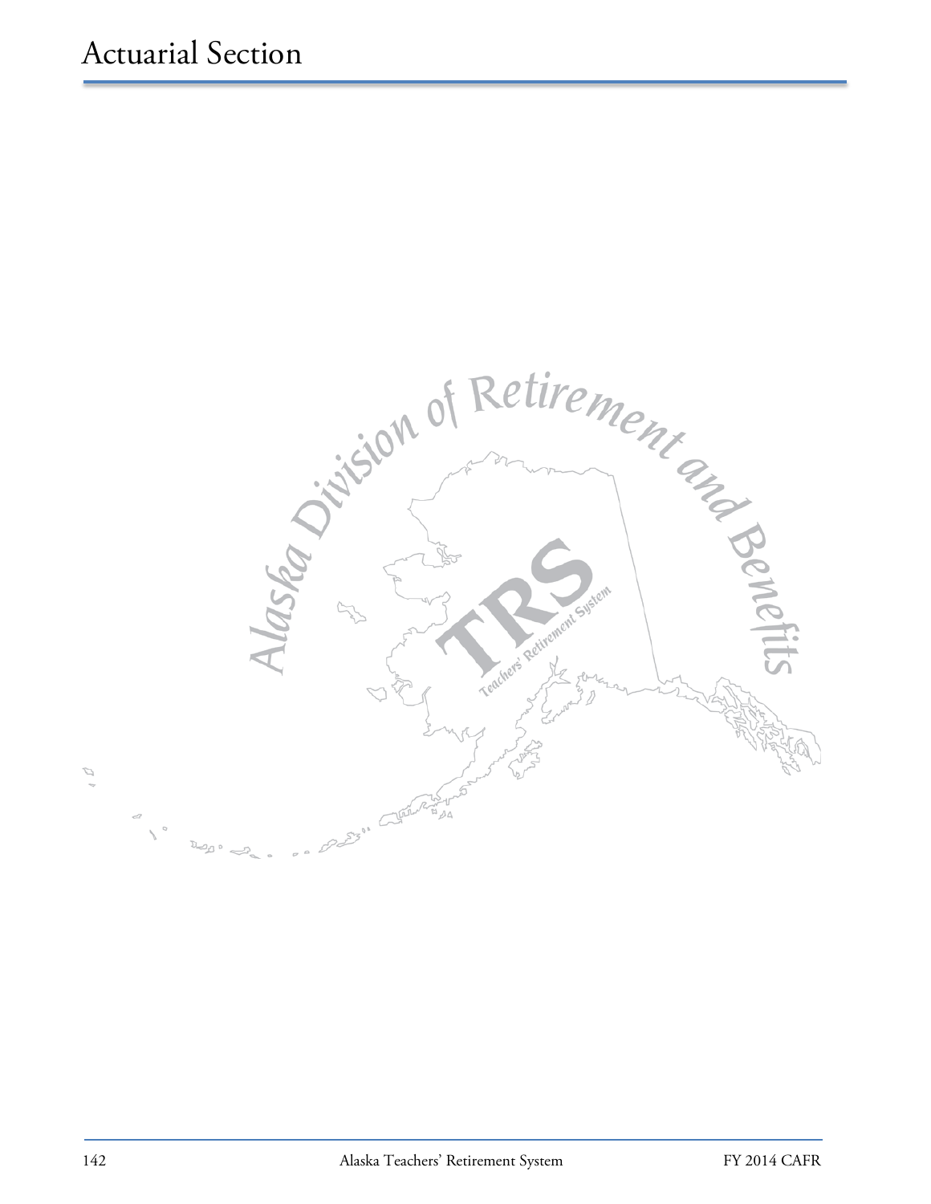# Actuarial Section

Alaska Division of Retirement and Benefits

TRS

Teachers' Retirement System